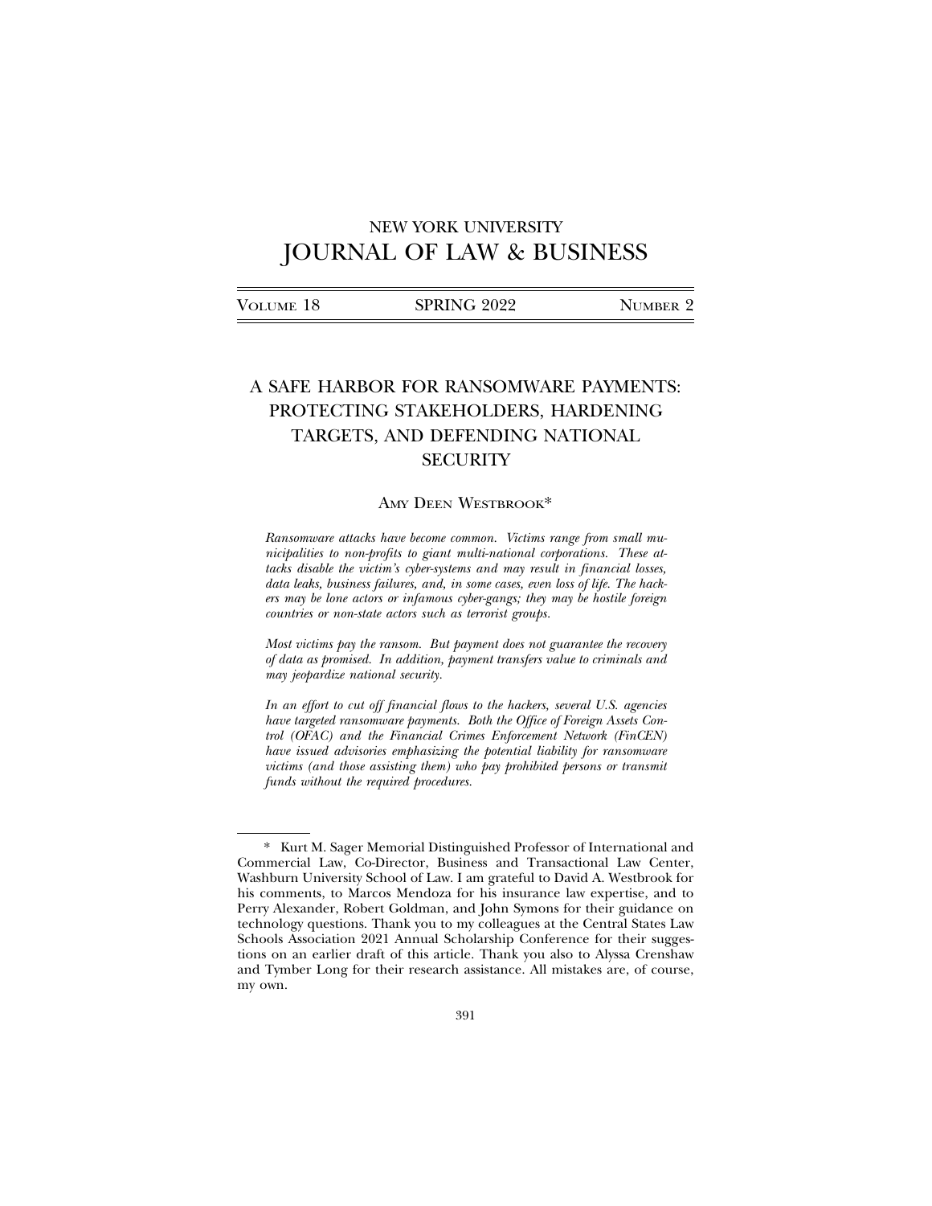NEW YORK UNIVERSITY

# JOURNAL OF LAW & BUSINESS

VOLUME 18 | SPRING 2022 | NUMBER 2

## A SAFE HARBOR FOR RANSOMWARE PAYMENTS: PROTECTING STAKEHOLDERS, HARDENING TARGETS, AND DEFENDING NATIONAL SECURITY

AMY DEEN WESTBROOK*

*Ransomware attacks have become common. Victims range from small municipalities to non-profits to giant multi-national corporations. These attacks disable the victim's cyber-systems and may result in financial losses, data leaks, business failures, and, in some cases, even loss of life. The hackers may be lone actors or infamous cyber-gangs; they may be hostile foreign countries or non-state actors such as terrorist groups.*

*Most victims pay the ransom. But payment does not guarantee the recovery of data as promised. In addition, payment transfers value to criminals and may jeopardize national security.*

*In an effort to cut off financial flows to the hackers, several U.S. agencies have targeted ransomware payments. Both the Office of Foreign Assets Control (OFAC) and the Financial Crimes Enforcement Network (FinCEN) have issued advisories emphasizing the potential liability for ransomware victims (and those assisting them) who pay prohibited persons or transmit funds without the required procedures.*

---

\* Kurt M. Sager Memorial Distinguished Professor of International and Commercial Law, Co-Director, Business and Transactional Law Center, Washburn University School of Law. I am grateful to David A. Westbrook for his comments, to Marcos Mendoza for his insurance law expertise, and to Perry Alexander, Robert Goldman, and John Symons for their guidance on technology questions. Thank you to my colleagues at the Central States Law Schools Association 2021 Annual Scholarship Conference for their suggestions on an earlier draft of this article. Thank you also to Alyssa Crenshaw and Tymber Long for their research assistance. All mistakes are, of course, my own.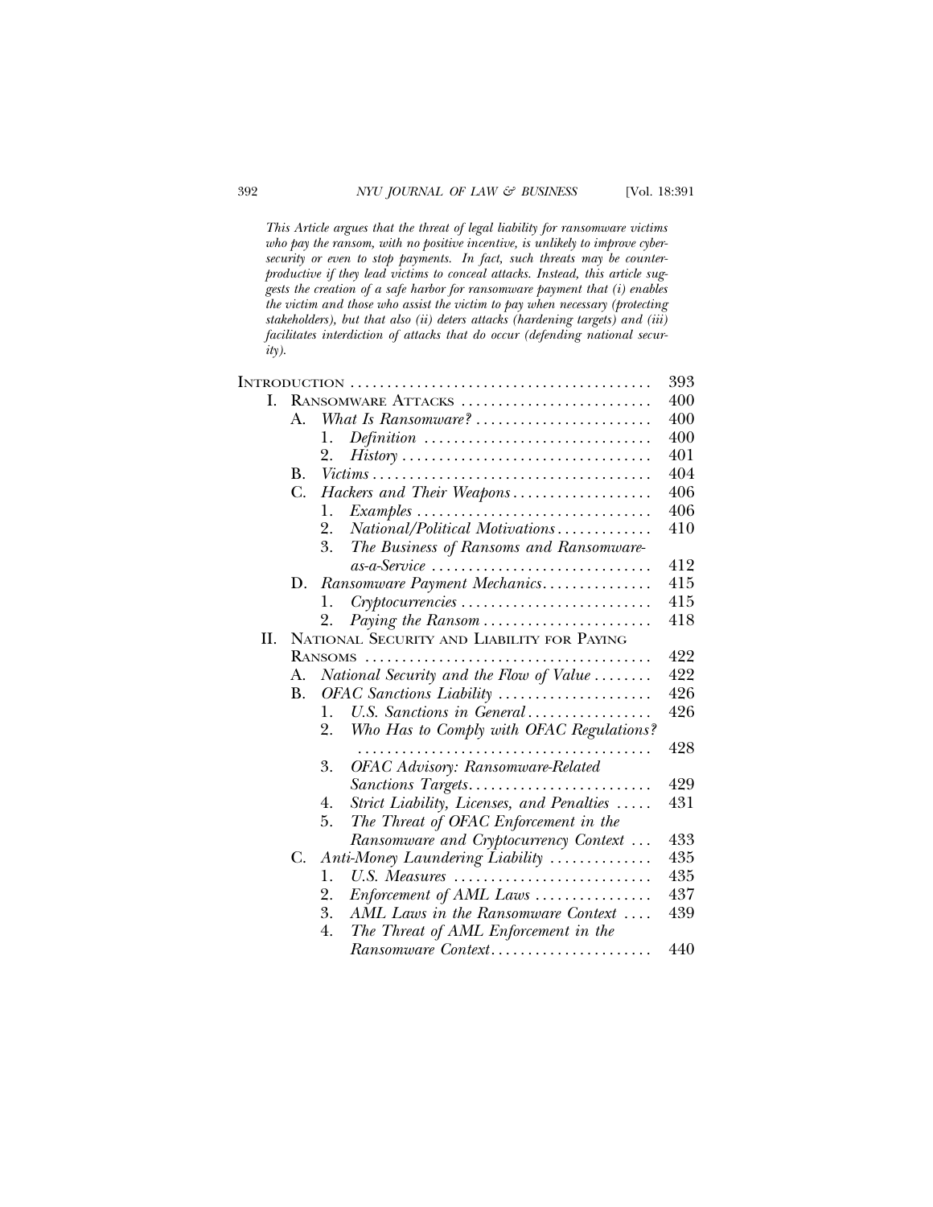*This Article argues that the threat of legal liability for ransomware victims who pay the ransom, with no positive incentive, is unlikely to improve cybersecurity or even to stop payments. In fact, such threats may be counterproductive if they lead victims to conceal attacks. Instead, this article suggests the creation of a safe harbor for ransomware payment that (i) enables the victim and those who assist the victim to pay when necessary (protecting stakeholders), but that also (ii) deters attacks (hardening targets) and (iii) facilitates interdiction of attacks that do occur (defending national security).*

| | Page |
|---|---|
| INTRODUCTION | 393 |
| I. RANSOMWARE ATTACKS | 400 |
| A. *What Is Ransomware?* | 400 |
| 1. *Definition* | 400 |
| 2. *History* | 401 |
| B. *Victims* | 404 |
| C. *Hackers and Their Weapons* | 406 |
| 1. *Examples* | 406 |
| 2. *National/Political Motivations* | 410 |
| 3. *The Business of Ransoms and Ransomware-as-a-Service* | 412 |
| D. *Ransomware Payment Mechanics* | 415 |
| 1. *Cryptocurrencies* | 415 |
| 2. *Paying the Ransom* | 418 |
| II. NATIONAL SECURITY AND LIABILITY FOR PAYING RANSOMS | 422 |
| A. *National Security and the Flow of Value* | 422 |
| B. *OFAC Sanctions Liability* | 426 |
| 1. *U.S. Sanctions in General* | 426 |
| 2. *Who Has to Comply with OFAC Regulations?* | 428 |
| 3. *OFAC Advisory: Ransomware-Related Sanctions Targets* | 429 |
| 4. *Strict Liability, Licenses, and Penalties* | 431 |
| 5. *The Threat of OFAC Enforcement in the Ransomware and Cryptocurrency Context* | 433 |
| C. *Anti-Money Laundering Liability* | 435 |
| 1. *U.S. Measures* | 435 |
| 2. *Enforcement of AML Laws* | 437 |
| 3. *AML Laws in the Ransomware Context* | 439 |
| 4. *The Threat of AML Enforcement in the Ransomware Context* | 440 |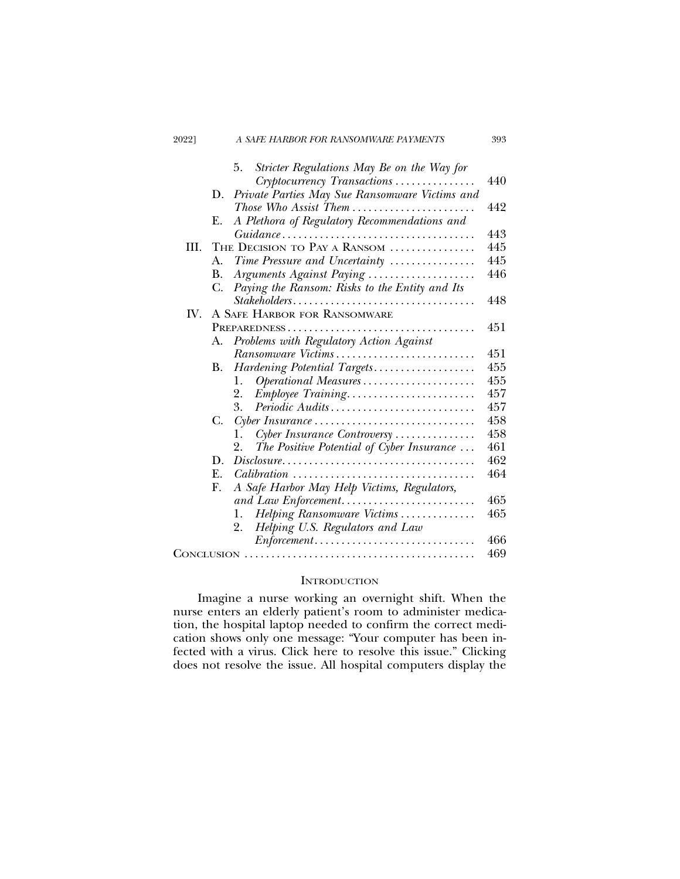5. *Stricter Regulations May Be on the Way for Cryptocurrency Transactions* . . . . . . . . . . . . . . . 440

D. *Private Parties May Sue Ransomware Victims and Those Who Assist Them* . . . . . . . . . . . . . . . . . . . . . . . 442

E. *A Plethora of Regulatory Recommendations and Guidance* . . . . . . . . . . . . . . . . . . . . . . . . . . . . . . . . . . . . 443

III. THE DECISION TO PAY A RANSOM . . . . . . . . . . . . . . . . 445

A. *Time Pressure and Uncertainty* . . . . . . . . . . . . . . . . 445

B. *Arguments Against Paying* . . . . . . . . . . . . . . . . . . . . 446

C. *Paying the Ransom: Risks to the Entity and Its Stakeholders* . . . . . . . . . . . . . . . . . . . . . . . . . . . . . . . . . . 448

IV. A SAFE HARBOR FOR RANSOMWARE PREPAREDNESS . . . . . . . . . . . . . . . . . . . . . . . . . . . . . . . . . . . 451

A. *Problems with Regulatory Action Against Ransomware Victims* . . . . . . . . . . . . . . . . . . . . . . . . . . 451

B. *Hardening Potential Targets* . . . . . . . . . . . . . . . . . . . 455

1. *Operational Measures* . . . . . . . . . . . . . . . . . . . . . 455
2. *Employee Training* . . . . . . . . . . . . . . . . . . . . . . . . 457
3. *Periodic Audits* . . . . . . . . . . . . . . . . . . . . . . . . . . . 457

C. *Cyber Insurance* . . . . . . . . . . . . . . . . . . . . . . . . . . . . . . 458

1. *Cyber Insurance Controversy* . . . . . . . . . . . . . . . 458
2. *The Positive Potential of Cyber Insurance* . . . 461

D. *Disclosure* . . . . . . . . . . . . . . . . . . . . . . . . . . . . . . . . . . . . 462

E. *Calibration* . . . . . . . . . . . . . . . . . . . . . . . . . . . . . . . . . . 464

F. *A Safe Harbor May Help Victims, Regulators, and Law Enforcement* . . . . . . . . . . . . . . . . . . . . . . . . . 465

1. *Helping Ransomware Victims* . . . . . . . . . . . . . . 465
2. *Helping U.S. Regulators and Law Enforcement* . . . . . . . . . . . . . . . . . . . . . . . . . . . . . . 466

CONCLUSION . . . . . . . . . . . . . . . . . . . . . . . . . . . . . . . . . . . . . . . . . . . 469

## INTRODUCTION

Imagine a nurse working an overnight shift. When the nurse enters an elderly patient's room to administer medication, the hospital laptop needed to confirm the correct medication shows only one message: "Your computer has been infected with a virus. Click here to resolve this issue." Clicking does not resolve the issue. All hospital computers display the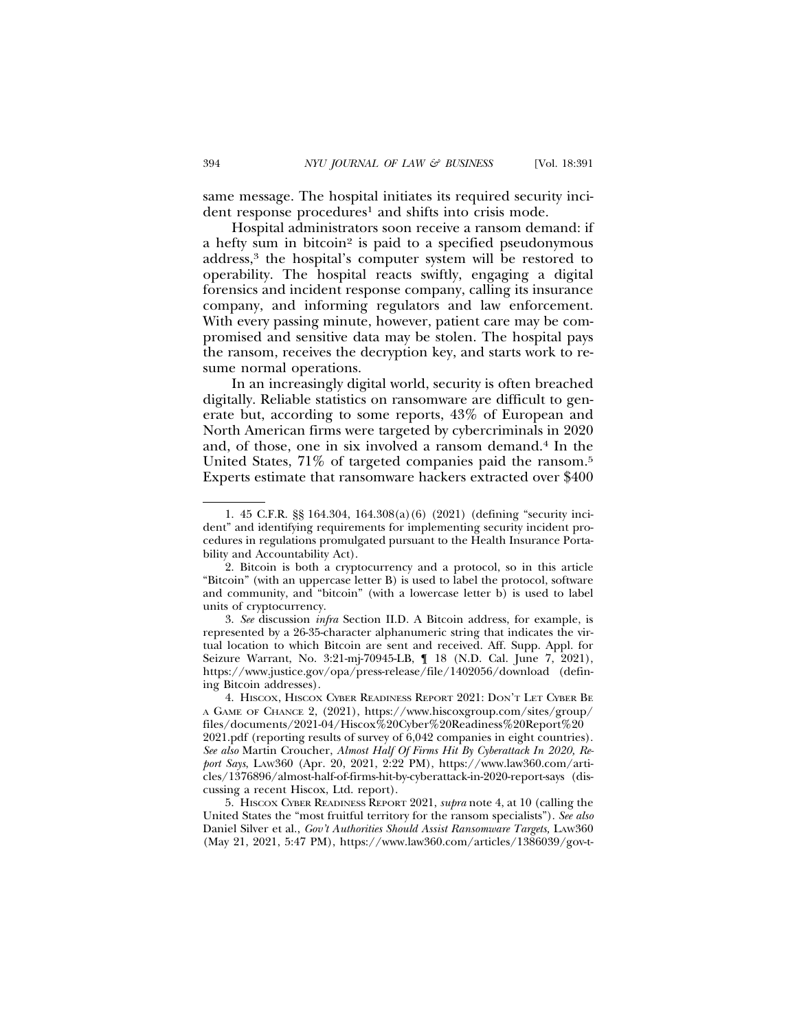same message. The hospital initiates its required security incident response procedures[1] and shifts into crisis mode.

Hospital administrators soon receive a ransom demand: if a hefty sum in bitcoin[2] is paid to a specified pseudonymous address,[3] the hospital's computer system will be restored to operability. The hospital reacts swiftly, engaging a digital forensics and incident response company, calling its insurance company, and informing regulators and law enforcement. With every passing minute, however, patient care may be compromised and sensitive data may be stolen. The hospital pays the ransom, receives the decryption key, and starts work to resume normal operations.

In an increasingly digital world, security is often breached digitally. Reliable statistics on ransomware are difficult to generate but, according to some reports, 43% of European and North American firms were targeted by cybercriminals in 2020 and, of those, one in six involved a ransom demand.[4] In the United States, 71% of targeted companies paid the ransom.[5] Experts estimate that ransomware hackers extracted over $400

---

1. 45 C.F.R. §§ 164.304, 164.308(a)(6) (2021) (defining "security incident" and identifying requirements for implementing security incident procedures in regulations promulgated pursuant to the Health Insurance Portability and Accountability Act).

2. Bitcoin is both a cryptocurrency and a protocol, so in this article "Bitcoin" (with an uppercase letter B) is used to label the protocol, software and community, and "bitcoin" (with a lowercase letter b) is used to label units of cryptocurrency.

3. *See* discussion *infra* Section II.D. A Bitcoin address, for example, is represented by a 26-35-character alphanumeric string that indicates the virtual location to which Bitcoin are sent and received. Aff. Supp. Appl. for Seizure Warrant, No. 3:21-mj-70945-LB, ¶ 18 (N.D. Cal. June 7, 2021), https://www.justice.gov/opa/press-release/file/1402056/download (defining Bitcoin addresses).

4. HISCOX, HISCOX CYBER READINESS REPORT 2021: DON'T LET CYBER BE A GAME OF CHANCE 2, (2021), https://www.hiscoxgroup.com/sites/group/files/documents/2021-04/Hiscox%20Cyber%20Readiness%20Report%202021.pdf (reporting results of survey of 6,042 companies in eight countries). *See also* Martin Croucher, *Almost Half Of Firms Hit By Cyberattack In 2020, Report Says*, LAW360 (Apr. 20, 2021, 2:22 PM), https://www.law360.com/articles/1376896/almost-half-of-firms-hit-by-cyberattack-in-2020-report-says (discussing a recent Hiscox, Ltd. report).

5. HISCOX CYBER READINESS REPORT 2021, *supra* note 4, at 10 (calling the United States the "most fruitful territory for the ransom specialists"). *See also* Daniel Silver et al., *Gov't Authorities Should Assist Ransomware Targets*, LAW360 (May 21, 2021, 5:47 PM), https://www.law360.com/articles/1386039/gov-t-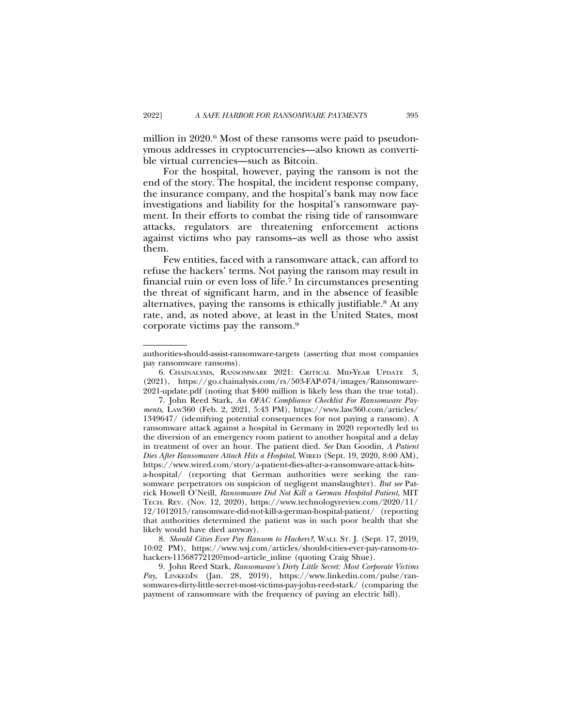million in 2020.[6] Most of these ransoms were paid to pseudonymous addresses in cryptocurrencies—also known as convertible virtual currencies—such as Bitcoin.

For the hospital, however, paying the ransom is not the end of the story. The hospital, the incident response company, the insurance company, and the hospital's bank may now face investigations and liability for the hospital's ransomware payment. In their efforts to combat the rising tide of ransomware attacks, regulators are threatening enforcement actions against victims who pay ransoms–as well as those who assist them.

Few entities, faced with a ransomware attack, can afford to refuse the hackers' terms. Not paying the ransom may result in financial ruin or even loss of life.[7] In circumstances presenting the threat of significant harm, and in the absence of feasible alternatives, paying the ransoms is ethically justifiable.[8] At any rate, and, as noted above, at least in the United States, most corporate victims pay the ransom.[9]

---

authorities-should-assist-ransomware-targets (asserting that most companies pay ransomware ransoms).

6. CHAINALYSIS, RANSOMWARE 2021: CRITICAL MID-YEAR UPDATE 3, (2021), https://go.chainalysis.com/rs/503-FAP-074/images/Ransomware-2021-update.pdf (noting that $400 million is likely less than the true total).

7. John Reed Stark, *An OFAC Compliance Checklist For Ransomware Payments*, LAW360 (Feb. 2, 2021, 5:43 PM), https://www.law360.com/articles/1349647/ (identifying potential consequences for not paying a ransom). A ransomware attack against a hospital in Germany in 2020 reportedly led to the diversion of an emergency room patient to another hospital and a delay in treatment of over an hour. The patient died. *See* Dan Goodin, *A Patient Dies After Ransomware Attack Hits a Hospital*, WIRED (Sept. 19, 2020, 8:00 AM), https://www.wired.com/story/a-patient-dies-after-a-ransomware-attack-hits-a-hospital/ (reporting that German authorities were seeking the ransomware perpetrators on suspicion of negligent manslaughter). *But see* Patrick Howell O'Neill, *Ransomware Did Not Kill a German Hospital Patient*, MIT TECH. REV. (Nov. 12, 2020), https://www.technologyreview.com/2020/11/12/1012015/ransomware-did-not-kill-a-german-hospital-patient/ (reporting that authorities determined the patient was in such poor health that she likely would have died anyway).

8. *Should Cities Ever Pay Ransom to Hackers?*, WALL ST. J. (Sept. 17, 2019, 10:02 PM), https://www.wsj.com/articles/should-cities-ever-pay-ransom-to-hackers-11568772120?mod=article_inline (quoting Craig Shue).

9. John Reed Stark, *Ransomware's Dirty Little Secret: Most Corporate Victims Pay*, LINKEDIN (Jan. 28, 2019), https://www.linkedin.com/pulse/ransomwares-dirty-little-secret-most-victims-pay-john-reed-stark/ (comparing the payment of ransomware with the frequency of paying an electric bill).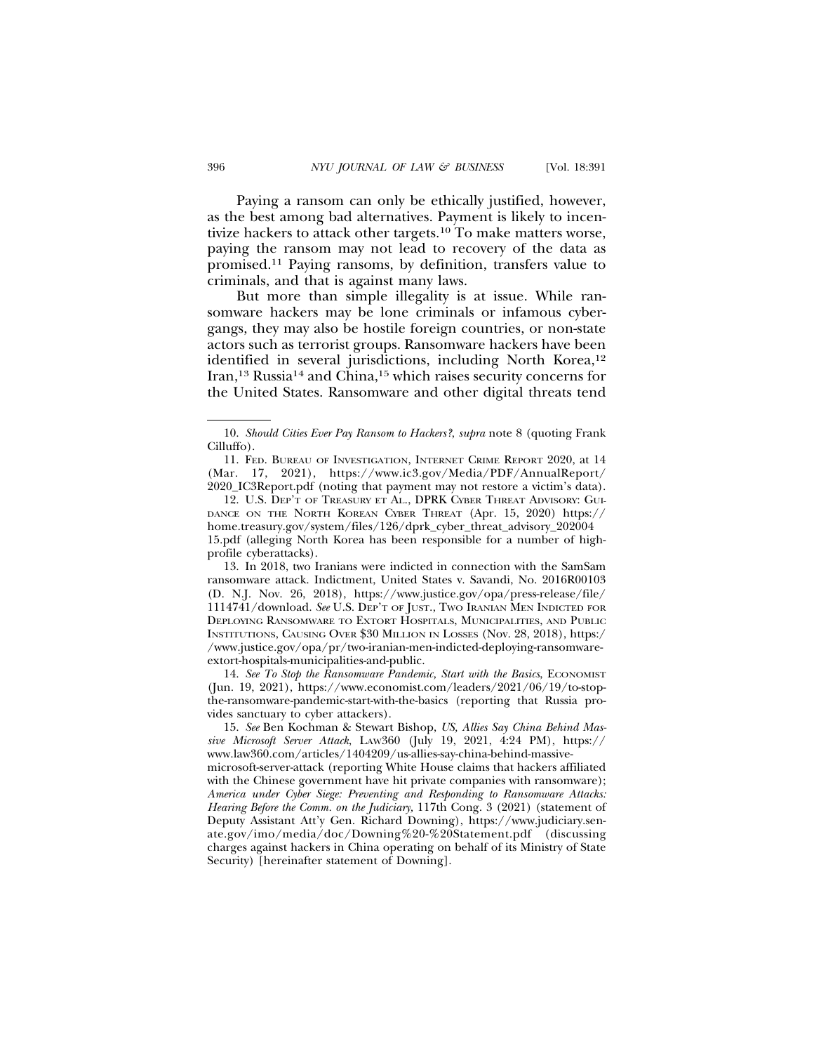Paying a ransom can only be ethically justified, however, as the best among bad alternatives. Payment is likely to incentivize hackers to attack other targets.[10] To make matters worse, paying the ransom may not lead to recovery of the data as promised.[11] Paying ransoms, by definition, transfers value to criminals, and that is against many laws.

But more than simple illegality is at issue. While ransomware hackers may be lone criminals or infamous cybergangs, they may also be hostile foreign countries, or non-state actors such as terrorist groups. Ransomware hackers have been identified in several jurisdictions, including North Korea,[12] Iran,[13] Russia[14] and China,[15] which raises security concerns for the United States. Ransomware and other digital threats tend

---

10. *Should Cities Ever Pay Ransom to Hackers?*, *supra* note 8 (quoting Frank Cilluffo).

11. FED. BUREAU OF INVESTIGATION, INTERNET CRIME REPORT 2020, at 14 (Mar. 17, 2021), https://www.ic3.gov/Media/PDF/AnnualReport/2020_IC3Report.pdf (noting that payment may not restore a victim's data).

12. U.S. DEP'T OF TREASURY ET AL., DPRK CYBER THREAT ADVISORY: GUIDANCE ON THE NORTH KOREAN CYBER THREAT (Apr. 15, 2020) https://home.treasury.gov/system/files/126/dprk_cyber_threat_advisory_20200415.pdf (alleging North Korea has been responsible for a number of high-profile cyberattacks).

13. In 2018, two Iranians were indicted in connection with the SamSam ransomware attack. Indictment, United States v. Savandi, No. 2016R00103 (D. N.J. Nov. 26, 2018), https://www.justice.gov/opa/press-release/file/1114741/download. *See* U.S. DEP'T OF JUST., TWO IRANIAN MEN INDICTED FOR DEPLOYING RANSOMWARE TO EXTORT HOSPITALS, MUNICIPALITIES, AND PUBLIC INSTITUTIONS, CAUSING OVER $30 MILLION IN LOSSES (Nov. 28, 2018), https://www.justice.gov/opa/pr/two-iranian-men-indicted-deploying-ransomware-extort-hospitals-municipalities-and-public.

14. *See To Stop the Ransomware Pandemic, Start with the Basics*, ECONOMIST (Jun. 19, 2021), https://www.economist.com/leaders/2021/06/19/to-stop-the-ransomware-pandemic-start-with-the-basics (reporting that Russia provides sanctuary to cyber attackers).

15. *See* Ben Kochman & Stewart Bishop, *US, Allies Say China Behind Massive Microsoft Server Attack*, LAW360 (July 19, 2021, 4:24 PM), https://www.law360.com/articles/1404209/us-allies-say-china-behind-massive-microsoft-server-attack (reporting White House claims that hackers affiliated with the Chinese government have hit private companies with ransomware); *America under Cyber Siege: Preventing and Responding to Ransomware Attacks: Hearing Before the Comm. on the Judiciary*, 117th Cong. 3 (2021) (statement of Deputy Assistant Att'y Gen. Richard Downing), https://www.judiciary.senate.gov/imo/media/doc/Downing%20-%20Statement.pdf (discussing charges against hackers in China operating on behalf of its Ministry of State Security) [hereinafter statement of Downing].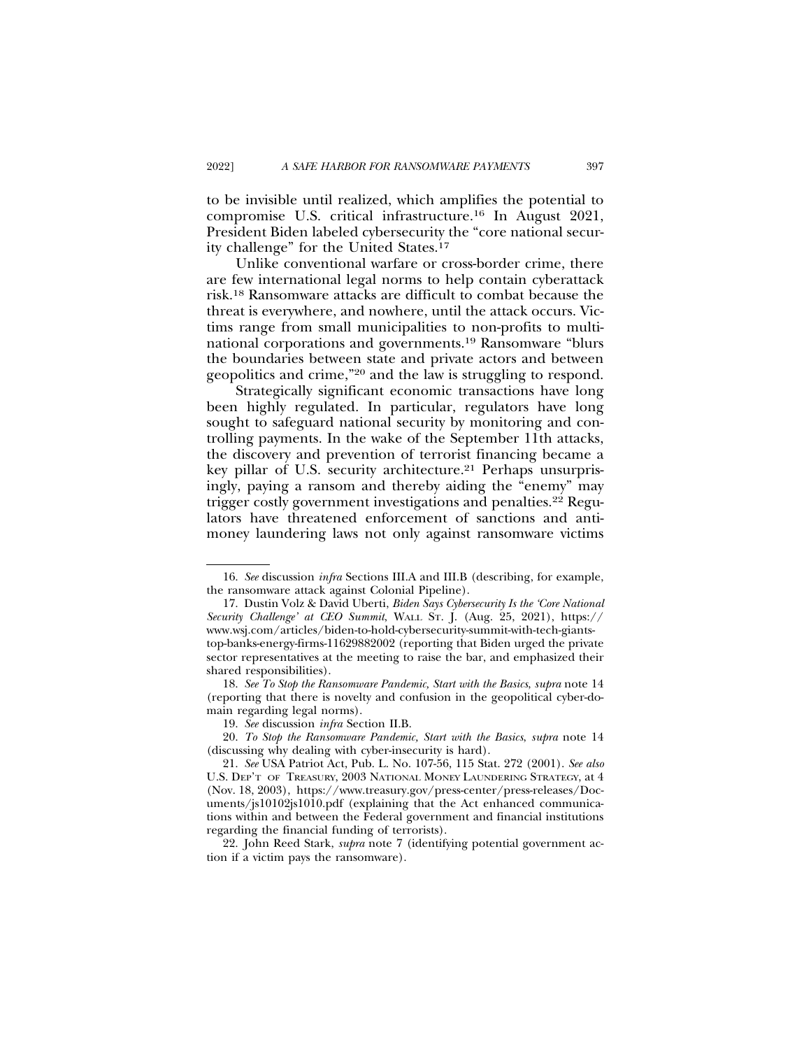to be invisible until realized, which amplifies the potential to compromise U.S. critical infrastructure.[16] In August 2021, President Biden labeled cybersecurity the "core national security challenge" for the United States.[17]

Unlike conventional warfare or cross-border crime, there are few international legal norms to help contain cyberattack risk.[18] Ransomware attacks are difficult to combat because the threat is everywhere, and nowhere, until the attack occurs. Victims range from small municipalities to non-profits to multinational corporations and governments.[19] Ransomware "blurs the boundaries between state and private actors and between geopolitics and crime,"[20] and the law is struggling to respond.

Strategically significant economic transactions have long been highly regulated. In particular, regulators have long sought to safeguard national security by monitoring and controlling payments. In the wake of the September 11th attacks, the discovery and prevention of terrorist financing became a key pillar of U.S. security architecture.[21] Perhaps unsurprisingly, paying a ransom and thereby aiding the "enemy" may trigger costly government investigations and penalties.[22] Regulators have threatened enforcement of sanctions and anti-money laundering laws not only against ransomware victims

---

16. *See* discussion *infra* Sections III.A and III.B (describing, for example, the ransomware attack against Colonial Pipeline).

17. Dustin Volz & David Uberti, *Biden Says Cybersecurity Is the 'Core National Security Challenge' at CEO Summit*, WALL ST. J. (Aug. 25, 2021), https://www.wsj.com/articles/biden-to-hold-cybersecurity-summit-with-tech-giants-top-banks-energy-firms-11629882002 (reporting that Biden urged the private sector representatives at the meeting to raise the bar, and emphasized their shared responsibilities).

18. *See To Stop the Ransomware Pandemic, Start with the Basics*, *supra* note 14 (reporting that there is novelty and confusion in the geopolitical cyber-domain regarding legal norms).

19. *See* discussion *infra* Section II.B.

20. *To Stop the Ransomware Pandemic, Start with the Basics*, *supra* note 14 (discussing why dealing with cyber-insecurity is hard).

21. *See* USA Patriot Act, Pub. L. No. 107-56, 115 Stat. 272 (2001). *See also* U.S. DEP'T OF TREASURY, 2003 NATIONAL MONEY LAUNDERING STRATEGY, at 4 (Nov. 18, 2003), https://www.treasury.gov/press-center/press-releases/Documents/js10102js1010.pdf (explaining that the Act enhanced communications within and between the Federal government and financial institutions regarding the financial funding of terrorists).

22. John Reed Stark, *supra* note 7 (identifying potential government action if a victim pays the ransomware).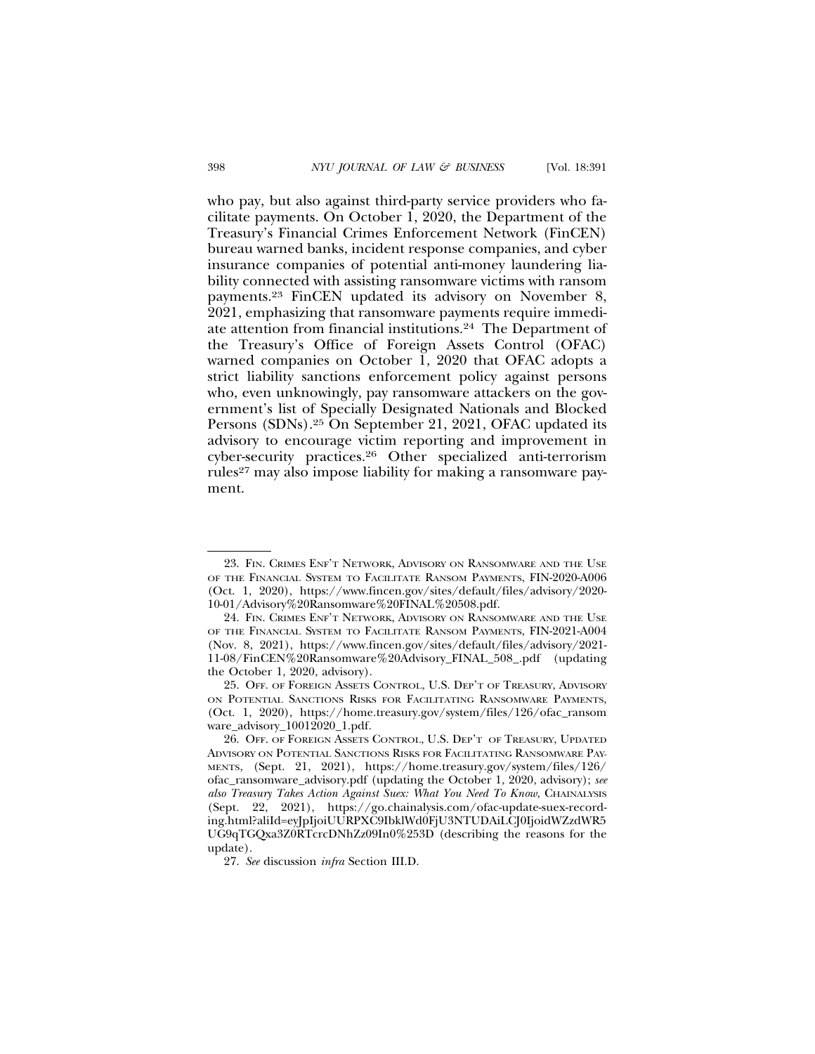who pay, but also against third-party service providers who facilitate payments. On October 1, 2020, the Department of the Treasury's Financial Crimes Enforcement Network (FinCEN) bureau warned banks, incident response companies, and cyber insurance companies of potential anti-money laundering liability connected with assisting ransomware victims with ransom payments.[23] FinCEN updated its advisory on November 8, 2021, emphasizing that ransomware payments require immediate attention from financial institutions.[24] The Department of the Treasury's Office of Foreign Assets Control (OFAC) warned companies on October 1, 2020 that OFAC adopts a strict liability sanctions enforcement policy against persons who, even unknowingly, pay ransomware attackers on the government's list of Specially Designated Nationals and Blocked Persons (SDNs).[25] On September 21, 2021, OFAC updated its advisory to encourage victim reporting and improvement in cyber-security practices.[26] Other specialized anti-terrorism rules[27] may also impose liability for making a ransomware payment.

---

23. FIN. CRIMES ENF'T NETWORK, ADVISORY ON RANSOMWARE AND THE USE OF THE FINANCIAL SYSTEM TO FACILITATE RANSOM PAYMENTS, FIN-2020-A006 (Oct. 1, 2020), https://www.fincen.gov/sites/default/files/advisory/2020-10-01/Advisory%20Ransomware%20FINAL%20508.pdf.

24. FIN. CRIMES ENF'T NETWORK, ADVISORY ON RANSOMWARE AND THE USE OF THE FINANCIAL SYSTEM TO FACILITATE RANSOM PAYMENTS, FIN-2021-A004 (Nov. 8, 2021), https://www.fincen.gov/sites/default/files/advisory/2021-11-08/FinCEN%20Ransomware%20Advisory_FINAL_508_.pdf (updating the October 1, 2020, advisory).

25. OFF. OF FOREIGN ASSETS CONTROL, U.S. DEP'T OF TREASURY, ADVISORY ON POTENTIAL SANCTIONS RISKS FOR FACILITATING RANSOMWARE PAYMENTS, (Oct. 1, 2020), https://home.treasury.gov/system/files/126/ofac_ransomware_advisory_10012020_1.pdf.

26. OFF. OF FOREIGN ASSETS CONTROL, U.S. DEP'T OF TREASURY, UPDATED ADVISORY ON POTENTIAL SANCTIONS RISKS FOR FACILITATING RANSOMWARE PAYMENTS, (Sept. 21, 2021), https://home.treasury.gov/system/files/126/ofac_ransomware_advisory.pdf (updating the October 1, 2020, advisory); *see also Treasury Takes Action Against Suex: What You Need To Know*, CHAINALYSIS (Sept. 22, 2021), https://go.chainalysis.com/ofac-update-suex-recording.html?aliId=eyJpIjoiUURPXC9IbklWd0FjU3NTUDAiLCJ0IjoidWZzdWR5UG9qTGQxa3Z0RTcrcDNhZz09In0%253D (describing the reasons for the update).

27. *See* discussion *infra* Section III.D.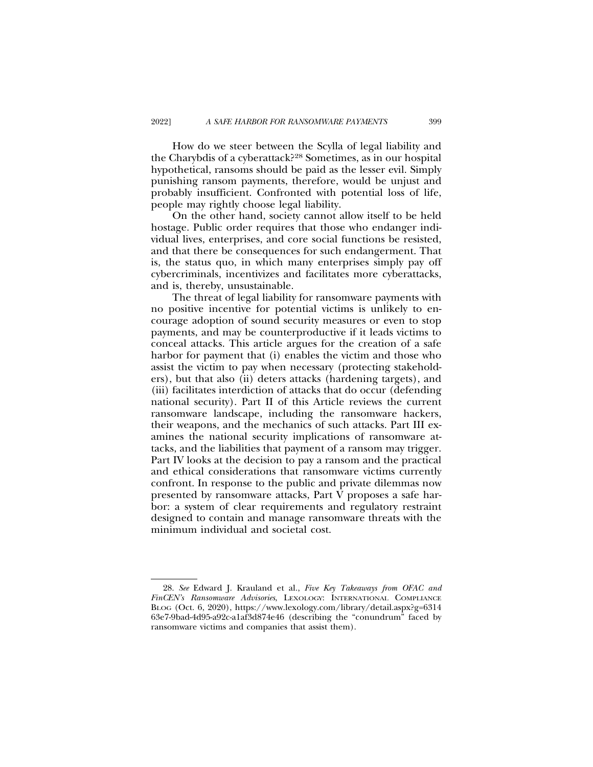How do we steer between the Scylla of legal liability and the Charybdis of a cyberattack?[28] Sometimes, as in our hospital hypothetical, ransoms should be paid as the lesser evil. Simply punishing ransom payments, therefore, would be unjust and probably insufficient. Confronted with potential loss of life, people may rightly choose legal liability.

On the other hand, society cannot allow itself to be held hostage. Public order requires that those who endanger individual lives, enterprises, and core social functions be resisted, and that there be consequences for such endangerment. That is, the status quo, in which many enterprises simply pay off cybercriminals, incentivizes and facilitates more cyberattacks, and is, thereby, unsustainable.

The threat of legal liability for ransomware payments with no positive incentive for potential victims is unlikely to encourage adoption of sound security measures or even to stop payments, and may be counterproductive if it leads victims to conceal attacks. This article argues for the creation of a safe harbor for payment that (i) enables the victim and those who assist the victim to pay when necessary (protecting stakeholders), but that also (ii) deters attacks (hardening targets), and (iii) facilitates interdiction of attacks that do occur (defending national security). Part II of this Article reviews the current ransomware landscape, including the ransomware hackers, their weapons, and the mechanics of such attacks. Part III examines the national security implications of ransomware attacks, and the liabilities that payment of a ransom may trigger. Part IV looks at the decision to pay a ransom and the practical and ethical considerations that ransomware victims currently confront. In response to the public and private dilemmas now presented by ransomware attacks, Part V proposes a safe harbor: a system of clear requirements and regulatory restraint designed to contain and manage ransomware threats with the minimum individual and societal cost.

---

28. *See* Edward J. Krauland et al., *Five Key Takeaways from OFAC and FinCEN's Ransomware Advisories*, LEXOLOGY: INTERNATIONAL COMPLIANCE BLOG (Oct. 6, 2020), https://www.lexology.com/library/detail.aspx?g=631463e7-9bad-4d95-a92c-a1af3d874e46 (describing the "conundrum" faced by ransomware victims and companies that assist them).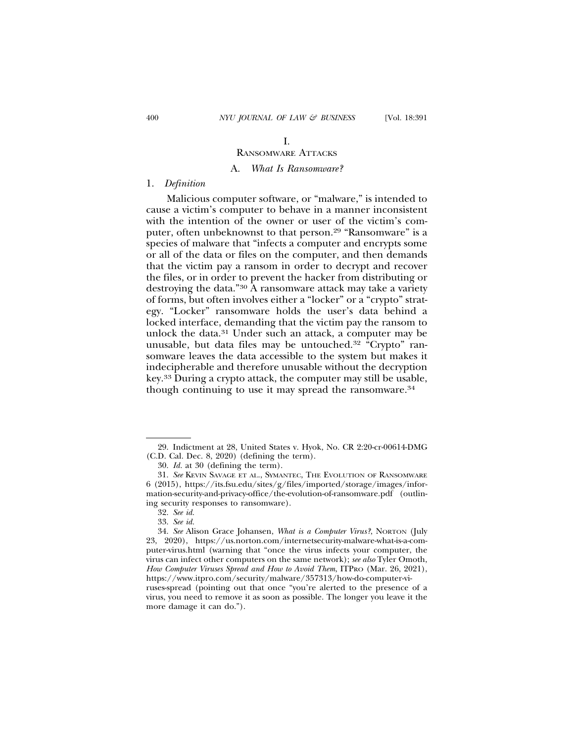# I.

# RANSOMWARE ATTACKS

## A. *What Is Ransomware?*

### 1. *Definition*

Malicious computer software, or "malware," is intended to cause a victim's computer to behave in a manner inconsistent with the intention of the owner or user of the victim's computer, often unbeknownst to that person.[29] "Ransomware" is a species of malware that "infects a computer and encrypts some or all of the data or files on the computer, and then demands that the victim pay a ransom in order to decrypt and recover the files, or in order to prevent the hacker from distributing or destroying the data."[30] A ransomware attack may take a variety of forms, but often involves either a "locker" or a "crypto" strategy. "Locker" ransomware holds the user's data behind a locked interface, demanding that the victim pay the ransom to unlock the data.[31] Under such an attack, a computer may be unusable, but data files may be untouched.[32] "Crypto" ransomware leaves the data accessible to the system but makes it indecipherable and therefore unusable without the decryption key.[33] During a crypto attack, the computer may still be usable, though continuing to use it may spread the ransomware.[34]

---

29. Indictment at 28, United States v. Hyok, No. CR 2:20-cr-00614-DMG (C.D. Cal. Dec. 8, 2020) (defining the term).

30. *Id.* at 30 (defining the term).

31. *See* KEVIN SAVAGE ET AL., SYMANTEC, THE EVOLUTION OF RANSOMWARE 6 (2015), https://its.fsu.edu/sites/g/files/imported/storage/images/information-security-and-privacy-office/the-evolution-of-ransomware.pdf (outlining security responses to ransomware).

32. *See id.*

33. *See id.*

34. *See* Alison Grace Johansen, *What is a Computer Virus?*, NORTON (July 23, 2020), https://us.norton.com/internetsecurity-malware-what-is-a-computer-virus.html (warning that "once the virus infects your computer, the virus can infect other computers on the same network); *see also* Tyler Omoth, *How Computer Viruses Spread and How to Avoid Them*, ITPRO (Mar. 26, 2021), https://www.itpro.com/security/malware/357313/how-do-computer-viruses-spread (pointing out that once "you're alerted to the presence of a virus, you need to remove it as soon as possible. The longer you leave it the more damage it can do.").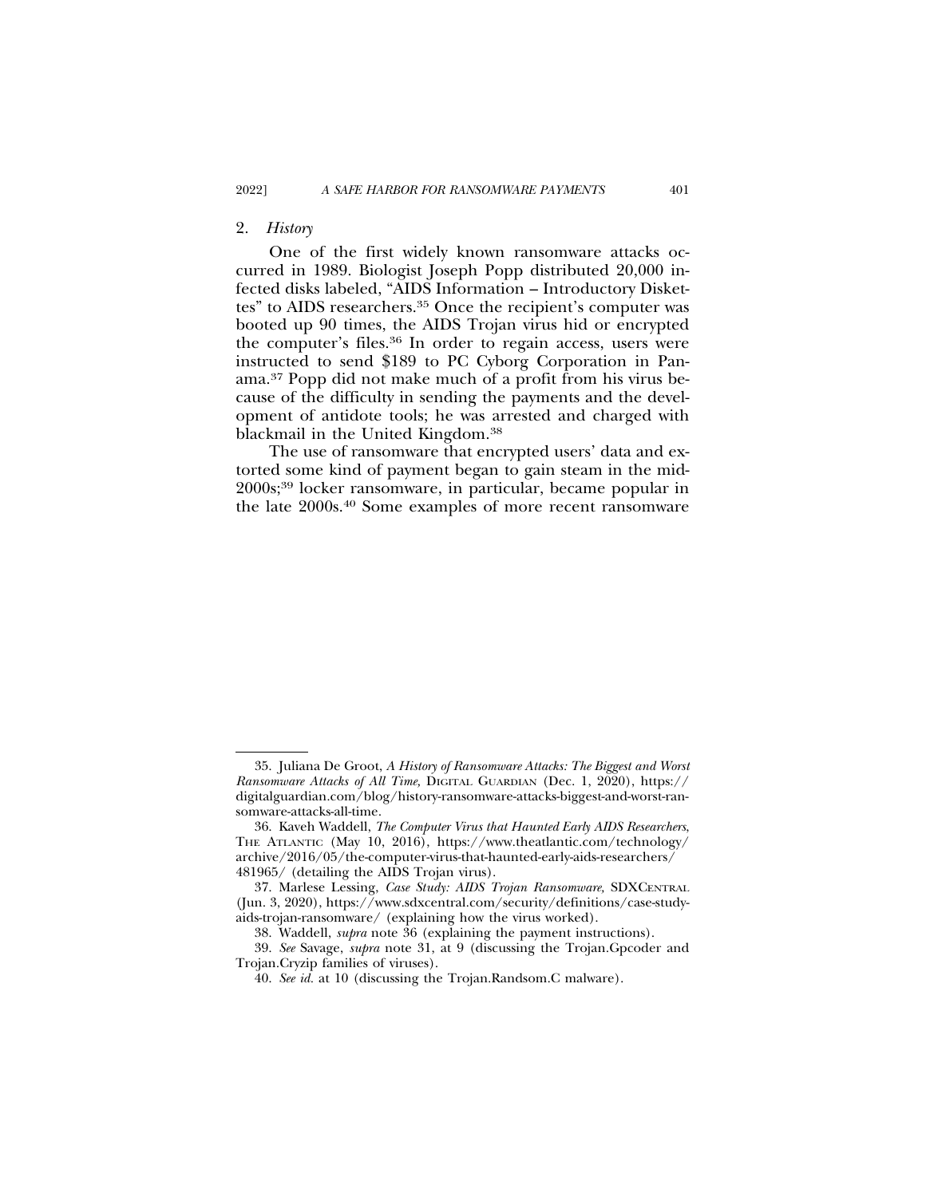### 2. *History*

One of the first widely known ransomware attacks occurred in 1989. Biologist Joseph Popp distributed 20,000 infected disks labeled, "AIDS Information – Introductory Diskettes" to AIDS researchers.[35] Once the recipient's computer was booted up 90 times, the AIDS Trojan virus hid or encrypted the computer's files.[36] In order to regain access, users were instructed to send $189 to PC Cyborg Corporation in Panama.[37] Popp did not make much of a profit from his virus because of the difficulty in sending the payments and the development of antidote tools; he was arrested and charged with blackmail in the United Kingdom.[38]

The use of ransomware that encrypted users' data and extorted some kind of payment began to gain steam in the mid-2000s;[39] locker ransomware, in particular, became popular in the late 2000s.[40] Some examples of more recent ransomware

---

35. Juliana De Groot, *A History of Ransomware Attacks: The Biggest and Worst Ransomware Attacks of All Time,* DIGITAL GUARDIAN (Dec. 1, 2020), https://digitalguardian.com/blog/history-ransomware-attacks-biggest-and-worst-ransomware-attacks-all-time.

36. Kaveh Waddell, *The Computer Virus that Haunted Early AIDS Researchers,* THE ATLANTIC (May 10, 2016), https://www.theatlantic.com/technology/archive/2016/05/the-computer-virus-that-haunted-early-aids-researchers/481965/ (detailing the AIDS Trojan virus).

37. Marlese Lessing, *Case Study: AIDS Trojan Ransomware,* SDXCENTRAL (Jun. 3, 2020), https://www.sdxcentral.com/security/definitions/case-study-aids-trojan-ransomware/ (explaining how the virus worked).

38. Waddell, *supra* note 36 (explaining the payment instructions).

39. *See* Savage, *supra* note 31, at 9 (discussing the Trojan.Gpcoder and Trojan.Cryzip families of viruses).

40. *See id.* at 10 (discussing the Trojan.Randsom.C malware).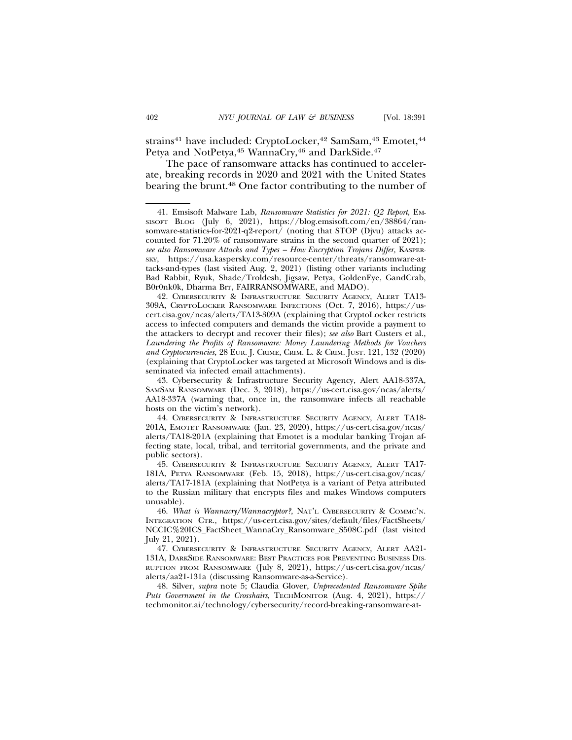strains[41] have included: CryptoLocker,[42] SamSam,[43] Emotet,[44] Petya and NotPetya,[45] WannaCry,[46] and DarkSide.[47]

The pace of ransomware attacks has continued to accelerate, breaking records in 2020 and 2021 with the United States bearing the brunt.[48] One factor contributing to the number of

---

41. Emsisoft Malware Lab, *Ransomware Statistics for 2021: Q2 Report*, EMSISOFT BLOG (July 6, 2021), https://blog.emsisoft.com/en/38864/ransomware-statistics-for-2021-q2-report/ (noting that STOP (Djvu) attacks accounted for 71.20% of ransomware strains in the second quarter of 2021); *see also Ransomware Attacks and Types – How Encryption Trojans Differ*, KASPERSKY, https://usa.kaspersky.com/resource-center/threats/ransomware-attacks-and-types (last visited Aug. 2, 2021) (listing other variants including Bad Rabbit, Ryuk, Shade/Troldesh, Jigsaw, Petya, GoldenEye, GandCrab, B0r0nk0k, Dharma BIT, FAIRRANSOMWARE, and MADO).

42. CYBERSECURITY & INFRASTRUCTURE SECURITY AGENCY, ALERT TA13-309A, CRYPTOLOCKER RANSOMWARE INFECTIONS (Oct. 7, 2016), https://us-cert.cisa.gov/ncas/alerts/TA13-309A (explaining that CryptoLocker restricts access to infected computers and demands the victim provide a payment to the attackers to decrypt and recover their files); *see also* Bart Custers et al., *Laundering the Profits of Ransomware: Money Laundering Methods for Vouchers and Cryptocurrencies*, 28 EUR. J. CRIME, CRIM. L. & CRIM. JUST. 121, 132 (2020) (explaining that CryptoLocker was targeted at Microsoft Windows and is disseminated via infected email attachments).

43. Cybersecurity & Infrastructure Security Agency, Alert AA18-337A, SAMSAM RANSOMWARE (Dec. 3, 2018), https://us-cert.cisa.gov/ncas/alerts/AA18-337A (warning that, once in, the ransomware infects all reachable hosts on the victim's network).

44. CYBERSECURITY & INFRASTRUCTURE SECURITY AGENCY, ALERT TA18-201A, EMOTET RANSOMWARE (Jan. 23, 2020), https://us-cert.cisa.gov/ncas/alerts/TA18-201A (explaining that Emotet is a modular banking Trojan affecting state, local, tribal, and territorial governments, and the private and public sectors).

45. CYBERSECURITY & INFRASTRUCTURE SECURITY AGENCY, ALERT TA17-181A, PETYA RANSOMWARE (Feb. 15, 2018), https://us-cert.cisa.gov/ncas/alerts/TA17-181A (explaining that NotPetya is a variant of Petya attributed to the Russian military that encrypts files and makes Windows computers unusable).

46. *What is Wannacry/Wannacryptor?*, NAT'L CYBERSECURITY & COMMC'N. INTEGRATION CTR., https://us-cert.cisa.gov/sites/default/files/FactSheets/NCCIC%20ICS_FactSheet_WannaCry_Ransomware_S508C.pdf (last visited July 21, 2021).

47. CYBERSECURITY & INFRASTRUCTURE SECURITY AGENCY, ALERT AA21-131A, DARKSIDE RANSOMWARE: BEST PRACTICES FOR PREVENTING BUSINESS DISRUPTION FROM RANSOMWARE (July 8, 2021), https://us-cert.cisa.gov/ncas/alerts/aa21-131a (discussing Ransomware-as-a-Service).

48. Silver, *supra* note 5; Claudia Glover, *Unprecedented Ransomware Spike Puts Government in the Crosshairs*, TECHMONITOR (Aug. 4, 2021), https://techmonitor.ai/technology/cybersecurity/record-breaking-ransomware-at-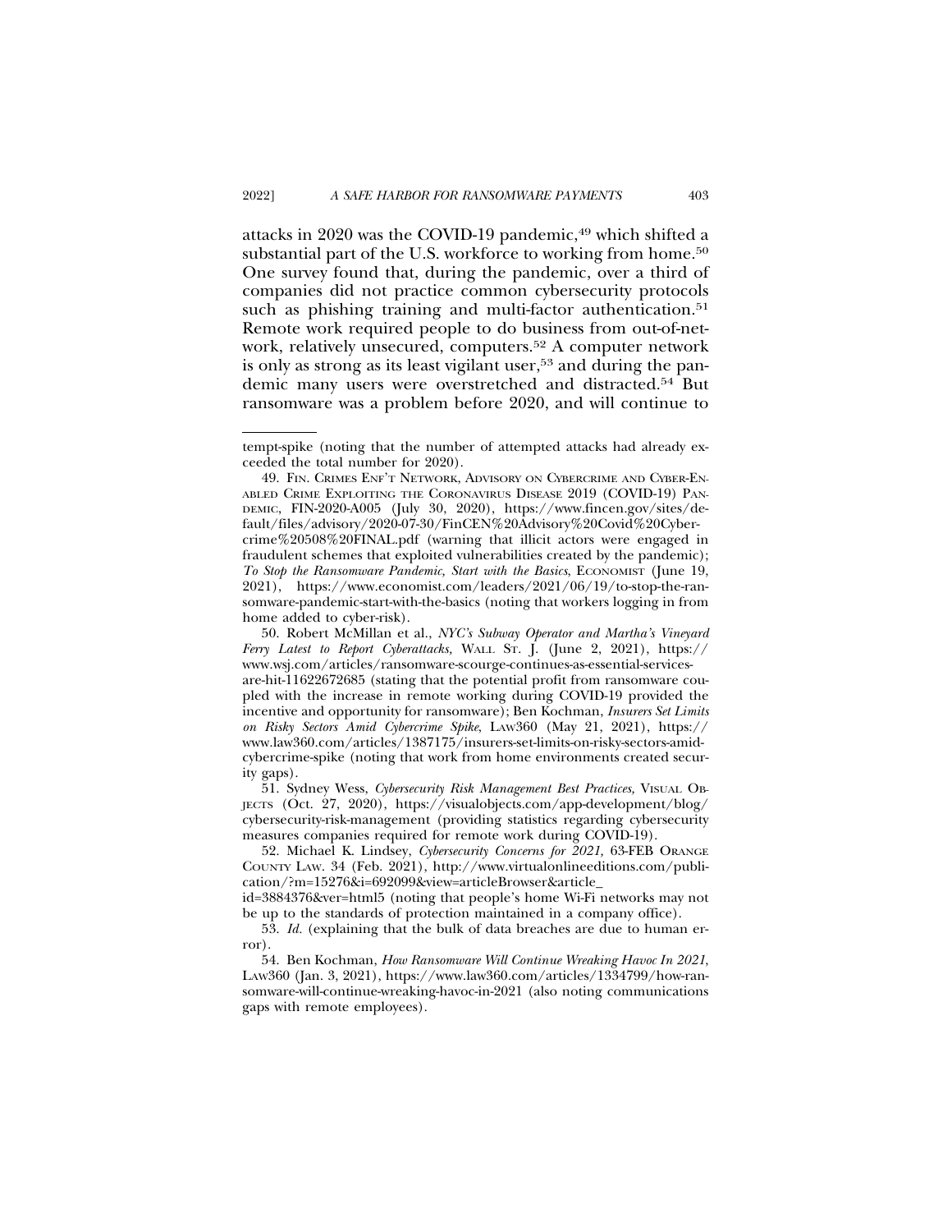attacks in 2020 was the COVID-19 pandemic,[49] which shifted a substantial part of the U.S. workforce to working from home.[50] One survey found that, during the pandemic, over a third of companies did not practice common cybersecurity protocols such as phishing training and multi-factor authentication.[51] Remote work required people to do business from out-of-network, relatively unsecured, computers.[52] A computer network is only as strong as its least vigilant user,[53] and during the pandemic many users were overstretched and distracted.[54] But ransomware was a problem before 2020, and will continue to

---

tempt-spike (noting that the number of attempted attacks had already exceeded the total number for 2020).

49. FIN. CRIMES ENF'T NETWORK, ADVISORY ON CYBERCRIME AND CYBER-ENABLED CRIME EXPLOITING THE CORONAVIRUS DISEASE 2019 (COVID-19) PANDEMIC, FIN-2020-A005 (July 30, 2020), https://www.fincen.gov/sites/default/files/advisory/2020-07-30/FinCEN%20Advisory%20Covid%20Cybercrime%20508%20FINAL.pdf (warning that illicit actors were engaged in fraudulent schemes that exploited vulnerabilities created by the pandemic); *To Stop the Ransomware Pandemic, Start with the Basics*, ECONOMIST (June 19, 2021), https://www.economist.com/leaders/2021/06/19/to-stop-the-ransomware-pandemic-start-with-the-basics (noting that workers logging in from home added to cyber-risk).

50. Robert McMillan et al., *NYC's Subway Operator and Martha's Vineyard Ferry Latest to Report Cyberattacks,* WALL ST. J. (June 2, 2021), https://www.wsj.com/articles/ransomware-scourge-continues-as-essential-services-are-hit-11622672685 (stating that the potential profit from ransomware coupled with the increase in remote working during COVID-19 provided the incentive and opportunity for ransomware); Ben Kochman, *Insurers Set Limits on Risky Sectors Amid Cybercrime Spike*, LAW360 (May 21, 2021), https://www.law360.com/articles/1387175/insurers-set-limits-on-risky-sectors-amid-cybercrime-spike (noting that work from home environments created security gaps).

51. Sydney Wess, *Cybersecurity Risk Management Best Practices,* VISUAL OBJECTS (Oct. 27, 2020), https://visualobjects.com/app-development/blog/cybersecurity-risk-management (providing statistics regarding cybersecurity measures companies required for remote work during COVID-19).

52. Michael K. Lindsey, *Cybersecurity Concerns for 2021,* 63-FEB ORANGE COUNTY LAW. 34 (Feb. 2021), http://www.virtualonlineeditions.com/publication/?m=15276&i=692099&view=articleBrowser&article_id=3884376&ver=html5 (noting that people's home Wi-Fi networks may not be up to the standards of protection maintained in a company office).

53. *Id.* (explaining that the bulk of data breaches are due to human error).

54. Ben Kochman, *How Ransomware Will Continue Wreaking Havoc In 2021*, LAW360 (Jan. 3, 2021), https://www.law360.com/articles/1334799/how-ransomware-will-continue-wreaking-havoc-in-2021 (also noting communications gaps with remote employees).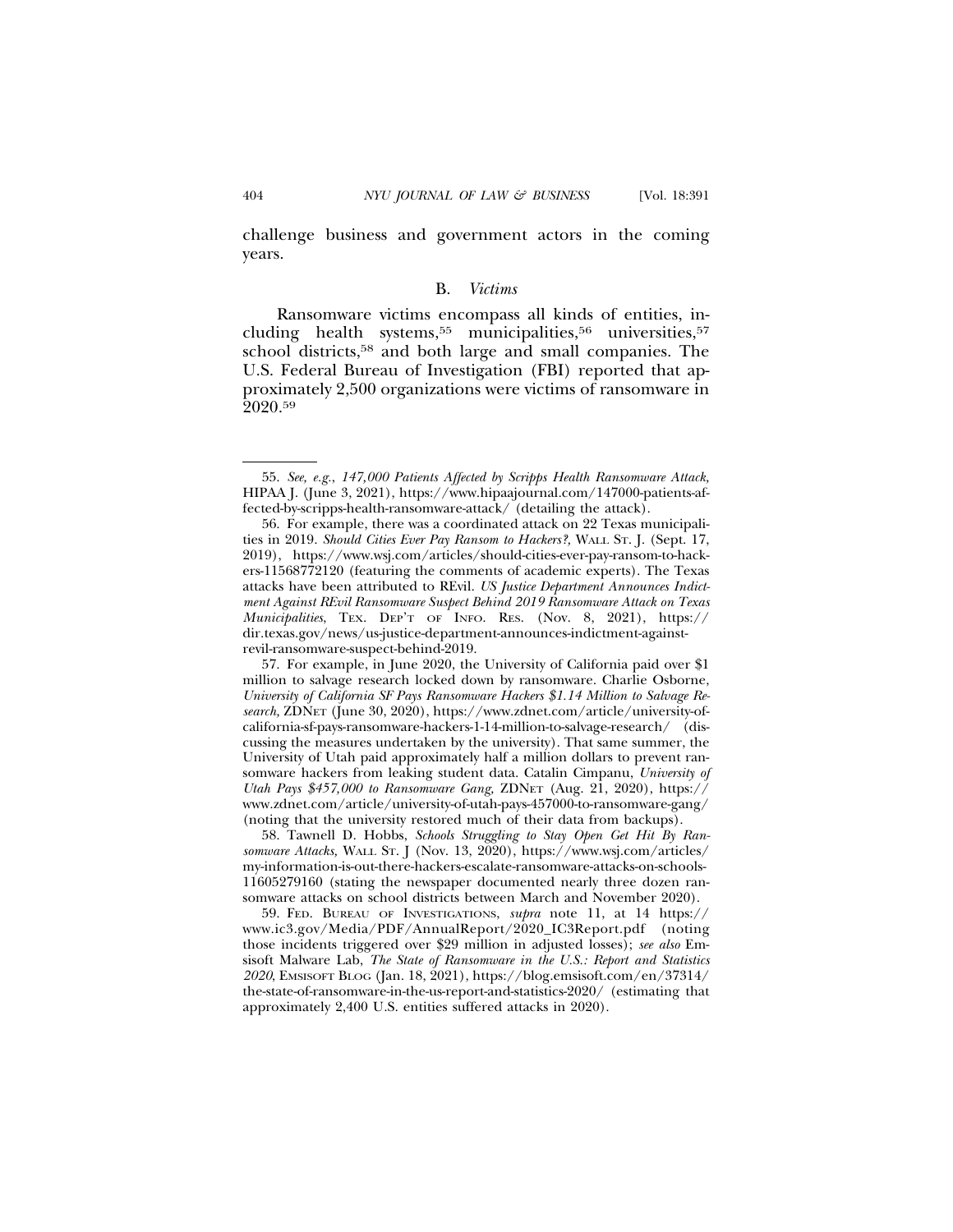challenge business and government actors in the coming years.

### B. *Victims*

Ransomware victims encompass all kinds of entities, including health systems,[55] municipalities,[56] universities,[57] school districts,[58] and both large and small companies. The U.S. Federal Bureau of Investigation (FBI) reported that approximately 2,500 organizations were victims of ransomware in 2020.[59]

---

55. *See, e.g.*, *147,000 Patients Affected by Scripps Health Ransomware Attack*, HIPAA J. (June 3, 2021), https://www.hipaajournal.com/147000-patients-affected-by-scripps-health-ransomware-attack/ (detailing the attack).

56. For example, there was a coordinated attack on 22 Texas municipalities in 2019. *Should Cities Ever Pay Ransom to Hackers?*, WALL ST. J. (Sept. 17, 2019), https://www.wsj.com/articles/should-cities-ever-pay-ransom-to-hackers-11568772120 (featuring the comments of academic experts). The Texas attacks have been attributed to REvil. *US Justice Department Announces Indictment Against REvil Ransomware Suspect Behind 2019 Ransomware Attack on Texas Municipalities*, TEX. DEP'T OF INFO. RES. (Nov. 8, 2021), https://dir.texas.gov/news/us-justice-department-announces-indictment-against-revil-ransomware-suspect-behind-2019.

57. For example, in June 2020, the University of California paid over $1 million to salvage research locked down by ransomware. Charlie Osborne, *University of California SF Pays Ransomware Hackers $1.14 Million to Salvage Research*, ZDNET (June 30, 2020), https://www.zdnet.com/article/university-of-california-sf-pays-ransomware-hackers-1-14-million-to-salvage-research/ (discussing the measures undertaken by the university). That same summer, the University of Utah paid approximately half a million dollars to prevent ransomware hackers from leaking student data. Catalin Cimpanu, *University of Utah Pays $457,000 to Ransomware Gang*, ZDNET (Aug. 21, 2020), https://www.zdnet.com/article/university-of-utah-pays-457000-to-ransomware-gang/ (noting that the university restored much of their data from backups).

58. Tawnell D. Hobbs, *Schools Struggling to Stay Open Get Hit By Ransomware Attacks,* WALL ST. J (Nov. 13, 2020), https://www.wsj.com/articles/my-information-is-out-there-hackers-escalate-ransomware-attacks-on-schools-11605279160 (stating the newspaper documented nearly three dozen ransomware attacks on school districts between March and November 2020).

59. FED. BUREAU OF INVESTIGATIONS, *supra* note 11, at 14 https://www.ic3.gov/Media/PDF/AnnualReport/2020_IC3Report.pdf (noting those incidents triggered over $29 million in adjusted losses); *see also* Emsisoft Malware Lab, *The State of Ransomware in the U.S.: Report and Statistics 2020*, EMSISOFT BLOG (Jan. 18, 2021), https://blog.emsisoft.com/en/37314/the-state-of-ransomware-in-the-us-report-and-statistics-2020/ (estimating that approximately 2,400 U.S. entities suffered attacks in 2020).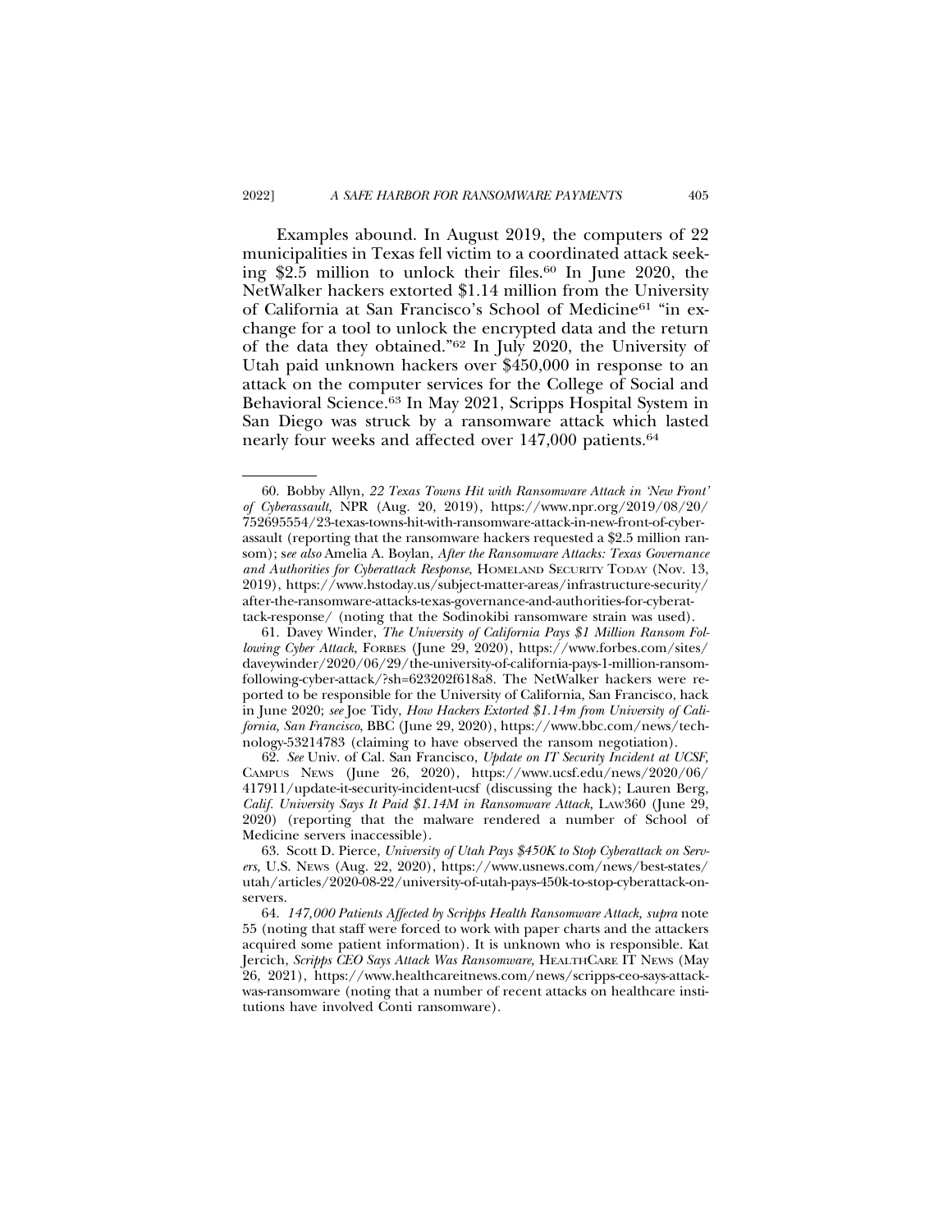Examples abound. In August 2019, the computers of 22 municipalities in Texas fell victim to a coordinated attack seeking $2.5 million to unlock their files.[60] In June 2020, the NetWalker hackers extorted $1.14 million from the University of California at San Francisco's School of Medicine[61] "in exchange for a tool to unlock the encrypted data and the return of the data they obtained."[62] In July 2020, the University of Utah paid unknown hackers over $450,000 in response to an attack on the computer services for the College of Social and Behavioral Science.[63] In May 2021, Scripps Hospital System in San Diego was struck by a ransomware attack which lasted nearly four weeks and affected over 147,000 patients.[64]

---

60. Bobby Allyn, *22 Texas Towns Hit with Ransomware Attack in 'New Front' of Cyberassault,* NPR (Aug. 20, 2019), https://www.npr.org/2019/08/20/752695554/23-texas-towns-hit-with-ransomware-attack-in-new-front-of-cyber-assault (reporting that the ransomware hackers requested a $2.5 million ransom); *see also* Amelia A. Boylan, *After the Ransomware Attacks: Texas Governance and Authorities for Cyberattack Response*, HOMELAND SECURITY TODAY (Nov. 13, 2019), https://www.hstoday.us/subject-matter-areas/infrastructure-security/after-the-ransomware-attacks-texas-governance-and-authorities-for-cyberattack-response/ (noting that the Sodinokibi ransomware strain was used).

61. Davey Winder, *The University of California Pays $1 Million Ransom Following Cyber Attack*, FORBES (June 29, 2020), https://www.forbes.com/sites/daveywinder/2020/06/29/the-university-of-california-pays-1-million-ransom-following-cyber-attack/?sh=623202f618a8. The NetWalker hackers were reported to be responsible for the University of California, San Francisco, hack in June 2020; *see* Joe Tidy, *How Hackers Extorted $1.14m from University of California, San Francisco*, BBC (June 29, 2020), https://www.bbc.com/news/technology-53214783 (claiming to have observed the ransom negotiation).

62. *See* Univ. of Cal. San Francisco, *Update on IT Security Incident at UCSF,* CAMPUS NEWS (June 26, 2020), https://www.ucsf.edu/news/2020/06/417911/update-it-security-incident-ucsf (discussing the hack); Lauren Berg, *Calif. University Says It Paid $1.14M in Ransomware Attack,* LAW360 (June 29, 2020) (reporting that the malware rendered a number of School of Medicine servers inaccessible).

63. Scott D. Pierce, *University of Utah Pays $450K to Stop Cyberattack on Servers,* U.S. NEWS (Aug. 22, 2020), https://www.usnews.com/news/best-states/utah/articles/2020-08-22/university-of-utah-pays-450k-to-stop-cyberattack-on-servers.

64. *147,000 Patients Affected by Scripps Health Ransomware Attack, supra* note 55 (noting that staff were forced to work with paper charts and the attackers acquired some patient information). It is unknown who is responsible. Kat Jercich, *Scripps CEO Says Attack Was Ransomware*, HEALTHCARE IT NEWS (May 26, 2021), https://www.healthcareitnews.com/news/scripps-ceo-says-attack-was-ransomware (noting that a number of recent attacks on healthcare institutions have involved Conti ransomware).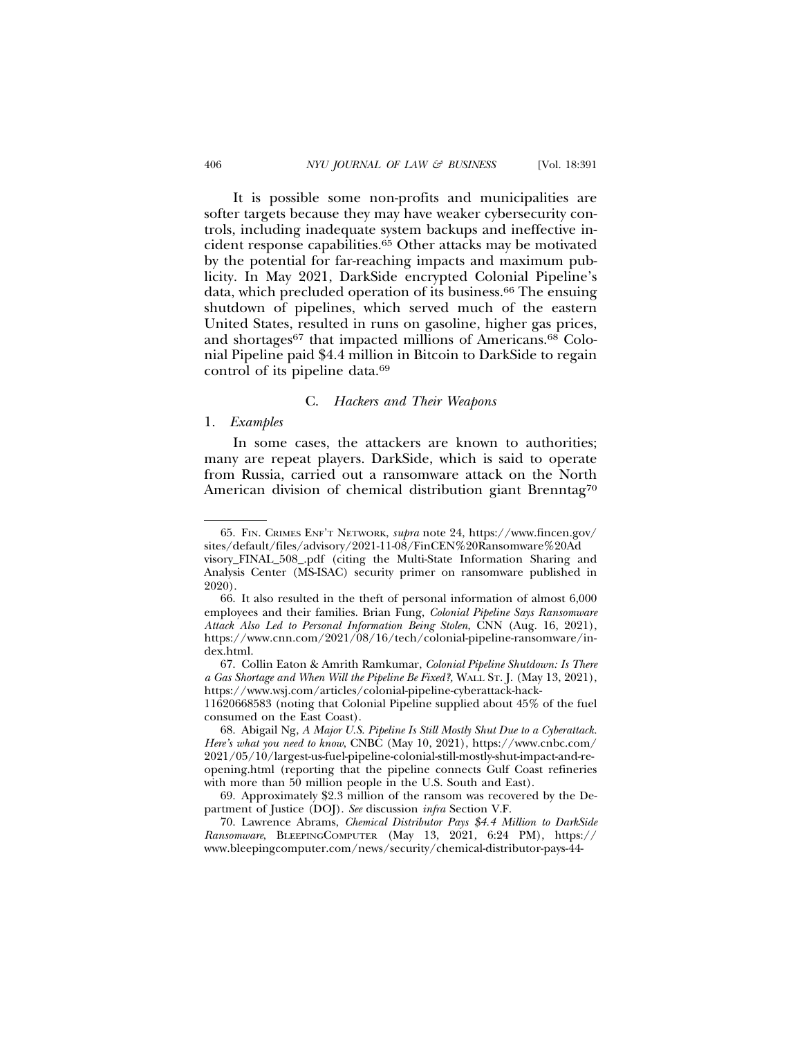It is possible some non-profits and municipalities are softer targets because they may have weaker cybersecurity controls, including inadequate system backups and ineffective incident response capabilities.[65] Other attacks may be motivated by the potential for far-reaching impacts and maximum publicity. In May 2021, DarkSide encrypted Colonial Pipeline's data, which precluded operation of its business.[66] The ensuing shutdown of pipelines, which served much of the eastern United States, resulted in runs on gasoline, higher gas prices, and shortages[67] that impacted millions of Americans.[68] Colonial Pipeline paid $4.4 million in Bitcoin to DarkSide to regain control of its pipeline data.[69]

### C. *Hackers and Their Weapons*

#### 1. *Examples*

In some cases, the attackers are known to authorities; many are repeat players. DarkSide, which is said to operate from Russia, carried out a ransomware attack on the North American division of chemical distribution giant Brenntag[70]

---

65. FIN. CRIMES ENF'T NETWORK, *supra* note 24, https://www.fincen.gov/sites/default/files/advisory/2021-11-08/FinCEN%20Ransomware%20Advisory_FINAL_508_.pdf (citing the Multi-State Information Sharing and Analysis Center (MS-ISAC) security primer on ransomware published in 2020).

66. It also resulted in the theft of personal information of almost 6,000 employees and their families. Brian Fung, *Colonial Pipeline Says Ransomware Attack Also Led to Personal Information Being Stolen*, CNN (Aug. 16, 2021), https://www.cnn.com/2021/08/16/tech/colonial-pipeline-ransomware/index.html.

67. Collin Eaton & Amrith Ramkumar, *Colonial Pipeline Shutdown: Is There a Gas Shortage and When Will the Pipeline Be Fixed?*, WALL ST. J. (May 13, 2021), https://www.wsj.com/articles/colonial-pipeline-cyberattack-hack-11620668583 (noting that Colonial Pipeline supplied about 45% of the fuel consumed on the East Coast).

68. Abigail Ng, *A Major U.S. Pipeline Is Still Mostly Shut Due to a Cyberattack. Here's what you need to know*, CNBC (May 10, 2021), https://www.cnbc.com/2021/05/10/largest-us-fuel-pipeline-colonial-still-mostly-shut-impact-and-reopening.html (reporting that the pipeline connects Gulf Coast refineries with more than 50 million people in the U.S. South and East).

69. Approximately $2.3 million of the ransom was recovered by the Department of Justice (DOJ). *See* discussion *infra* Section V.F.

70. Lawrence Abrams, *Chemical Distributor Pays $4.4 Million to DarkSide Ransomware*, BLEEPINGCOMPUTER (May 13, 2021, 6:24 PM), https://www.bleepingcomputer.com/news/security/chemical-distributor-pays-44-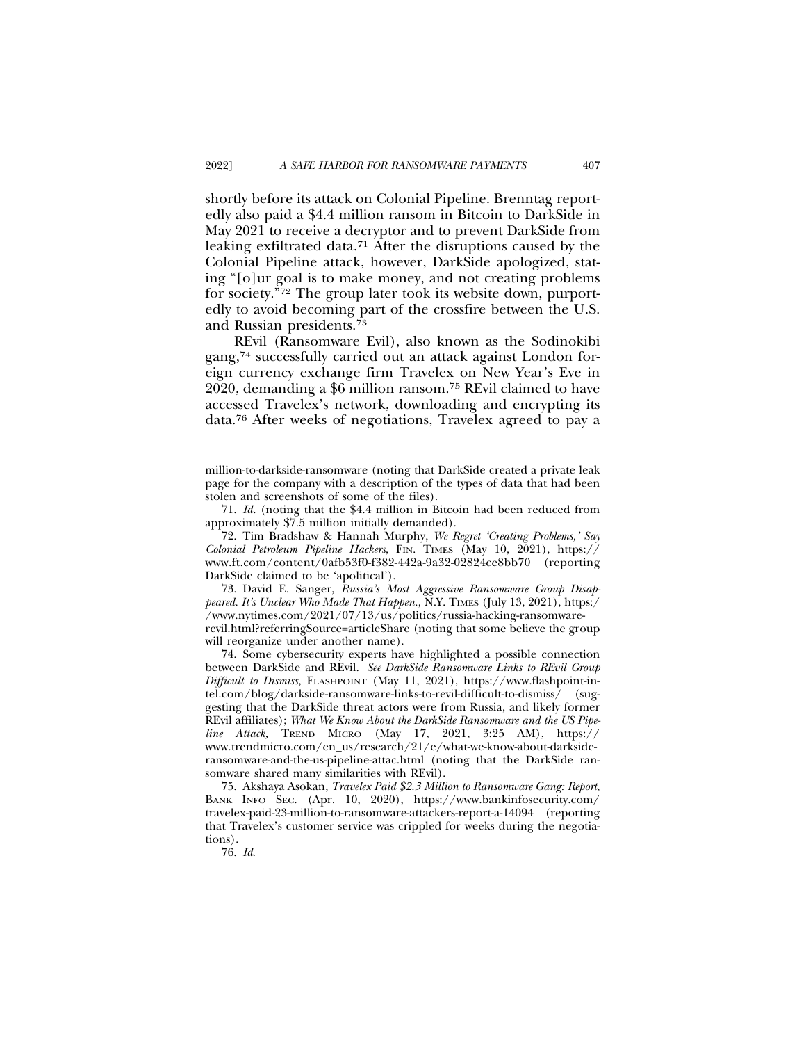shortly before its attack on Colonial Pipeline. Brenntag reportedly also paid a $4.4 million ransom in Bitcoin to DarkSide in May 2021 to receive a decryptor and to prevent DarkSide from leaking exfiltrated data.[71] After the disruptions caused by the Colonial Pipeline attack, however, DarkSide apologized, stating "[o]ur goal is to make money, and not creating problems for society."[72] The group later took its website down, purportedly to avoid becoming part of the crossfire between the U.S. and Russian presidents.[73]

REvil (Ransomware Evil), also known as the Sodinokibi gang,[74] successfully carried out an attack against London foreign currency exchange firm Travelex on New Year's Eve in 2020, demanding a $6 million ransom.[75] REvil claimed to have accessed Travelex's network, downloading and encrypting its data.[76] After weeks of negotiations, Travelex agreed to pay a

---

million-to-darkside-ransomware (noting that DarkSide created a private leak page for the company with a description of the types of data that had been stolen and screenshots of some of the files).

71. *Id.* (noting that the $4.4 million in Bitcoin had been reduced from approximately $7.5 million initially demanded).

72. Tim Bradshaw & Hannah Murphy, *We Regret 'Creating Problems,' Say Colonial Petroleum Pipeline Hackers*, FIN. TIMES (May 10, 2021), https://www.ft.com/content/0afb53f0-f382-442a-9a32-02824ce8bb70 (reporting DarkSide claimed to be 'apolitical').

73. David E. Sanger, *Russia's Most Aggressive Ransomware Group Disappeared. It's Unclear Who Made That Happen.*, N.Y. TIMES (July 13, 2021), https://www.nytimes.com/2021/07/13/us/politics/russia-hacking-ransomware-revil.html?referringSource=articleShare (noting that some believe the group will reorganize under another name).

74. Some cybersecurity experts have highlighted a possible connection between DarkSide and REvil. *See DarkSide Ransomware Links to REvil Group Difficult to Dismiss,* FLASHPOINT (May 11, 2021), https://www.flashpoint-intel.com/blog/darkside-ransomware-links-to-revil-difficult-to-dismiss/ (suggesting that the DarkSide threat actors were from Russia, and likely former REvil affiliates); *What We Know About the DarkSide Ransomware and the US Pipeline Attack,* TREND MICRO (May 17, 2021, 3:25 AM), https://www.trendmicro.com/en_us/research/21/e/what-we-know-about-darkside-ransomware-and-the-us-pipeline-attac.html (noting that the DarkSide ransomware shared many similarities with REvil).

75. Akshaya Asokan, *Travelex Paid $2.3 Million to Ransomware Gang: Report,* BANK INFO SEC. (Apr. 10, 2020), https://www.bankinfosecurity.com/travelex-paid-23-million-to-ransomware-attackers-report-a-14094 (reporting that Travelex's customer service was crippled for weeks during the negotiations).

76. *Id.*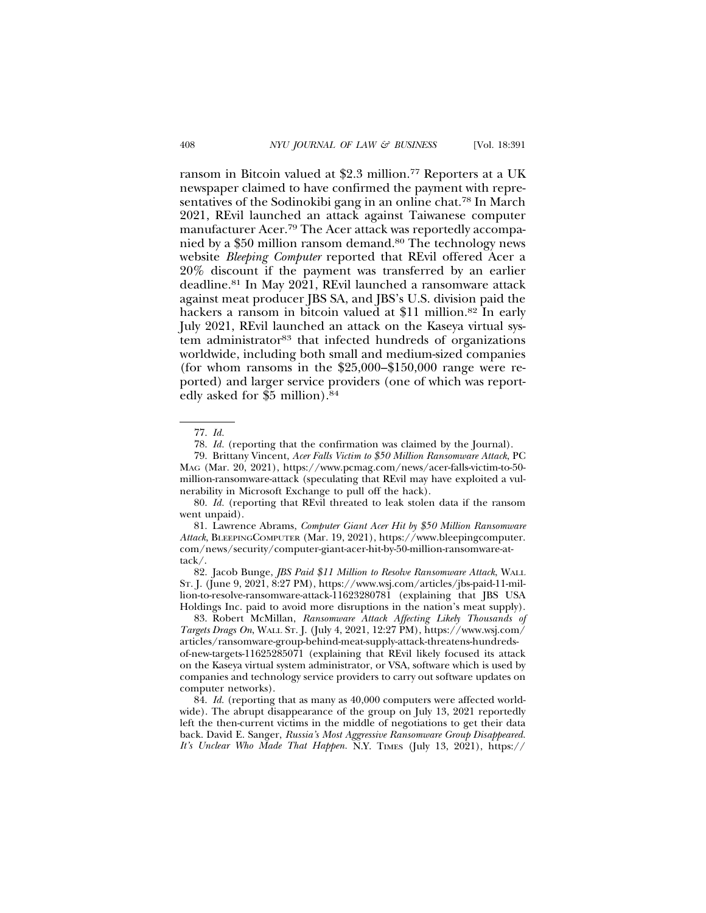ransom in Bitcoin valued at \$2.3 million.[77] Reporters at a UK newspaper claimed to have confirmed the payment with representatives of the Sodinokibi gang in an online chat.[78] In March 2021, REvil launched an attack against Taiwanese computer manufacturer Acer.[79] The Acer attack was reportedly accompanied by a \$50 million ransom demand.[80] The technology news website *Bleeping Computer* reported that REvil offered Acer a 20% discount if the payment was transferred by an earlier deadline.[81] In May 2021, REvil launched a ransomware attack against meat producer JBS SA, and JBS's U.S. division paid the hackers a ransom in bitcoin valued at \$11 million.[82] In early July 2021, REvil launched an attack on the Kaseya virtual system administrator[83] that infected hundreds of organizations worldwide, including both small and medium-sized companies (for whom ransoms in the \$25,000–\$150,000 range were reported) and larger service providers (one of which was reportedly asked for \$5 million).[84]

---

77. *Id.*

78. *Id.* (reporting that the confirmation was claimed by the Journal).

79. Brittany Vincent, *Acer Falls Victim to \$50 Million Ransomware Attack*, PC MAG (Mar. 20, 2021), https://www.pcmag.com/news/acer-falls-victim-to-50-million-ransomware-attack (speculating that REvil may have exploited a vulnerability in Microsoft Exchange to pull off the hack).

80. *Id.* (reporting that REvil threatened to leak stolen data if the ransom went unpaid).

81. Lawrence Abrams, *Computer Giant Acer Hit by \$50 Million Ransomware Attack*, BLEEPINGCOMPUTER (Mar. 19, 2021), https://www.bleepingcomputer.com/news/security/computer-giant-acer-hit-by-50-million-ransomware-attack/.

82. Jacob Bunge, *JBS Paid \$11 Million to Resolve Ransomware Attack*, WALL ST. J. (June 9, 2021, 8:27 PM), https://www.wsj.com/articles/jbs-paid-11-million-to-resolve-ransomware-attack-11623280781 (explaining that JBS USA Holdings Inc. paid to avoid more disruptions in the nation's meat supply).

83. Robert McMillan, *Ransomware Attack Affecting Likely Thousands of Targets Drags On*, WALL ST. J. (July 4, 2021, 12:27 PM), https://www.wsj.com/articles/ransomware-group-behind-meat-supply-attack-threatens-hundreds-of-new-targets-11625285071 (explaining that REvil likely focused its attack on the Kaseya virtual system administrator, or VSA, software which is used by companies and technology service providers to carry out software updates on computer networks).

84. *Id.* (reporting that as many as 40,000 computers were affected worldwide). The abrupt disappearance of the group on July 13, 2021 reportedly left the then-current victims in the middle of negotiations to get their data back. David E. Sanger, *Russia's Most Aggressive Ransomware Group Disappeared. It's Unclear Who Made That Happen.* N.Y. TIMES (July 13, 2021), https://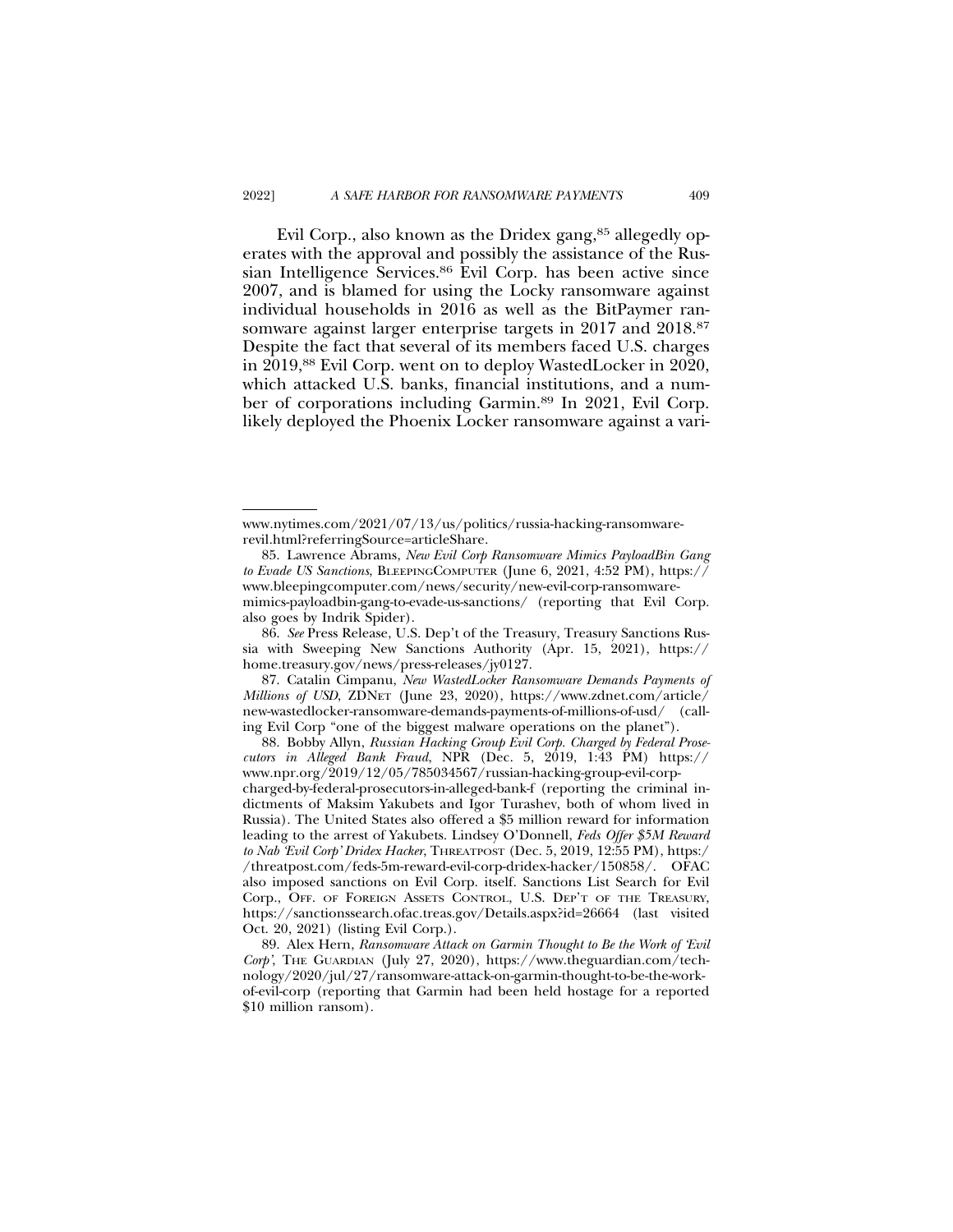Evil Corp., also known as the Dridex gang,[85] allegedly operates with the approval and possibly the assistance of the Russian Intelligence Services.[86] Evil Corp. has been active since 2007, and is blamed for using the Locky ransomware against individual households in 2016 as well as the BitPaymer ransomware against larger enterprise targets in 2017 and 2018.[87] Despite the fact that several of its members faced U.S. charges in 2019,[88] Evil Corp. went on to deploy WastedLocker in 2020, which attacked U.S. banks, financial institutions, and a number of corporations including Garmin.[89] In 2021, Evil Corp. likely deployed the Phoenix Locker ransomware against a vari-

---

www.nytimes.com/2021/07/13/us/politics/russia-hacking-ransomware-revil.html?referringSource=articleShare.

85. Lawrence Abrams, *New Evil Corp Ransomware Mimics PayloadBin Gang to Evade US Sanctions*, BLEEPINGCOMPUTER (June 6, 2021, 4:52 PM), https://www.bleepingcomputer.com/news/security/new-evil-corp-ransomware-mimics-payloadbin-gang-to-evade-us-sanctions/ (reporting that Evil Corp. also goes by Indrik Spider).

86. *See* Press Release, U.S. Dep't of the Treasury, Treasury Sanctions Russia with Sweeping New Sanctions Authority (Apr. 15, 2021), https://home.treasury.gov/news/press-releases/jy0127.

87. Catalin Cimpanu, *New WastedLocker Ransomware Demands Payments of Millions of USD*, ZDNET (June 23, 2020), https://www.zdnet.com/article/new-wastedlocker-ransomware-demands-payments-of-millions-of-usd/ (calling Evil Corp "one of the biggest malware operations on the planet").

88. Bobby Allyn, *Russian Hacking Group Evil Corp. Charged by Federal Prosecutors in Alleged Bank Fraud*, NPR (Dec. 5, 2019, 1:43 PM) https://www.npr.org/2019/12/05/785034567/russian-hacking-group-evil-corp-charged-by-federal-prosecutors-in-alleged-bank-f (reporting the criminal indictments of Maksim Yakubets and Igor Turashev, both of whom lived in Russia). The United States also offered a $5 million reward for information leading to the arrest of Yakubets. Lindsey O'Donnell, *Feds Offer $5M Reward to Nab 'Evil Corp' Dridex Hacker*, THREATPOST (Dec. 5, 2019, 12:55 PM), https://threatpost.com/feds-5m-reward-evil-corp-dridex-hacker/150858/. OFAC also imposed sanctions on Evil Corp. itself. Sanctions List Search for Evil Corp., OFF. OF FOREIGN ASSETS CONTROL, U.S. DEP'T OF THE TREASURY, https://sanctionssearch.ofac.treas.gov/Details.aspx?id=26664 (last visited Oct. 20, 2021) (listing Evil Corp.).

89. Alex Hern, *Ransomware Attack on Garmin Thought to Be the Work of 'Evil Corp'*, THE GUARDIAN (July 27, 2020), https://www.theguardian.com/technology/2020/jul/27/ransomware-attack-on-garmin-thought-to-be-the-work-of-evil-corp (reporting that Garmin had been held hostage for a reported $10 million ransom).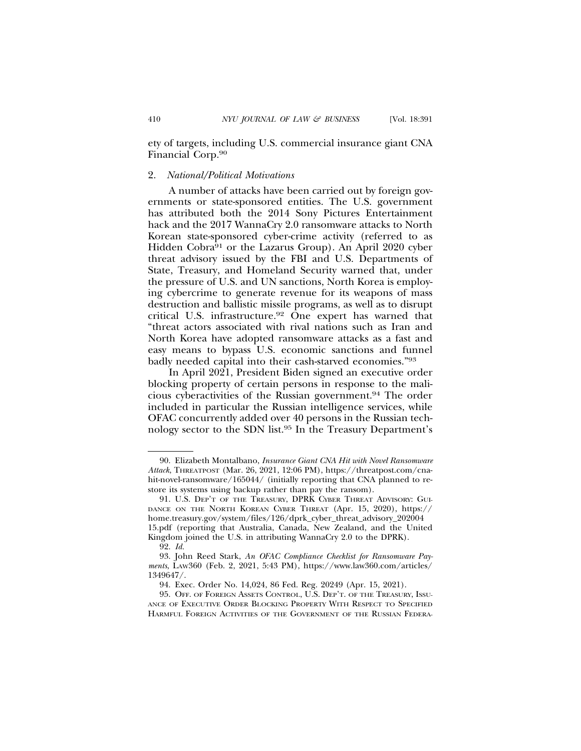ety of targets, including U.S. commercial insurance giant CNA Financial Corp.[90]

### 2. *National/Political Motivations*

A number of attacks have been carried out by foreign governments or state-sponsored entities. The U.S. government has attributed both the 2014 Sony Pictures Entertainment hack and the 2017 WannaCry 2.0 ransomware attacks to North Korean state-sponsored cyber-crime activity (referred to as Hidden Cobra[91] or the Lazarus Group). An April 2020 cyber threat advisory issued by the FBI and U.S. Departments of State, Treasury, and Homeland Security warned that, under the pressure of U.S. and UN sanctions, North Korea is employing cybercrime to generate revenue for its weapons of mass destruction and ballistic missile programs, as well as to disrupt critical U.S. infrastructure.[92] One expert has warned that "threat actors associated with rival nations such as Iran and North Korea have adopted ransomware attacks as a fast and easy means to bypass U.S. economic sanctions and funnel badly needed capital into their cash-starved economies."[93]

In April 2021, President Biden signed an executive order blocking property of certain persons in response to the malicious cyberactivities of the Russian government.[94] The order included in particular the Russian intelligence services, while OFAC concurrently added over 40 persons in the Russian technology sector to the SDN list.[95] In the Treasury Department's

---

90. Elizabeth Montalbano, *Insurance Giant CNA Hit with Novel Ransomware Attack*, THREATPOST (Mar. 26, 2021, 12:06 PM), https://threatpost.com/cna-hit-novel-ransomware/165044/ (initially reporting that CNA planned to restore its systems using backup rather than pay the ransom).

91. U.S. DEP'T OF THE TREASURY, DPRK CYBER THREAT ADVISORY: GUIDANCE ON THE NORTH KOREAN CYBER THREAT (Apr. 15, 2020), https://home.treasury.gov/system/files/126/dprk_cyber_threat_advisory_20200415.pdf (reporting that Australia, Canada, New Zealand, and the United Kingdom joined the U.S. in attributing WannaCry 2.0 to the DPRK).

92. *Id.*

93. John Reed Stark, *An OFAC Compliance Checklist for Ransomware Payments*, LAW360 (Feb. 2, 2021, 5:43 PM), https://www.law360.com/articles/1349647/.

94. Exec. Order No. 14,024, 86 Fed. Reg. 20249 (Apr. 15, 2021).

95. OFF. OF FOREIGN ASSETS CONTROL, U.S. DEP'T. OF THE TREASURY, ISSUANCE OF EXECUTIVE ORDER BLOCKING PROPERTY WITH RESPECT TO SPECIFIED HARMFUL FOREIGN ACTIVITIES OF THE GOVERNMENT OF THE RUSSIAN FEDERA-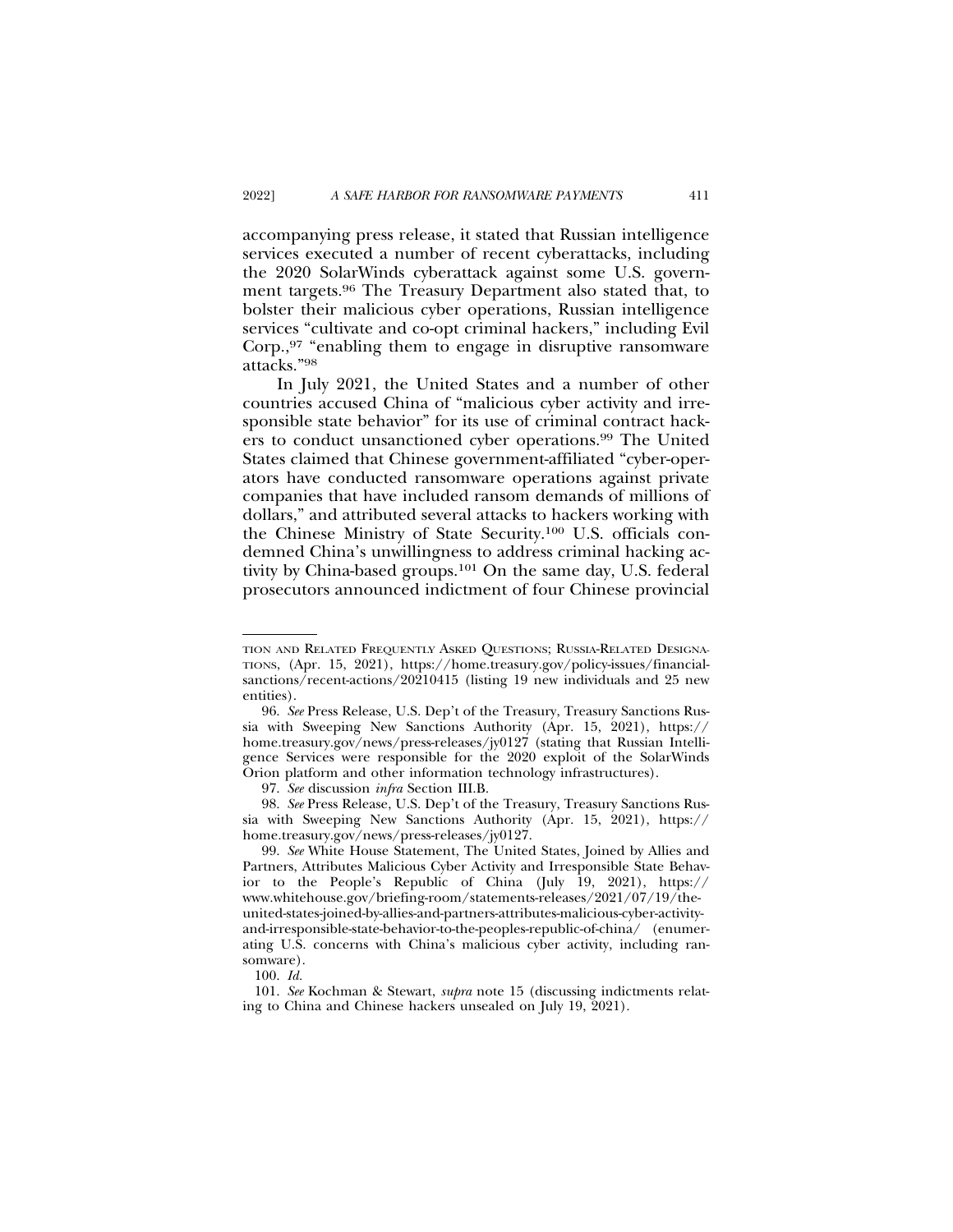accompanying press release, it stated that Russian intelligence services executed a number of recent cyberattacks, including the 2020 SolarWinds cyberattack against some U.S. government targets.[96] The Treasury Department also stated that, to bolster their malicious cyber operations, Russian intelligence services "cultivate and co-opt criminal hackers," including Evil Corp.,[97] "enabling them to engage in disruptive ransomware attacks."[98]

In July 2021, the United States and a number of other countries accused China of "malicious cyber activity and irresponsible state behavior" for its use of criminal contract hackers to conduct unsanctioned cyber operations.[99] The United States claimed that Chinese government-affiliated "cyber-operators have conducted ransomware operations against private companies that have included ransom demands of millions of dollars," and attributed several attacks to hackers working with the Chinese Ministry of State Security.[100] U.S. officials condemned China's unwillingness to address criminal hacking activity by China-based groups.[101] On the same day, U.S. federal prosecutors announced indictment of four Chinese provincial

---

TION AND RELATED FREQUENTLY ASKED QUESTIONS; RUSSIA-RELATED DESIGNATIONS, (Apr. 15, 2021), https://home.treasury.gov/policy-issues/financial-sanctions/recent-actions/20210415 (listing 19 new individuals and 25 new entities).

96. *See* Press Release, U.S. Dep't of the Treasury, Treasury Sanctions Russia with Sweeping New Sanctions Authority (Apr. 15, 2021), https://home.treasury.gov/news/press-releases/jy0127 (stating that Russian Intelligence Services were responsible for the 2020 exploit of the SolarWinds Orion platform and other information technology infrastructures).

97. *See* discussion *infra* Section III.B.

98. *See* Press Release, U.S. Dep't of the Treasury, Treasury Sanctions Russia with Sweeping New Sanctions Authority (Apr. 15, 2021), https://home.treasury.gov/news/press-releases/jy0127.

99. *See* White House Statement, The United States, Joined by Allies and Partners, Attributes Malicious Cyber Activity and Irresponsible State Behavior to the People's Republic of China (July 19, 2021), https://www.whitehouse.gov/briefing-room/statements-releases/2021/07/19/the-united-states-joined-by-allies-and-partners-attributes-malicious-cyber-activity-and-irresponsible-state-behavior-to-the-peoples-republic-of-china/ (enumerating U.S. concerns with China's malicious cyber activity, including ransomware).

100. *Id.*

101. *See* Kochman & Stewart, *supra* note 15 (discussing indictments relating to China and Chinese hackers unsealed on July 19, 2021).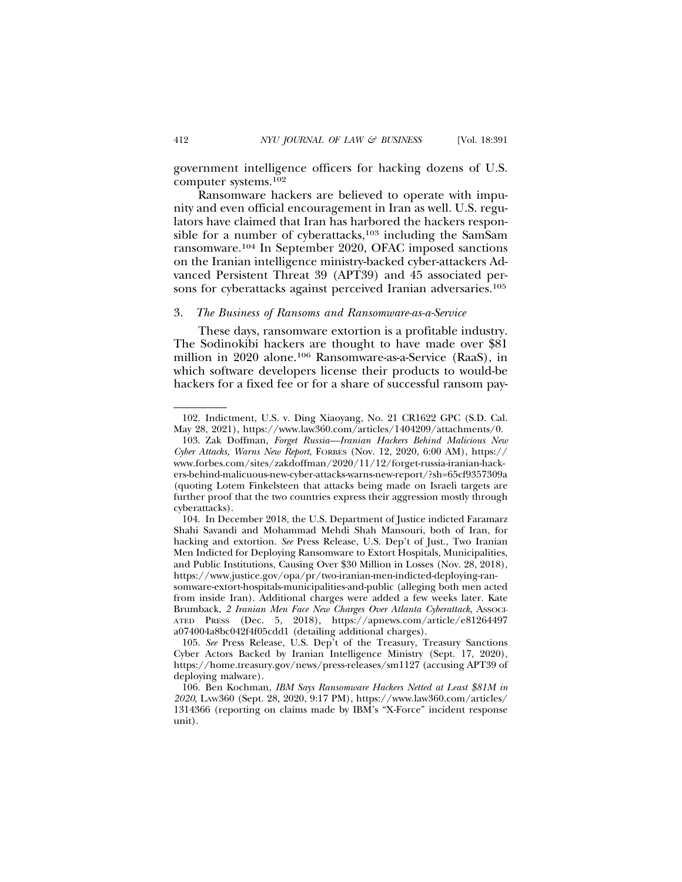government intelligence officers for hacking dozens of U.S. computer systems.[102]

Ransomware hackers are believed to operate with impunity and even official encouragement in Iran as well. U.S. regulators have claimed that Iran has harbored the hackers responsible for a number of cyberattacks,[103] including the SamSam ransomware.[104] In September 2020, OFAC imposed sanctions on the Iranian intelligence ministry-backed cyber-attackers Advanced Persistent Threat 39 (APT39) and 45 associated persons for cyberattacks against perceived Iranian adversaries.[105]

### 3. *The Business of Ransoms and Ransomware-as-a-Service*

These days, ransomware extortion is a profitable industry. The Sodinokibi hackers are thought to have made over $81 million in 2020 alone.[106] Ransomware-as-a-Service (RaaS), in which software developers license their products to would-be hackers for a fixed fee or for a share of successful ransom pay-

---

102. Indictment, U.S. v. Ding Xiaoyang, No. 21 CR1622 GPC (S.D. Cal. May 28, 2021), https://www.law360.com/articles/1404209/attachments/0.

103. Zak Doffman, *Forget Russia—Iranian Hackers Behind Malicious New Cyber Attacks, Warns New Report*, FORBES (Nov. 12, 2020, 6:00 AM), https://www.forbes.com/sites/zakdoffman/2020/11/12/forget-russia-iranian-hackers-behind-malicuous-new-cyber-attacks-warns-new-report/?sh=65cf9357309a (quoting Lotem Finkelsteen that attacks being made on Israeli targets are further proof that the two countries express their aggression mostly through cyberattacks).

104. In December 2018, the U.S. Department of Justice indicted Faramarz Shahi Savandi and Mohammad Mehdi Shah Mansouri, both of Iran, for hacking and extortion. *See* Press Release, U.S. Dep't of Just., Two Iranian Men Indicted for Deploying Ransomware to Extort Hospitals, Municipalities, and Public Institutions, Causing Over $30 Million in Losses (Nov. 28, 2018), https://www.justice.gov/opa/pr/two-iranian-men-indicted-deploying-ransomware-extort-hospitals-municipalities-and-public (alleging both men acted from inside Iran). Additional charges were added a few weeks later. Kate Brumback, *2 Iranian Men Face New Charges Over Atlanta Cyberattack*, ASSOCIATED PRESS (Dec. 5, 2018), https://apnews.com/article/e81264497a074004a8bc042f4f05cdd1 (detailing additional charges).

105. *See* Press Release, U.S. Dep't of the Treasury, Treasury Sanctions Cyber Actors Backed by Iranian Intelligence Ministry (Sept. 17, 2020), https://home.treasury.gov/news/press-releases/sm1127 (accusing APT39 of deploying malware).

106. Ben Kochman, *IBM Says Ransomware Hackers Netted at Least $81M in 2020*, LAW360 (Sept. 28, 2020, 9:17 PM), https://www.law360.com/articles/1314366 (reporting on claims made by IBM's "X-Force" incident response unit).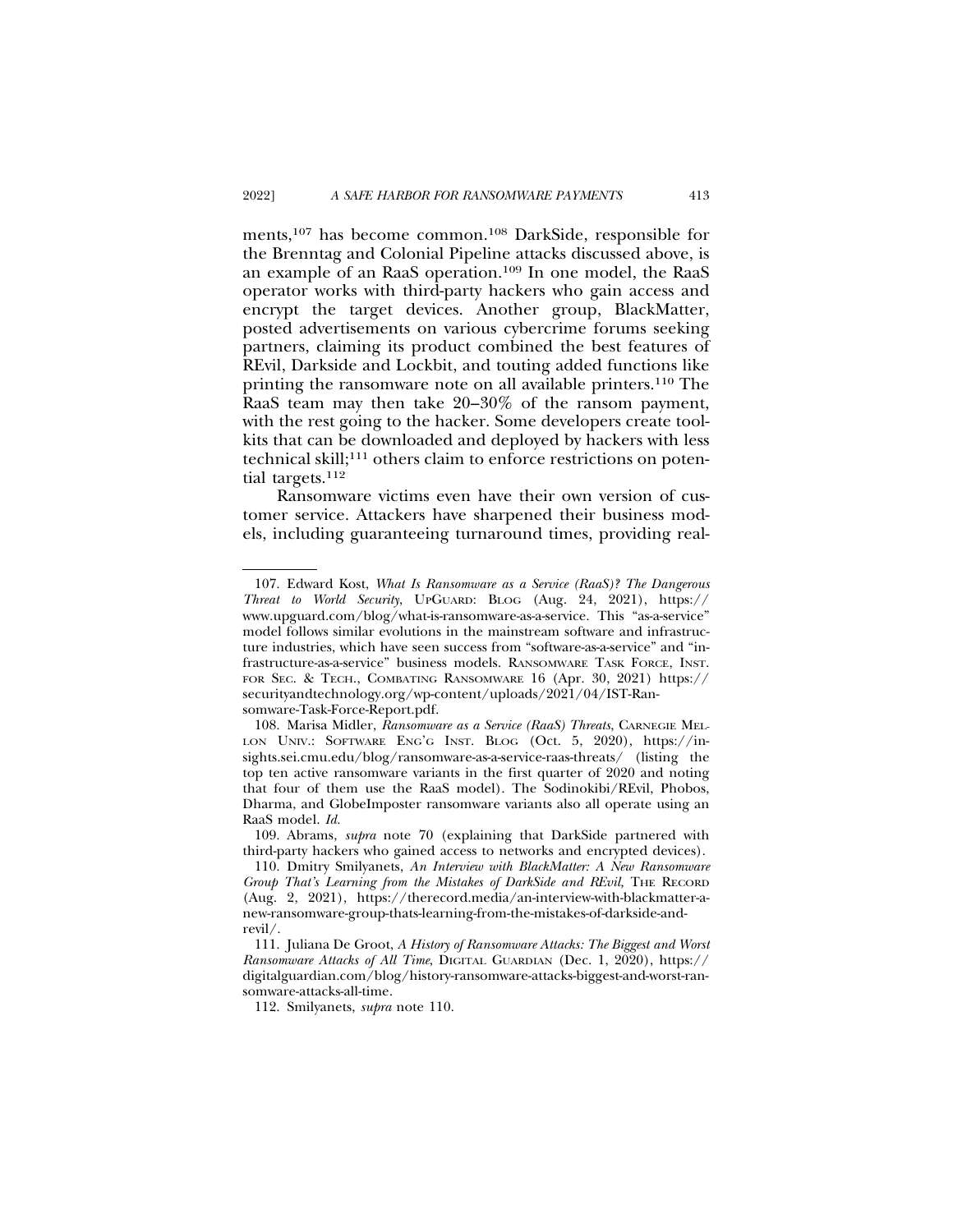ments,[107] has become common.[108] DarkSide, responsible for the Brenntag and Colonial Pipeline attacks discussed above, is an example of an RaaS operation.[109] In one model, the RaaS operator works with third-party hackers who gain access and encrypt the target devices. Another group, BlackMatter, posted advertisements on various cybercrime forums seeking partners, claiming its product combined the best features of REvil, Darkside and Lockbit, and touting added functions like printing the ransomware note on all available printers.[110] The RaaS team may then take 20–30% of the ransom payment, with the rest going to the hacker. Some developers create toolkits that can be downloaded and deployed by hackers with less technical skill;[111] others claim to enforce restrictions on potential targets.[112]

Ransomware victims even have their own version of customer service. Attackers have sharpened their business models, including guaranteeing turnaround times, providing real-

---

107. Edward Kost, *What Is Ransomware as a Service (RaaS)? The Dangerous Threat to World Security*, UPGUARD: BLOG (Aug. 24, 2021), https://www.upguard.com/blog/what-is-ransomware-as-a-service. This "as-a-service" model follows similar evolutions in the mainstream software and infrastructure industries, which have seen success from "software-as-a-service" and "infrastructure-as-a-service" business models. RANSOMWARE TASK FORCE, INST. FOR SEC. & TECH., COMBATING RANSOMWARE 16 (Apr. 30, 2021) https://securityandtechnology.org/wp-content/uploads/2021/04/IST-Ransomware-Task-Force-Report.pdf.

108. Marisa Midler, *Ransomware as a Service (RaaS) Threats*, CARNEGIE MELLON UNIV.: SOFTWARE ENG'G INST. BLOG (Oct. 5, 2020), https://insights.sei.cmu.edu/blog/ransomware-as-a-service-raas-threats/ (listing the top ten active ransomware variants in the first quarter of 2020 and noting that four of them use the RaaS model). The Sodinokibi/REvil, Phobos, Dharma, and GlobeImposter ransomware variants also all operate using an RaaS model. *Id.*

109. Abrams, *supra* note 70 (explaining that DarkSide partnered with third-party hackers who gained access to networks and encrypted devices).

110. Dmitry Smilyanets, *An Interview with BlackMatter: A New Ransomware Group That's Learning from the Mistakes of DarkSide and REvil*, THE RECORD (Aug. 2, 2021), https://therecord.media/an-interview-with-blackmatter-a-new-ransomware-group-thats-learning-from-the-mistakes-of-darkside-and-revil/.

111. Juliana De Groot, *A History of Ransomware Attacks: The Biggest and Worst Ransomware Attacks of All Time*, DIGITAL GUARDIAN (Dec. 1, 2020), https://digitalguardian.com/blog/history-ransomware-attacks-biggest-and-worst-ransomware-attacks-all-time.

112. Smilyanets, *supra* note 110.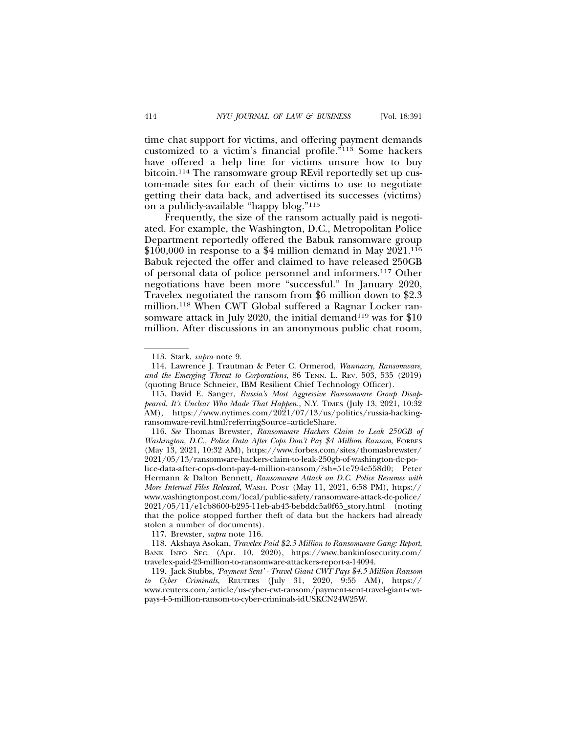time chat support for victims, and offering payment demands customized to a victim's financial profile."[113] Some hackers have offered a help line for victims unsure how to buy bitcoin.[114] The ransomware group REvil reportedly set up custom-made sites for each of their victims to use to negotiate getting their data back, and advertised its successes (victims) on a publicly-available "happy blog."[115]

Frequently, the size of the ransom actually paid is negotiated. For example, the Washington, D.C., Metropolitan Police Department reportedly offered the Babuk ransomware group $100,000 in response to a $4 million demand in May 2021.[116] Babuk rejected the offer and claimed to have released 250GB of personal data of police personnel and informers.[117] Other negotiations have been more "successful." In January 2020, Travelex negotiated the ransom from $6 million down to $2.3 million.[118] When CWT Global suffered a Ragnar Locker ransomware attack in July 2020, the initial demand[119] was for $10 million. After discussions in an anonymous public chat room,

---

113. Stark, *supra* note 9.

114. Lawrence J. Trautman & Peter C. Ormerod, *Wannacry, Ransomware, and the Emerging Threat to Corporations*, 86 TENN. L. REV. 503, 535 (2019) (quoting Bruce Schneier, IBM Resilient Chief Technology Officer).

115. David E. Sanger, *Russia's Most Aggressive Ransomware Group Disappeared. It's Unclear Who Made That Happen.*, N.Y. TIMES (July 13, 2021, 10:32 AM), https://www.nytimes.com/2021/07/13/us/politics/russia-hacking-ransomware-revil.html?referringSource=articleShare.

116. *See* Thomas Brewster, *Ransomware Hackers Claim to Leak 250GB of Washington, D.C., Police Data After Cops Don't Pay $4 Million Ransom*, FORBES (May 13, 2021, 10:32 AM), https://www.forbes.com/sites/thomasbrewster/2021/05/13/ransomware-hackers-claim-to-leak-250gb-of-washington-dc-police-data-after-cops-dont-pay-4-million-ransom/?sh=51e794e558d0; Peter Hermann & Dalton Bennett, *Ransomware Attack on D.C. Police Resumes with More Internal Files Released*, WASH. POST (May 11, 2021, 6:58 PM), https://www.washingtonpost.com/local/public-safety/ransomware-attack-dc-police/2021/05/11/e1cb8600-b295-11eb-ab43-bebddc5a0f65_story.html (noting that the police stopped further theft of data but the hackers had already stolen a number of documents).

117. Brewster, *supra* note 116.

118. Akshaya Asokan, *Travelex Paid $2.3 Million to Ransomware Gang: Report*, BANK INFO SEC. (Apr. 10, 2020), https://www.bankinfosecurity.com/travelex-paid-23-million-to-ransomware-attackers-report-a-14094.

119. Jack Stubbs, *'Payment Sent' - Travel Giant CWT Pays $4.5 Million Ransom to Cyber Criminals*, REUTERS (July 31, 2020, 9:55 AM), https://www.reuters.com/article/us-cyber-cwt-ransom/payment-sent-travel-giant-cwt-pays-4-5-million-ransom-to-cyber-criminals-idUSKCN24W25W.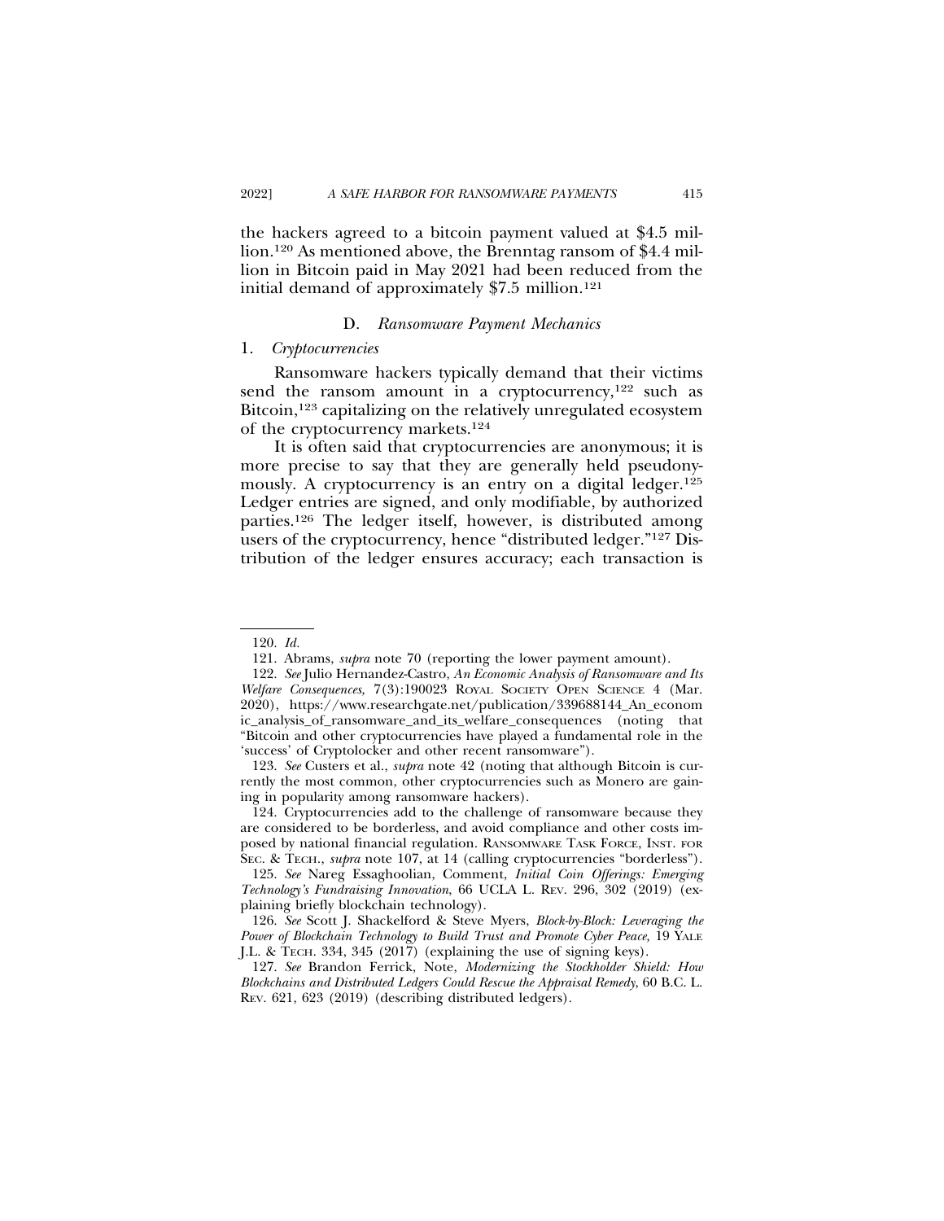the hackers agreed to a bitcoin payment valued at $4.5 million.[120] As mentioned above, the Brenntag ransom of $4.4 million in Bitcoin paid in May 2021 had been reduced from the initial demand of approximately $7.5 million.[121]

### D. *Ransomware Payment Mechanics*

#### 1. *Cryptocurrencies*

Ransomware hackers typically demand that their victims send the ransom amount in a cryptocurrency,[122] such as Bitcoin,[123] capitalizing on the relatively unregulated ecosystem of the cryptocurrency markets.[124]

It is often said that cryptocurrencies are anonymous; it is more precise to say that they are generally held pseudonymously. A cryptocurrency is an entry on a digital ledger.[125] Ledger entries are signed, and only modifiable, by authorized parties.[126] The ledger itself, however, is distributed among users of the cryptocurrency, hence "distributed ledger."[127] Distribution of the ledger ensures accuracy; each transaction is

---

120. *Id.*

121. Abrams, *supra* note 70 (reporting the lower payment amount).

122. *See* Julio Hernandez-Castro, *An Economic Analysis of Ransomware and Its Welfare Consequences,* 7(3):190023 ROYAL SOCIETY OPEN SCIENCE 4 (Mar. 2020), https://www.researchgate.net/publication/339688144_An_economic_analysis_of_ransomware_and_its_welfare_consequences (noting that "Bitcoin and other cryptocurrencies have played a fundamental role in the 'success' of Cryptolocker and other recent ransomware").

123. *See* Custers et al., *supra* note 42 (noting that although Bitcoin is currently the most common, other cryptocurrencies such as Monero are gaining in popularity among ransomware hackers).

124. Cryptocurrencies add to the challenge of ransomware because they are considered to be borderless, and avoid compliance and other costs imposed by national financial regulation. RANSOMWARE TASK FORCE, INST. FOR SEC. & TECH., *supra* note 107, at 14 (calling cryptocurrencies "borderless").

125. *See* Nareg Essaghoolian, Comment, *Initial Coin Offerings: Emerging Technology's Fundraising Innovation*, 66 UCLA L. REV. 296, 302 (2019) (explaining briefly blockchain technology).

126. *See* Scott J. Shackelford & Steve Myers, *Block-by-Block: Leveraging the Power of Blockchain Technology to Build Trust and Promote Cyber Peace,* 19 YALE J.L. & TECH. 334, 345 (2017) (explaining the use of signing keys).

127. *See* Brandon Ferrick, Note, *Modernizing the Stockholder Shield: How Blockchains and Distributed Ledgers Could Rescue the Appraisal Remedy*, 60 B.C. L. REV. 621, 623 (2019) (describing distributed ledgers).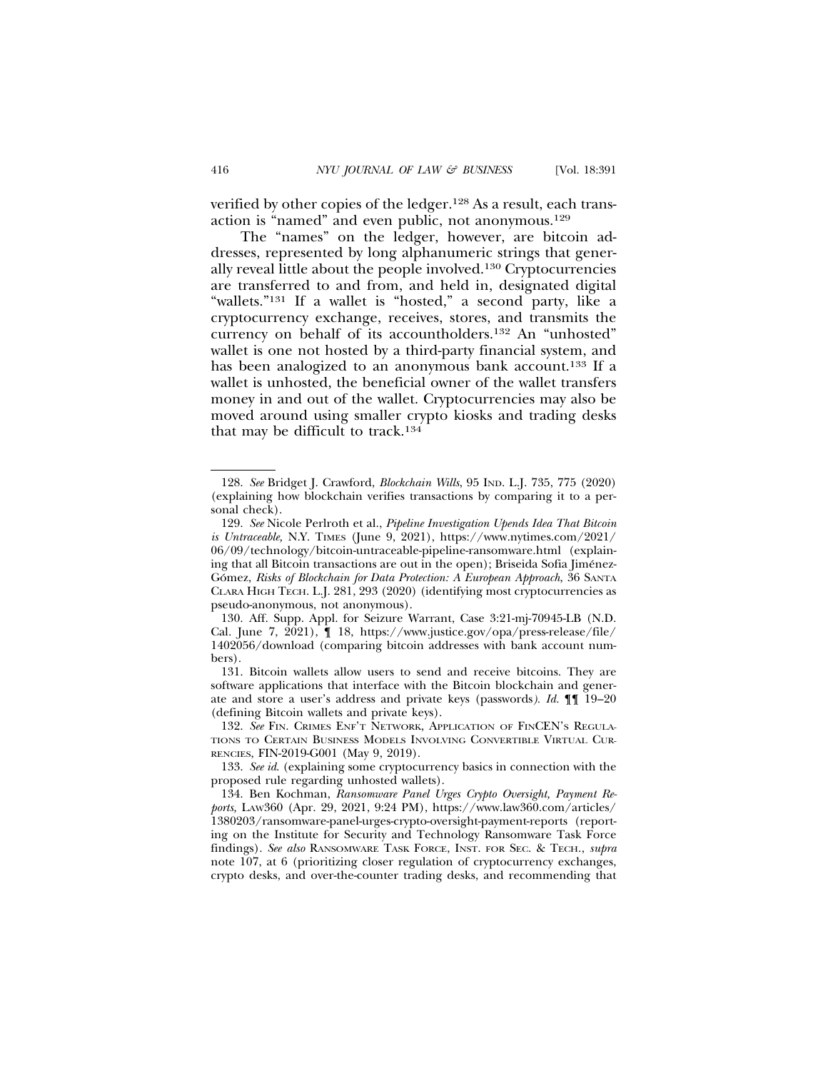verified by other copies of the ledger.[128] As a result, each transaction is "named" and even public, not anonymous.[129]

The "names" on the ledger, however, are bitcoin addresses, represented by long alphanumeric strings that generally reveal little about the people involved.[130] Cryptocurrencies are transferred to and from, and held in, designated digital "wallets."[131] If a wallet is "hosted," a second party, like a cryptocurrency exchange, receives, stores, and transmits the currency on behalf of its accountholders.[132] An "unhosted" wallet is one not hosted by a third-party financial system, and has been analogized to an anonymous bank account.[133] If a wallet is unhosted, the beneficial owner of the wallet transfers money in and out of the wallet. Cryptocurrencies may also be moved around using smaller crypto kiosks and trading desks that may be difficult to track.[134]

---

128. *See* Bridget J. Crawford, *Blockchain Wills*, 95 IND. L.J. 735, 775 (2020) (explaining how blockchain verifies transactions by comparing it to a personal check).

129. *See* Nicole Perlroth et al., *Pipeline Investigation Upends Idea That Bitcoin is Untraceable,* N.Y. TIMES (June 9, 2021), https://www.nytimes.com/2021/06/09/technology/bitcoin-untraceable-pipeline-ransomware.html (explaining that all Bitcoin transactions are out in the open); Briseida Sofia Jiménez-Gómez, *Risks of Blockchain for Data Protection: A European Approach*, 36 SANTA CLARA HIGH TECH. L.J. 281, 293 (2020) (identifying most cryptocurrencies as pseudo-anonymous, not anonymous).

130. Aff. Supp. Appl. for Seizure Warrant, Case 3:21-mj-70945-LB (N.D. Cal. June 7, 2021), ¶ 18, https://www.justice.gov/opa/press-release/file/1402056/download (comparing bitcoin addresses with bank account numbers).

131. Bitcoin wallets allow users to send and receive bitcoins. They are software applications that interface with the Bitcoin blockchain and generate and store a user's address and private keys (passwords*). Id.* ¶¶ 19–20 (defining Bitcoin wallets and private keys).

132. *See* FIN. CRIMES ENF'T NETWORK, APPLICATION OF FINCEN'S REGULATIONS TO CERTAIN BUSINESS MODELS INVOLVING CONVERTIBLE VIRTUAL CURRENCIES, FIN-2019-G001 (May 9, 2019).

133. *See id.* (explaining some cryptocurrency basics in connection with the proposed rule regarding unhosted wallets).

134. Ben Kochman, *Ransomware Panel Urges Crypto Oversight, Payment Reports,* LAW360 (Apr. 29, 2021, 9:24 PM), https://www.law360.com/articles/1380203/ransomware-panel-urges-crypto-oversight-payment-reports (reporting on the Institute for Security and Technology Ransomware Task Force findings). *See also* RANSOMWARE TASK FORCE, INST. FOR SEC. & TECH., *supra* note 107, at 6 (prioritizing closer regulation of cryptocurrency exchanges, crypto desks, and over-the-counter trading desks, and recommending that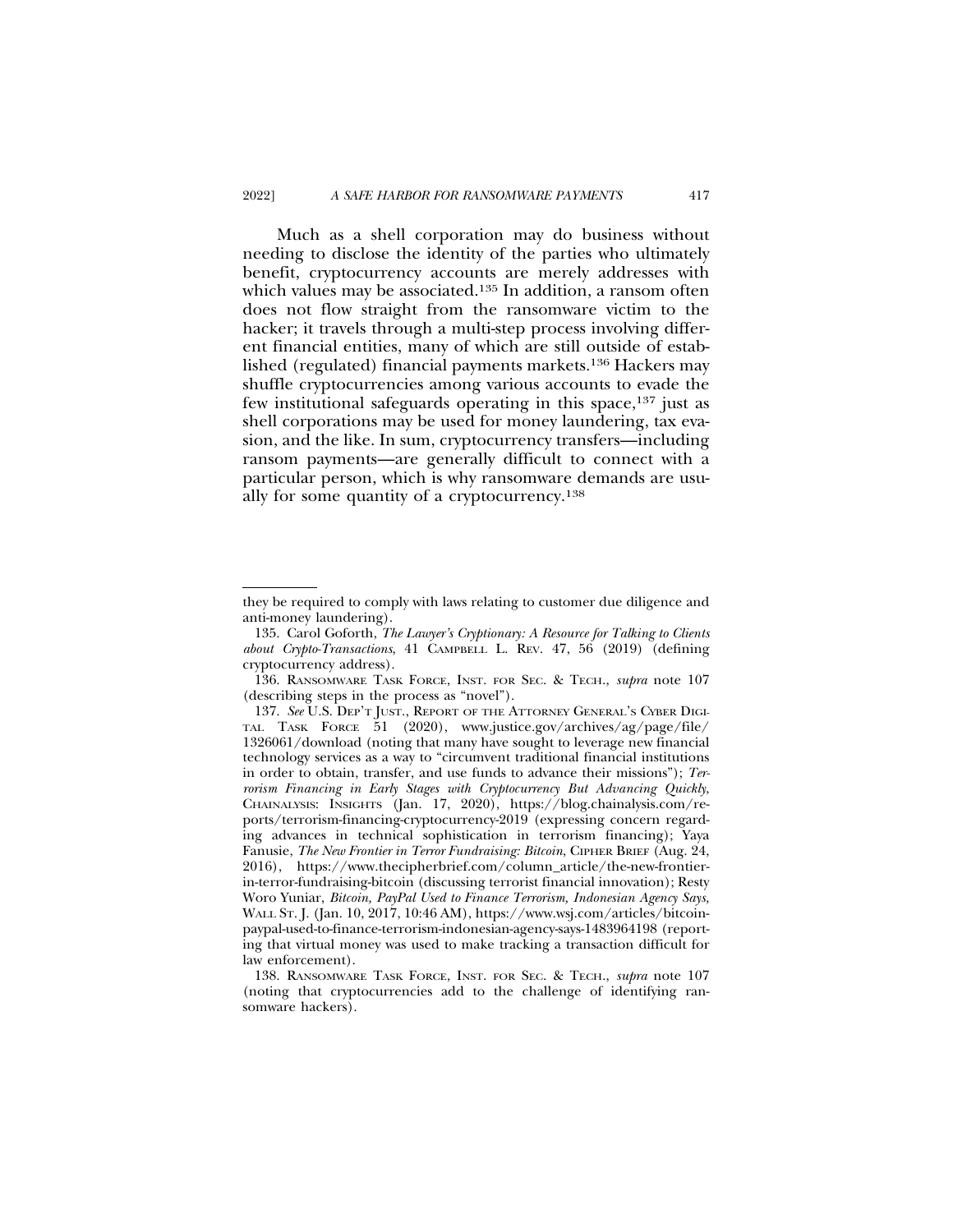Much as a shell corporation may do business without needing to disclose the identity of the parties who ultimately benefit, cryptocurrency accounts are merely addresses with which values may be associated.[135] In addition, a ransom often does not flow straight from the ransomware victim to the hacker; it travels through a multi-step process involving different financial entities, many of which are still outside of established (regulated) financial payments markets.[136] Hackers may shuffle cryptocurrencies among various accounts to evade the few institutional safeguards operating in this space,[137] just as shell corporations may be used for money laundering, tax evasion, and the like. In sum, cryptocurrency transfers—including ransom payments—are generally difficult to connect with a particular person, which is why ransomware demands are usually for some quantity of a cryptocurrency.[138]

---

they be required to comply with laws relating to customer due diligence and anti-money laundering).

135. Carol Goforth, *The Lawyer's Cryptionary: A Resource for Talking to Clients about Crypto-Transactions*, 41 CAMPBELL L. REV. 47, 56 (2019) (defining cryptocurrency address).

136. RANSOMWARE TASK FORCE, INST. FOR SEC. & TECH., *supra* note 107 (describing steps in the process as "novel").

137. *See* U.S. DEP'T JUST., REPORT OF THE ATTORNEY GENERAL'S CYBER DIGITAL TASK FORCE 51 (2020), www.justice.gov/archives/ag/page/file/1326061/download (noting that many have sought to leverage new financial technology services as a way to "circumvent traditional financial institutions in order to obtain, transfer, and use funds to advance their missions"); *Terrorism Financing in Early Stages with Cryptocurrency But Advancing Quickly*, CHAINALYSIS: INSIGHTS (Jan. 17, 2020), https://blog.chainalysis.com/reports/terrorism-financing-cryptocurrency-2019 (expressing concern regarding advances in technical sophistication in terrorism financing); Yaya Fanusie, *The New Frontier in Terror Fundraising: Bitcoin*, CIPHER BRIEF (Aug. 24, 2016), https://www.thecipherbrief.com/column_article/the-new-frontier-in-terror-fundraising-bitcoin (discussing terrorist financial innovation); Resty Woro Yuniar, *Bitcoin, PayPal Used to Finance Terrorism, Indonesian Agency Says,* WALL ST. J. (Jan. 10, 2017, 10:46 AM), https://www.wsj.com/articles/bitcoin-paypal-used-to-finance-terrorism-indonesian-agency-says-1483964198 (reporting that virtual money was used to make tracking a transaction difficult for law enforcement).

138. RANSOMWARE TASK FORCE, INST. FOR SEC. & TECH., *supra* note 107 (noting that cryptocurrencies add to the challenge of identifying ransomware hackers).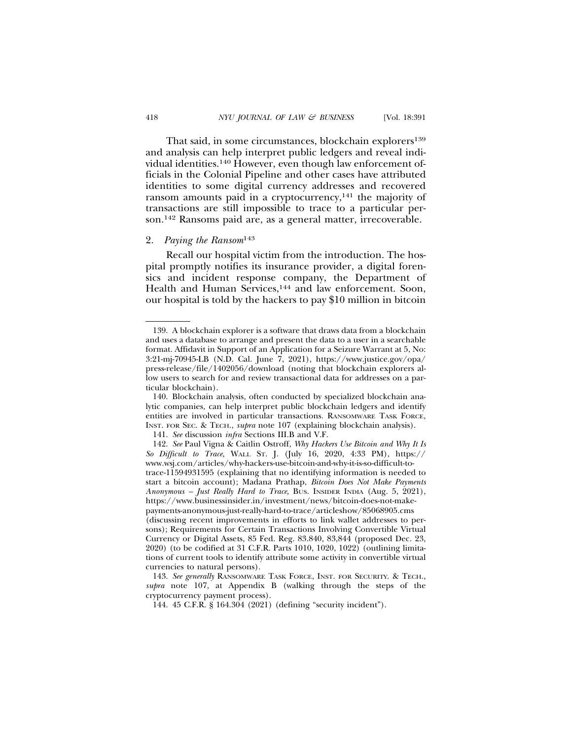That said, in some circumstances, blockchain explorers[139] and analysis can help interpret public ledgers and reveal individual identities.[140] However, even though law enforcement officials in the Colonial Pipeline and other cases have attributed identities to some digital currency addresses and recovered ransom amounts paid in a cryptocurrency,[141] the majority of transactions are still impossible to trace to a particular person.[142] Ransoms paid are, as a general matter, irrecoverable.

### 2. *Paying the Ransom*[143]

Recall our hospital victim from the introduction. The hospital promptly notifies its insurance provider, a digital forensics and incident response company, the Department of Health and Human Services,[144] and law enforcement. Soon, our hospital is told by the hackers to pay $10 million in bitcoin

---

139. A blockchain explorer is a software that draws data from a blockchain and uses a database to arrange and present the data to a user in a searchable format. Affidavit in Support of an Application for a Seizure Warrant at 5, No: 3:21-mj-70945-LB (N.D. Cal. June 7, 2021), https://www.justice.gov/opa/press-release/file/1402056/download (noting that blockchain explorers allow users to search for and review transactional data for addresses on a particular blockchain).

140. Blockchain analysis, often conducted by specialized blockchain analytic companies, can help interpret public blockchain ledgers and identify entities are involved in particular transactions. RANSOMWARE TASK FORCE, INST. FOR SEC. & TECH., *supra* note 107 (explaining blockchain analysis).

141. *See* discussion *infra* Sections III.B and V.F.

142. *See* Paul Vigna & Caitlin Ostroff, *Why Hackers Use Bitcoin and Why It Is So Difficult to Trace*, WALL ST. J. (July 16, 2020, 4:33 PM), https://www.wsj.com/articles/why-hackers-use-bitcoin-and-why-it-is-so-difficult-to-trace-11594931595 (explaining that no identifying information is needed to start a bitcoin account); Madana Prathap, *Bitcoin Does Not Make Payments Anonymous – Just Really Hard to Trace*, BUS. INSIDER INDIA (Aug. 5, 2021), https://www.businessinsider.in/investment/news/bitcoin-does-not-make-payments-anonymous-just-really-hard-to-trace/articleshow/85068905.cms (discussing recent improvements in efforts to link wallet addresses to persons); Requirements for Certain Transactions Involving Convertible Virtual Currency or Digital Assets, 85 Fed. Reg. 83.840, 83,844 (proposed Dec. 23, 2020) (to be codified at 31 C.F.R. Parts 1010, 1020, 1022) (outlining limitations of current tools to identify attribute some activity in convertible virtual currencies to natural persons).

143. *See generally* RANSOMWARE TASK FORCE, INST. FOR SECURITY. & TECH., *supra* note 107, at Appendix B (walking through the steps of the cryptocurrency payment process).

144. 45 C.F.R. § 164.304 (2021) (defining "security incident").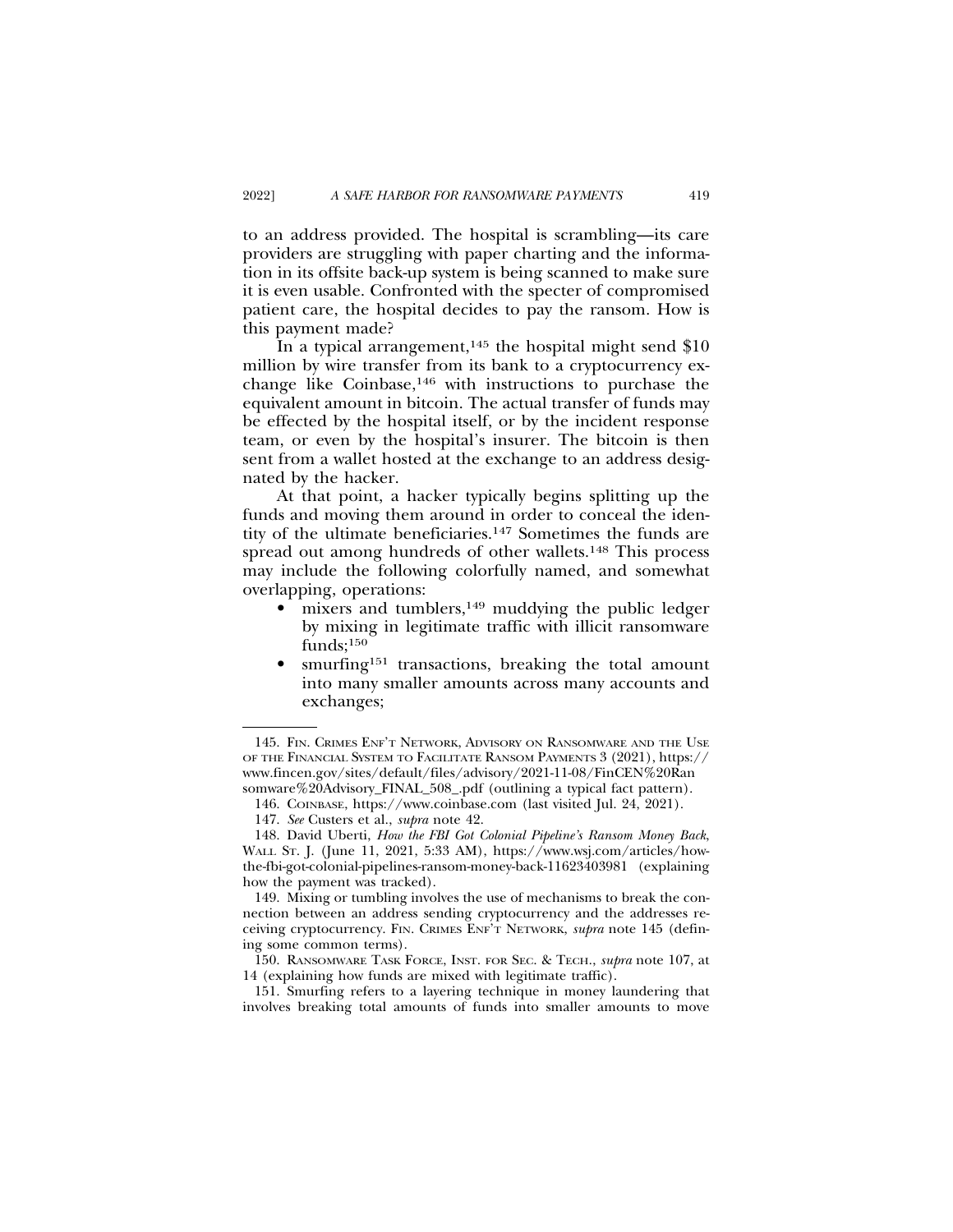to an address provided. The hospital is scrambling—its care providers are struggling with paper charting and the information in its offsite back-up system is being scanned to make sure it is even usable. Confronted with the specter of compromised patient care, the hospital decides to pay the ransom. How is this payment made?

In a typical arrangement,[145] the hospital might send $10 million by wire transfer from its bank to a cryptocurrency exchange like Coinbase,[146] with instructions to purchase the equivalent amount in bitcoin. The actual transfer of funds may be effected by the hospital itself, or by the incident response team, or even by the hospital's insurer. The bitcoin is then sent from a wallet hosted at the exchange to an address designated by the hacker.

At that point, a hacker typically begins splitting up the funds and moving them around in order to conceal the identity of the ultimate beneficiaries.[147] Sometimes the funds are spread out among hundreds of other wallets.[148] This process may include the following colorfully named, and somewhat overlapping, operations:

- mixers and tumblers,[149] muddying the public ledger by mixing in legitimate traffic with illicit ransomware funds;[150]
- smurfing[151] transactions, breaking the total amount into many smaller amounts across many accounts and exchanges;

---

145. FIN. CRIMES ENF'T NETWORK, ADVISORY ON RANSOMWARE AND THE USE OF THE FINANCIAL SYSTEM TO FACILITATE RANSOM PAYMENTS 3 (2021), https://www.fincen.gov/sites/default/files/advisory/2021-11-08/FinCEN%20Ransomware%20Advisory_FINAL_508_.pdf (outlining a typical fact pattern).

146. COINBASE, https://www.coinbase.com (last visited Jul. 24, 2021).

147. *See* Custers et al., *supra* note 42.

148. David Uberti, *How the FBI Got Colonial Pipeline's Ransom Money Back*, WALL ST. J. (June 11, 2021, 5:33 AM), https://www.wsj.com/articles/how-the-fbi-got-colonial-pipelines-ransom-money-back-11623403981 (explaining how the payment was tracked).

149. Mixing or tumbling involves the use of mechanisms to break the connection between an address sending cryptocurrency and the addresses receiving cryptocurrency. FIN. CRIMES ENF'T NETWORK, *supra* note 145 (defining some common terms).

150. RANSOMWARE TASK FORCE, INST. FOR SEC. & TECH., *supra* note 107, at 14 (explaining how funds are mixed with legitimate traffic).

151. Smurfing refers to a layering technique in money laundering that involves breaking total amounts of funds into smaller amounts to move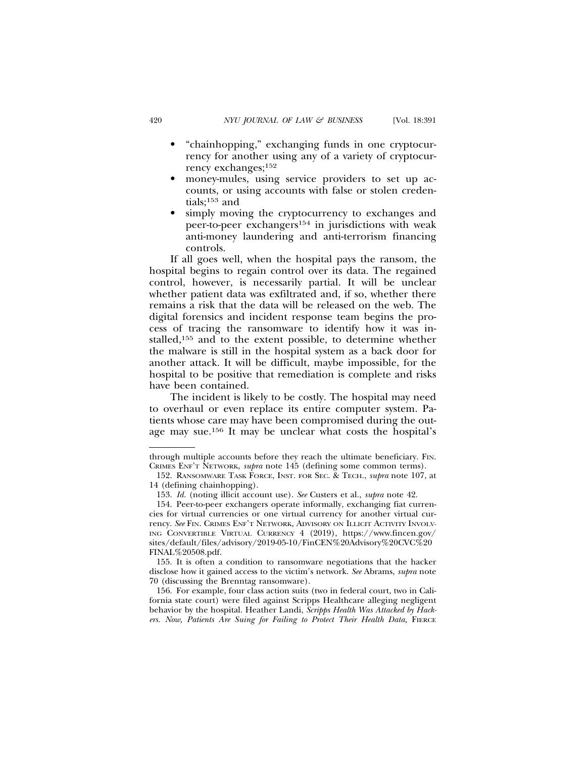- "chainhopping," exchanging funds in one cryptocurrency for another using any of a variety of cryptocurrency exchanges;[152]
- money-mules, using service providers to set up accounts, or using accounts with false or stolen credentials;[153] and
- simply moving the cryptocurrency to exchanges and peer-to-peer exchangers[154] in jurisdictions with weak anti-money laundering and anti-terrorism financing controls.

If all goes well, when the hospital pays the ransom, the hospital begins to regain control over its data. The regained control, however, is necessarily partial. It will be unclear whether patient data was exfiltrated and, if so, whether there remains a risk that the data will be released on the web. The digital forensics and incident response team begins the process of tracing the ransomware to identify how it was installed,[155] and to the extent possible, to determine whether the malware is still in the hospital system as a back door for another attack. It will be difficult, maybe impossible, for the hospital to be positive that remediation is complete and risks have been contained.

The incident is likely to be costly. The hospital may need to overhaul or even replace its entire computer system. Patients whose care may have been compromised during the outage may sue.[156] It may be unclear what costs the hospital's

---

through multiple accounts before they reach the ultimate beneficiary. FIN. CRIMES ENF'T NETWORK, *supra* note 145 (defining some common terms).

152. RANSOMWARE TASK FORCE, INST. FOR SEC. & TECH., *supra* note 107, at 14 (defining chainhopping).

153. *Id.* (noting illicit account use). *See* Custers et al., *supra* note 42.

154. Peer-to-peer exchangers operate informally, exchanging fiat currencies for virtual currencies or one virtual currency for another virtual currency. *See* FIN. CRIMES ENF'T NETWORK, ADVISORY ON ILLICIT ACTIVITY INVOLVING CONVERTIBLE VIRTUAL CURRENCY 4 (2019), https://www.fincen.gov/sites/default/files/advisory/2019-05-10/FinCEN%20Advisory%20CVC%20FINAL%20508.pdf.

155. It is often a condition to ransomware negotiations that the hacker disclose how it gained access to the victim's network. *See* Abrams, *supra* note 70 (discussing the Brenntag ransomware).

156. For example, four class action suits (two in federal court, two in California state court) were filed against Scripps Healthcare alleging negligent behavior by the hospital. Heather Landi, *Scripps Health Was Attacked by Hackers. Now, Patients Are Suing for Failing to Protect Their Health Data,* FIERCE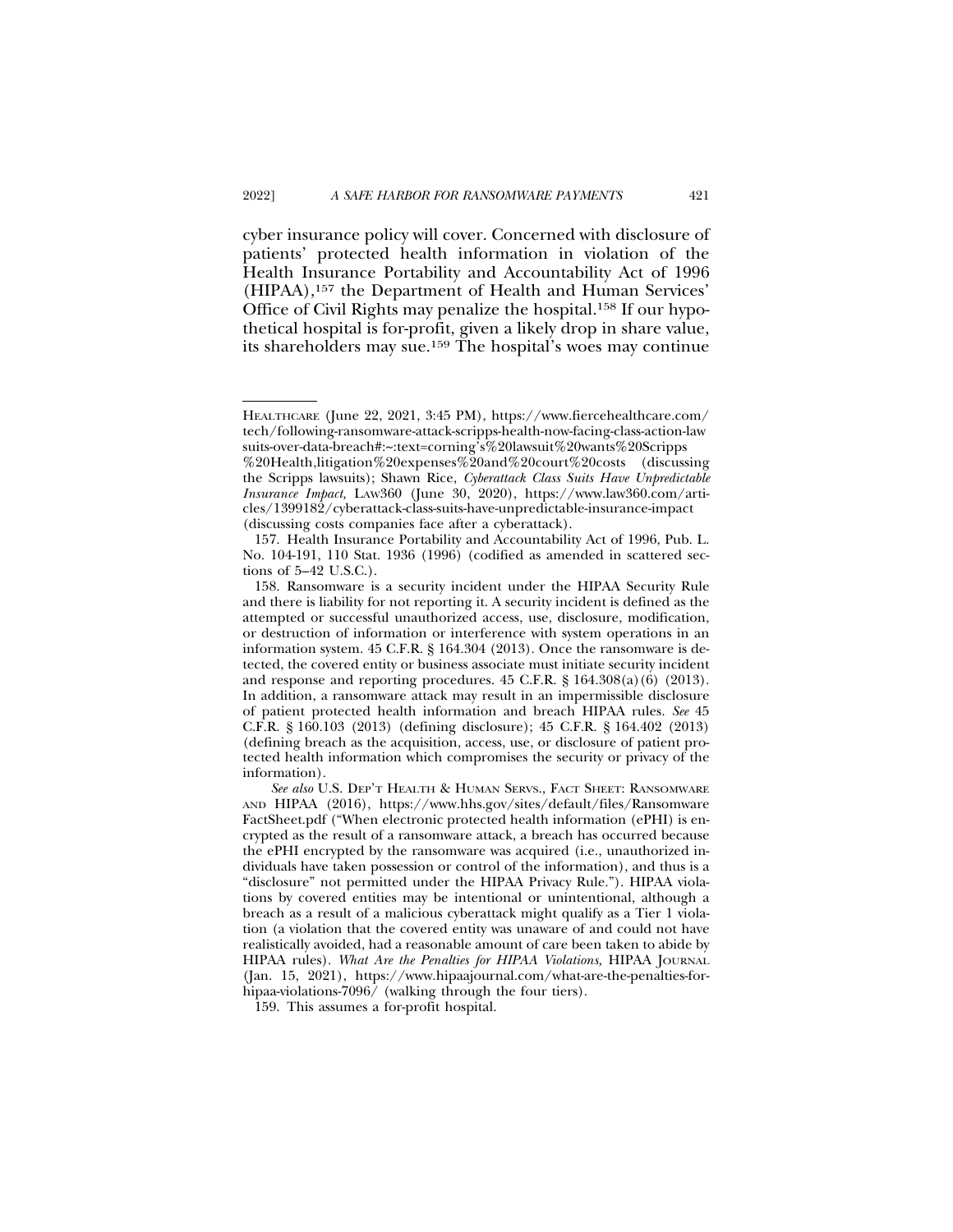cyber insurance policy will cover. Concerned with disclosure of patients' protected health information in violation of the Health Insurance Portability and Accountability Act of 1996 (HIPAA),[157] the Department of Health and Human Services' Office of Civil Rights may penalize the hospital.[158] If our hypothetical hospital is for-profit, given a likely drop in share value, its shareholders may sue.[159] The hospital's woes may continue

---

HEALTHCARE (June 22, 2021, 3:45 PM), https://www.fiercehealthcare.com/tech/following-ransomware-attack-scripps-health-now-facing-class-action-lawsuits-over-data-breach#:~:text=corning's%20lawsuit%20wants%20Scripps%20Health,litigation%20expenses%20and%20court%20costs (discussing the Scripps lawsuits); Shawn Rice, *Cyberattack Class Suits Have Unpredictable Insurance Impact,* LAW360 (June 30, 2020), https://www.law360.com/articles/1399182/cyberattack-class-suits-have-unpredictable-insurance-impact (discussing costs companies face after a cyberattack).

157. Health Insurance Portability and Accountability Act of 1996, Pub. L. No. 104-191, 110 Stat. 1936 (1996) (codified as amended in scattered sections of 5–42 U.S.C.).

158. Ransomware is a security incident under the HIPAA Security Rule and there is liability for not reporting it. A security incident is defined as the attempted or successful unauthorized access, use, disclosure, modification, or destruction of information or interference with system operations in an information system. 45 C.F.R. § 164.304 (2013). Once the ransomware is detected, the covered entity or business associate must initiate security incident and response and reporting procedures. 45 C.F.R. § 164.308(a)(6) (2013). In addition, a ransomware attack may result in an impermissible disclosure of patient protected health information and breach HIPAA rules. *See* 45 C.F.R. § 160.103 (2013) (defining disclosure); 45 C.F.R. § 164.402 (2013) (defining breach as the acquisition, access, use, or disclosure of patient protected health information which compromises the security or privacy of the information).

*See also* U.S. DEP'T HEALTH & HUMAN SERVS., FACT SHEET: RANSOMWARE AND HIPAA (2016), https://www.hhs.gov/sites/default/files/RansomwareFactSheet.pdf ("When electronic protected health information (ePHI) is encrypted as the result of a ransomware attack, a breach has occurred because the ePHI encrypted by the ransomware was acquired (i.e., unauthorized individuals have taken possession or control of the information), and thus is a "disclosure" not permitted under the HIPAA Privacy Rule."). HIPAA violations by covered entities may be intentional or unintentional, although a breach as a result of a malicious cyberattack might qualify as a Tier 1 violation (a violation that the covered entity was unaware of and could not have realistically avoided, had a reasonable amount of care been taken to abide by HIPAA rules). *What Are the Penalties for HIPAA Violations,* HIPAA JOURNAL (Jan. 15, 2021), https://www.hipaajournal.com/what-are-the-penalties-for-hipaa-violations-7096/ (walking through the four tiers).

159. This assumes a for-profit hospital.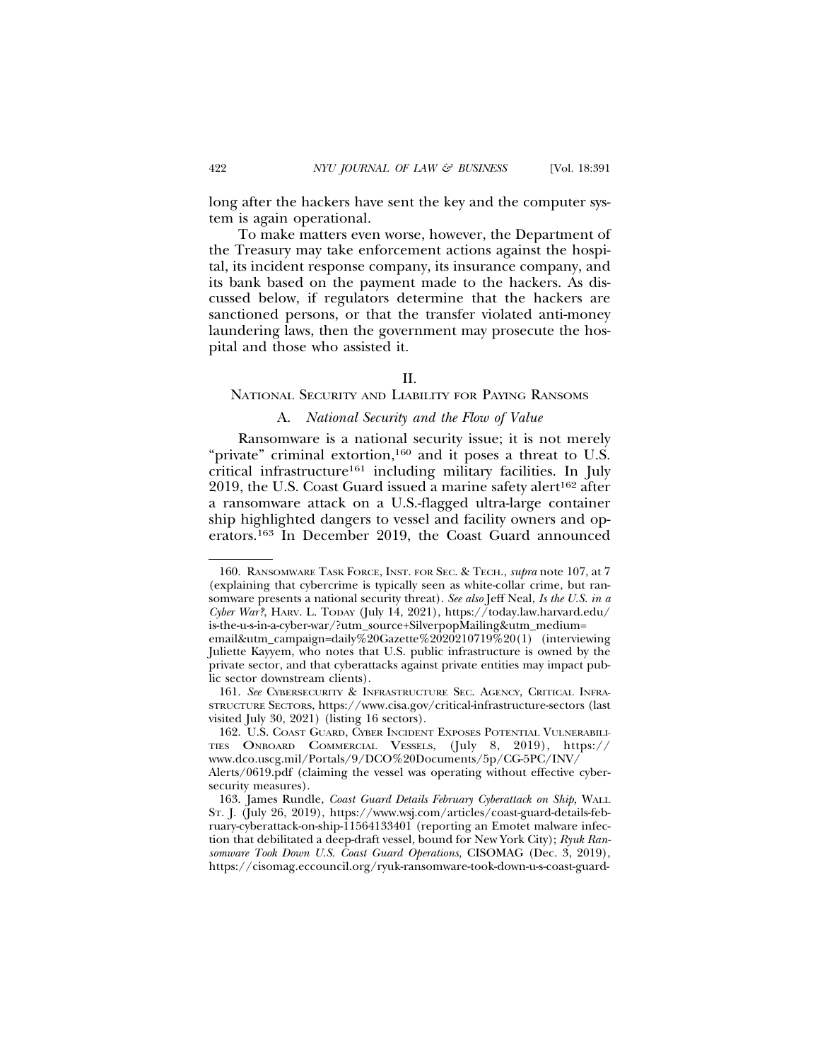long after the hackers have sent the key and the computer system is again operational.

To make matters even worse, however, the Department of the Treasury may take enforcement actions against the hospital, its incident response company, its insurance company, and its bank based on the payment made to the hackers. As discussed below, if regulators determine that the hackers are sanctioned persons, or that the transfer violated anti-money laundering laws, then the government may prosecute the hospital and those who assisted it.

## II.
## NATIONAL SECURITY AND LIABILITY FOR PAYING RANSOMS

### A. *National Security and the Flow of Value*

Ransomware is a national security issue; it is not merely "private" criminal extortion,[160] and it poses a threat to U.S. critical infrastructure[161] including military facilities. In July 2019, the U.S. Coast Guard issued a marine safety alert[162] after a ransomware attack on a U.S.-flagged ultra-large container ship highlighted dangers to vessel and facility owners and operators.[163] In December 2019, the Coast Guard announced

---

160. RANSOMWARE TASK FORCE, INST. FOR SEC. & TECH., *supra* note 107, at 7 (explaining that cybercrime is typically seen as white-collar crime, but ransomware presents a national security threat). *See also* Jeff Neal, *Is the U.S. in a Cyber War?*, HARV. L. TODAY (July 14, 2021), https://today.law.harvard.edu/is-the-u-s-in-a-cyber-war/?utm_source+SilverpopMailing&utm_medium=email&utm_campaign=daily%20Gazette%2020210719%20(1) (interviewing Juliette Kayyem, who notes that U.S. public infrastructure is owned by the private sector, and that cyberattacks against private entities may impact public sector downstream clients).

161. *See* CYBERSECURITY & INFRASTRUCTURE SEC. AGENCY, CRITICAL INFRASTRUCTURE SECTORS, https://www.cisa.gov/critical-infrastructure-sectors (last visited July 30, 2021) (listing 16 sectors).

162. U.S. COAST GUARD, CYBER INCIDENT EXPOSES POTENTIAL VULNERABILITIES ONBOARD COMMERCIAL VESSELS, (July 8, 2019), https://www.dco.uscg.mil/Portals/9/DCO%20Documents/5p/CG-5PC/INV/Alerts/0619.pdf (claiming the vessel was operating without effective cybersecurity measures).

163. James Rundle, *Coast Guard Details February Cyberattack on Ship,* WALL ST. J. (July 26, 2019), https://www.wsj.com/articles/coast-guard-details-february-cyberattack-on-ship-11564133401 (reporting an Emotet malware infection that debilitated a deep-draft vessel, bound for New York City); *Ryuk Ransomware Took Down U.S. Coast Guard Operations,* CISOMAG (Dec. 3, 2019), https://cisomag.eccouncil.org/ryuk-ransomware-took-down-u-s-coast-guard-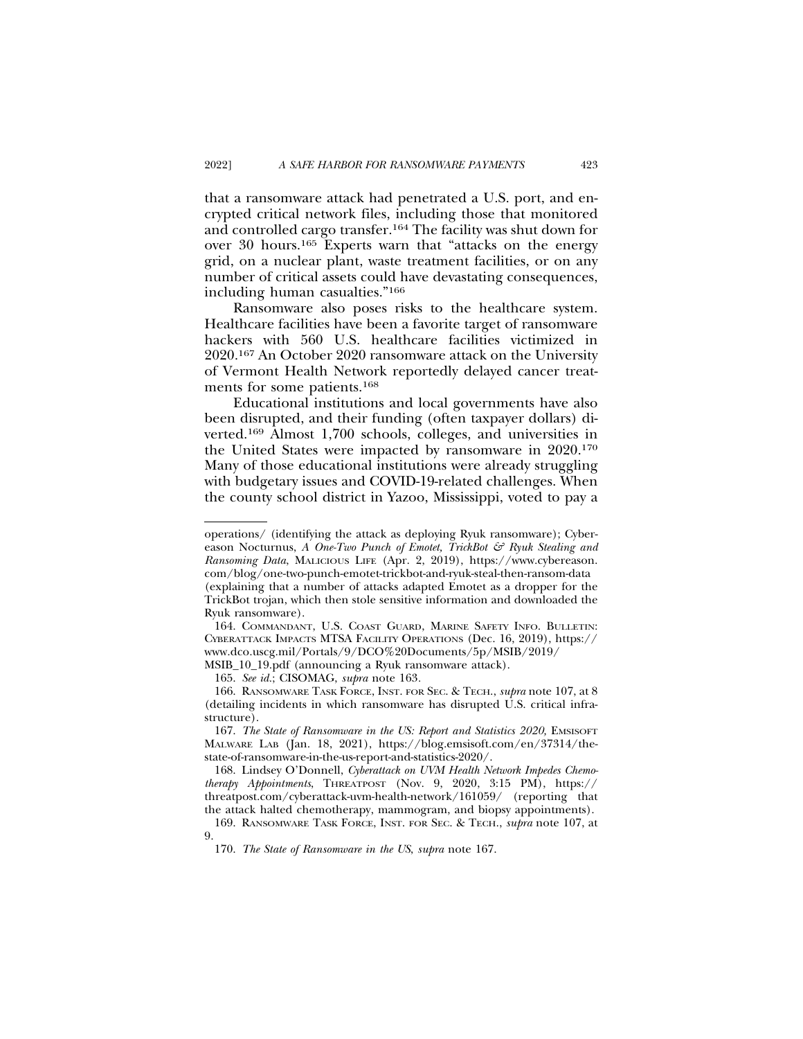that a ransomware attack had penetrated a U.S. port, and encrypted critical network files, including those that monitored and controlled cargo transfer.[164] The facility was shut down for over 30 hours.[165] Experts warn that "attacks on the energy grid, on a nuclear plant, waste treatment facilities, or on any number of critical assets could have devastating consequences, including human casualties."[166]

Ransomware also poses risks to the healthcare system. Healthcare facilities have been a favorite target of ransomware hackers with 560 U.S. healthcare facilities victimized in 2020.[167] An October 2020 ransomware attack on the University of Vermont Health Network reportedly delayed cancer treatments for some patients.[168]

Educational institutions and local governments have also been disrupted, and their funding (often taxpayer dollars) diverted.[169] Almost 1,700 schools, colleges, and universities in the United States were impacted by ransomware in 2020.[170] Many of those educational institutions were already struggling with budgetary issues and COVID-19-related challenges. When the county school district in Yazoo, Mississippi, voted to pay a

---

operations/ (identifying the attack as deploying Ryuk ransomware); Cybereason Nocturnus, *A One-Two Punch of Emotet, TrickBot & Ryuk Stealing and Ransoming Data*, MALICIOUS LIFE (Apr. 2, 2019), https://www.cybereason.com/blog/one-two-punch-emotet-trickbot-and-ryuk-steal-then-ransom-data (explaining that a number of attacks adapted Emotet as a dropper for the TrickBot trojan, which then stole sensitive information and downloaded the Ryuk ransomware).

164. COMMANDANT, U.S. COAST GUARD, MARINE SAFETY INFO. BULLETIN: CYBERATTACK IMPACTS MTSA FACILITY OPERATIONS (Dec. 16, 2019), https://www.dco.uscg.mil/Portals/9/DCO%20Documents/5p/MSIB/2019/MSIB_10_19.pdf (announcing a Ryuk ransomware attack).

165. *See id.*; CISOMAG, *supra* note 163.

166. RANSOMWARE TASK FORCE, INST. FOR SEC. & TECH., *supra* note 107, at 8 (detailing incidents in which ransomware has disrupted U.S. critical infrastructure).

167. *The State of Ransomware in the US: Report and Statistics 2020,* EMSISOFT MALWARE LAB (Jan. 18, 2021), https://blog.emsisoft.com/en/37314/the-state-of-ransomware-in-the-us-report-and-statistics-2020/.

168. Lindsey O'Donnell, *Cyberattack on UVM Health Network Impedes Chemotherapy Appointments*, THREATPOST (Nov. 9, 2020, 3:15 PM), https://threatpost.com/cyberattack-uvm-health-network/161059/ (reporting that the attack halted chemotherapy, mammogram, and biopsy appointments).

169. RANSOMWARE TASK FORCE, INST. FOR SEC. & TECH., *supra* note 107, at 9.

170. *The State of Ransomware in the US*, *supra* note 167.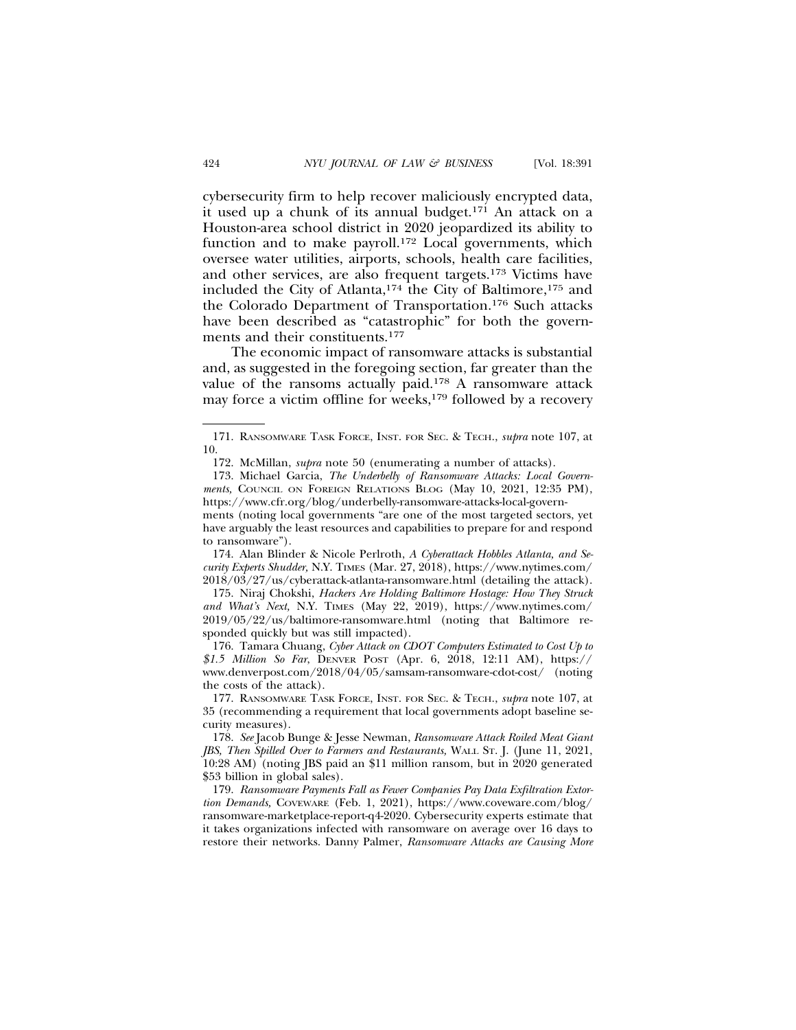cybersecurity firm to help recover maliciously encrypted data, it used up a chunk of its annual budget.[171] An attack on a Houston-area school district in 2020 jeopardized its ability to function and to make payroll.[172] Local governments, which oversee water utilities, airports, schools, health care facilities, and other services, are also frequent targets.[173] Victims have included the City of Atlanta,[174] the City of Baltimore,[175] and the Colorado Department of Transportation.[176] Such attacks have been described as "catastrophic" for both the governments and their constituents.[177]

The economic impact of ransomware attacks is substantial and, as suggested in the foregoing section, far greater than the value of the ransoms actually paid.[178] A ransomware attack may force a victim offline for weeks,[179] followed by a recovery

---

171. RANSOMWARE TASK FORCE, INST. FOR SEC. & TECH., *supra* note 107, at 10.

172. McMillan, *supra* note 50 (enumerating a number of attacks).

173. Michael Garcia, *The Underbelly of Ransomware Attacks: Local Governments,* COUNCIL ON FOREIGN RELATIONS BLOG (May 10, 2021, 12:35 PM), https://www.cfr.org/blog/underbelly-ransomware-attacks-local-governments (noting local governments "are one of the most targeted sectors, yet have arguably the least resources and capabilities to prepare for and respond to ransomware").

174. Alan Blinder & Nicole Perlroth, *A Cyberattack Hobbles Atlanta, and Security Experts Shudder,* N.Y. TIMES (Mar. 27, 2018), https://www.nytimes.com/2018/03/27/us/cyberattack-atlanta-ransomware.html (detailing the attack).

175. Niraj Chokshi, *Hackers Are Holding Baltimore Hostage: How They Struck and What's Next,* N.Y. TIMES (May 22, 2019), https://www.nytimes.com/2019/05/22/us/baltimore-ransomware.html (noting that Baltimore responded quickly but was still impacted).

176. Tamara Chuang, *Cyber Attack on CDOT Computers Estimated to Cost Up to $1.5 Million So Far,* DENVER POST (Apr. 6, 2018, 12:11 AM), https://www.denverpost.com/2018/04/05/samsam-ransomware-cdot-cost/ (noting the costs of the attack).

177. RANSOMWARE TASK FORCE, INST. FOR SEC. & TECH., *supra* note 107, at 35 (recommending a requirement that local governments adopt baseline security measures).

178. *See* Jacob Bunge & Jesse Newman, *Ransomware Attack Roiled Meat Giant JBS, Then Spilled Over to Farmers and Restaurants,* WALL ST. J. (June 11, 2021, 10:28 AM) (noting JBS paid an $11 million ransom, but in 2020 generated $53 billion in global sales).

179. *Ransomware Payments Fall as Fewer Companies Pay Data Exfiltration Extortion Demands,* COVEWARE (Feb. 1, 2021), https://www.coveware.com/blog/ransomware-marketplace-report-q4-2020. Cybersecurity experts estimate that it takes organizations infected with ransomware on average over 16 days to restore their networks. Danny Palmer, *Ransomware Attacks are Causing More*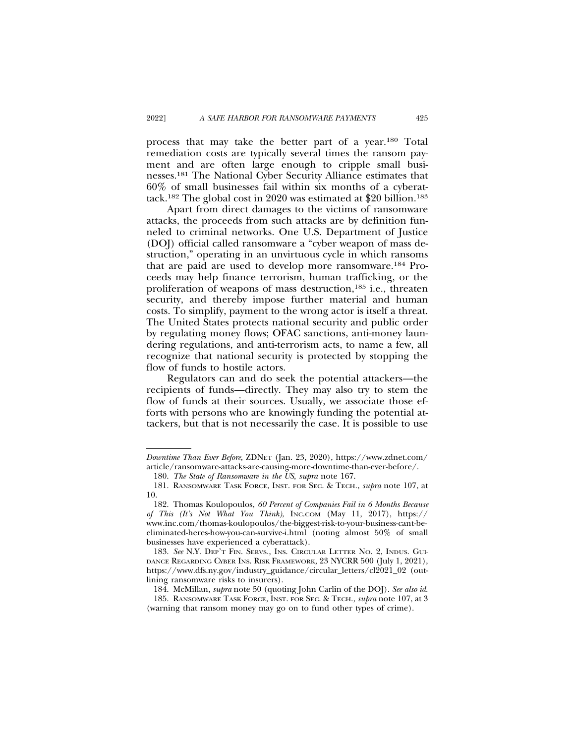process that may take the better part of a year.[180] Total remediation costs are typically several times the ransom payment and are often large enough to cripple small businesses.[181] The National Cyber Security Alliance estimates that 60% of small businesses fail within six months of a cyberattack.[182] The global cost in 2020 was estimated at $20 billion.[183]

Apart from direct damages to the victims of ransomware attacks, the proceeds from such attacks are by definition funneled to criminal networks. One U.S. Department of Justice (DOJ) official called ransomware a "cyber weapon of mass destruction," operating in an unvirtuous cycle in which ransoms that are paid are used to develop more ransomware.[184] Proceeds may help finance terrorism, human trafficking, or the proliferation of weapons of mass destruction,[185] i.e., threaten security, and thereby impose further material and human costs. To simplify, payment to the wrong actor is itself a threat. The United States protects national security and public order by regulating money flows; OFAC sanctions, anti-money laundering regulations, and anti-terrorism acts, to name a few, all recognize that national security is protected by stopping the flow of funds to hostile actors.

Regulators can and do seek the potential attackers—the recipients of funds—directly. They may also try to stem the flow of funds at their sources. Usually, we associate those efforts with persons who are knowingly funding the potential attackers, but that is not necessarily the case. It is possible to use

---

*Downtime Than Ever Before*, ZDNET (Jan. 23, 2020), https://www.zdnet.com/article/ransomware-attacks-are-causing-more-downtime-than-ever-before/.

180. *The State of Ransomware in the US*, *supra* note 167.

181. RANSOMWARE TASK FORCE, INST. FOR SEC. & TECH., *supra* note 107, at 10.

182. Thomas Koulopoulos, *60 Percent of Companies Fail in 6 Months Because of This (It's Not What You Think)*, INC.COM (May 11, 2017), https://www.inc.com/thomas-koulopoulos/the-biggest-risk-to-your-business-cant-be-eliminated-heres-how-you-can-survive-i.html (noting almost 50% of small businesses have experienced a cyberattack).

183. *See* N.Y. DEP'T FIN. SERVS., INS. CIRCULAR LETTER NO. 2, INDUS. GUIDANCE REGARDING CYBER INS. RISK FRAMEWORK, 23 NYCRR 500 (July 1, 2021), https://www.dfs.ny.gov/industry_guidance/circular_letters/cl2021_02 (outlining ransomware risks to insurers).

184. McMillan, *supra* note 50 (quoting John Carlin of the DOJ). *See also id.*

185. RANSOMWARE TASK FORCE, INST. FOR SEC. & TECH., *supra* note 107, at 3 (warning that ransom money may go on to fund other types of crime).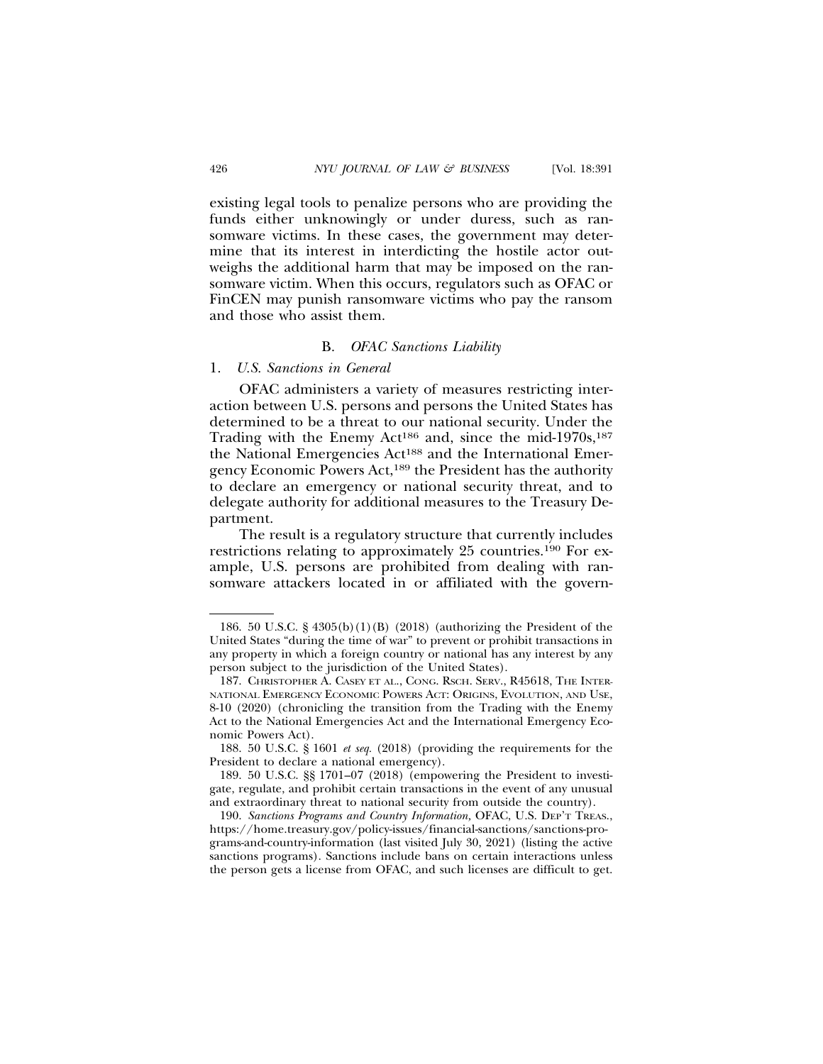existing legal tools to penalize persons who are providing the funds either unknowingly or under duress, such as ransomware victims. In these cases, the government may determine that its interest in interdicting the hostile actor outweighs the additional harm that may be imposed on the ransomware victim. When this occurs, regulators such as OFAC or FinCEN may punish ransomware victims who pay the ransom and those who assist them.

### B. *OFAC Sanctions Liability*

#### 1. *U.S. Sanctions in General*

OFAC administers a variety of measures restricting interaction between U.S. persons and persons the United States has determined to be a threat to our national security. Under the Trading with the Enemy Act[186] and, since the mid-1970s,[187] the National Emergencies Act[188] and the International Emergency Economic Powers Act,[189] the President has the authority to declare an emergency or national security threat, and to delegate authority for additional measures to the Treasury Department.

The result is a regulatory structure that currently includes restrictions relating to approximately 25 countries.[190] For example, U.S. persons are prohibited from dealing with ransomware attackers located in or affiliated with the govern-

---

186. 50 U.S.C. § 4305(b)(1)(B) (2018) (authorizing the President of the United States "during the time of war" to prevent or prohibit transactions in any property in which a foreign country or national has any interest by any person subject to the jurisdiction of the United States).

187. CHRISTOPHER A. CASEY ET AL., CONG. RSCH. SERV., R45618, THE INTERNATIONAL EMERGENCY ECONOMIC POWERS ACT: ORIGINS, EVOLUTION, AND USE, 8-10 (2020) (chronicling the transition from the Trading with the Enemy Act to the National Emergencies Act and the International Emergency Economic Powers Act).

188. 50 U.S.C. § 1601 *et seq.* (2018) (providing the requirements for the President to declare a national emergency).

189. 50 U.S.C. §§ 1701–07 (2018) (empowering the President to investigate, regulate, and prohibit certain transactions in the event of any unusual and extraordinary threat to national security from outside the country).

190. *Sanctions Programs and Country Information*, OFAC, U.S. DEP'T TREAS., https://home.treasury.gov/policy-issues/financial-sanctions/sanctions-programs-and-country-information (last visited July 30, 2021) (listing the active sanctions programs). Sanctions include bans on certain interactions unless the person gets a license from OFAC, and such licenses are difficult to get.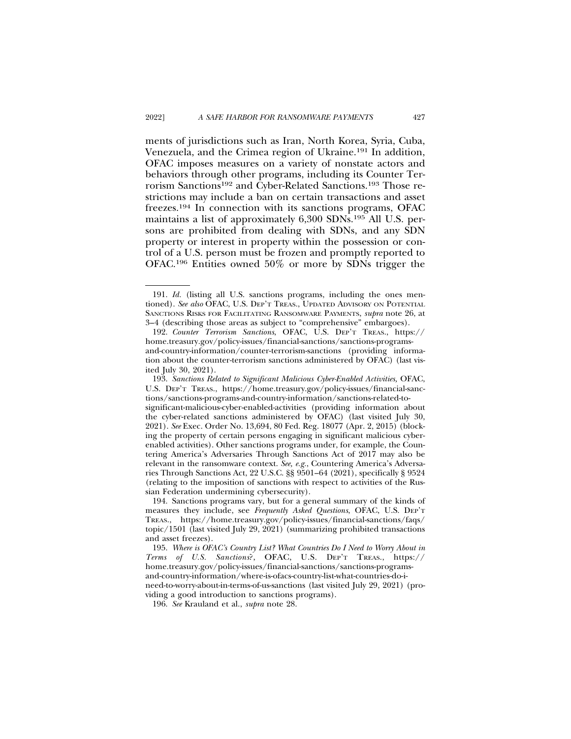ments of jurisdictions such as Iran, North Korea, Syria, Cuba, Venezuela, and the Crimea region of Ukraine.[191] In addition, OFAC imposes measures on a variety of nonstate actors and behaviors through other programs, including its Counter Terrorism Sanctions[192] and Cyber-Related Sanctions.[193] Those restrictions may include a ban on certain transactions and asset freezes.[194] In connection with its sanctions programs, OFAC maintains a list of approximately 6,300 SDNs.[195] All U.S. persons are prohibited from dealing with SDNs, and any SDN property or interest in property within the possession or control of a U.S. person must be frozen and promptly reported to OFAC.[196] Entities owned 50% or more by SDNs trigger the

---

191. *Id.* (listing all U.S. sanctions programs, including the ones mentioned). *See also* OFAC, U.S. DEP'T TREAS., UPDATED ADVISORY ON POTENTIAL SANCTIONS RISKS FOR FACILITATING RANSOMWARE PAYMENTS, *supra* note 26, at 3–4 (describing those areas as subject to "comprehensive" embargoes).

192. *Counter Terrorism Sanctions*, OFAC, U.S. DEP'T TREAS., https://home.treasury.gov/policy-issues/financial-sanctions/sanctions-programs-and-country-information/counter-terrorism-sanctions (providing information about the counter-terrorism sanctions administered by OFAC) (last visited July 30, 2021).

193. *Sanctions Related to Significant Malicious Cyber-Enabled Activities,* OFAC, U.S. DEP'T TREAS., https://home.treasury.gov/policy-issues/financial-sanctions/sanctions-programs-and-country-information/sanctions-related-to-significant-malicious-cyber-enabled-activities (providing information about the cyber-related sanctions administered by OFAC) (last visited July 30, 2021). *See* Exec. Order No. 13,694, 80 Fed. Reg. 18077 (Apr. 2, 2015) (blocking the property of certain persons engaging in significant malicious cyber-enabled activities). Other sanctions programs under, for example, the Countering America's Adversaries Through Sanctions Act of 2017 may also be relevant in the ransomware context. *See, e.g.*, Countering America's Adversaries Through Sanctions Act, 22 U.S.C. §§ 9501–64 (2021), specifically § 9524 (relating to the imposition of sanctions with respect to activities of the Russian Federation undermining cybersecurity).

194. Sanctions programs vary, but for a general summary of the kinds of measures they include, see *Frequently Asked Questions*, OFAC, U.S. DEP'T TREAS., https://home.treasury.gov/policy-issues/financial-sanctions/faqs/topic/1501 (last visited July 29, 2021) (summarizing prohibited transactions and asset freezes).

195. *Where is OFAC's Country List? What Countries Do I Need to Worry About in Terms of U.S. Sanctions?*, OFAC, U.S. DEP'T TREAS., https://home.treasury.gov/policy-issues/financial-sanctions/sanctions-programs-and-country-information/where-is-ofacs-country-list-what-countries-do-i-need-to-worry-about-in-terms-of-us-sanctions (last visited July 29, 2021) (providing a good introduction to sanctions programs).

196. *See* Krauland et al., *supra* note 28.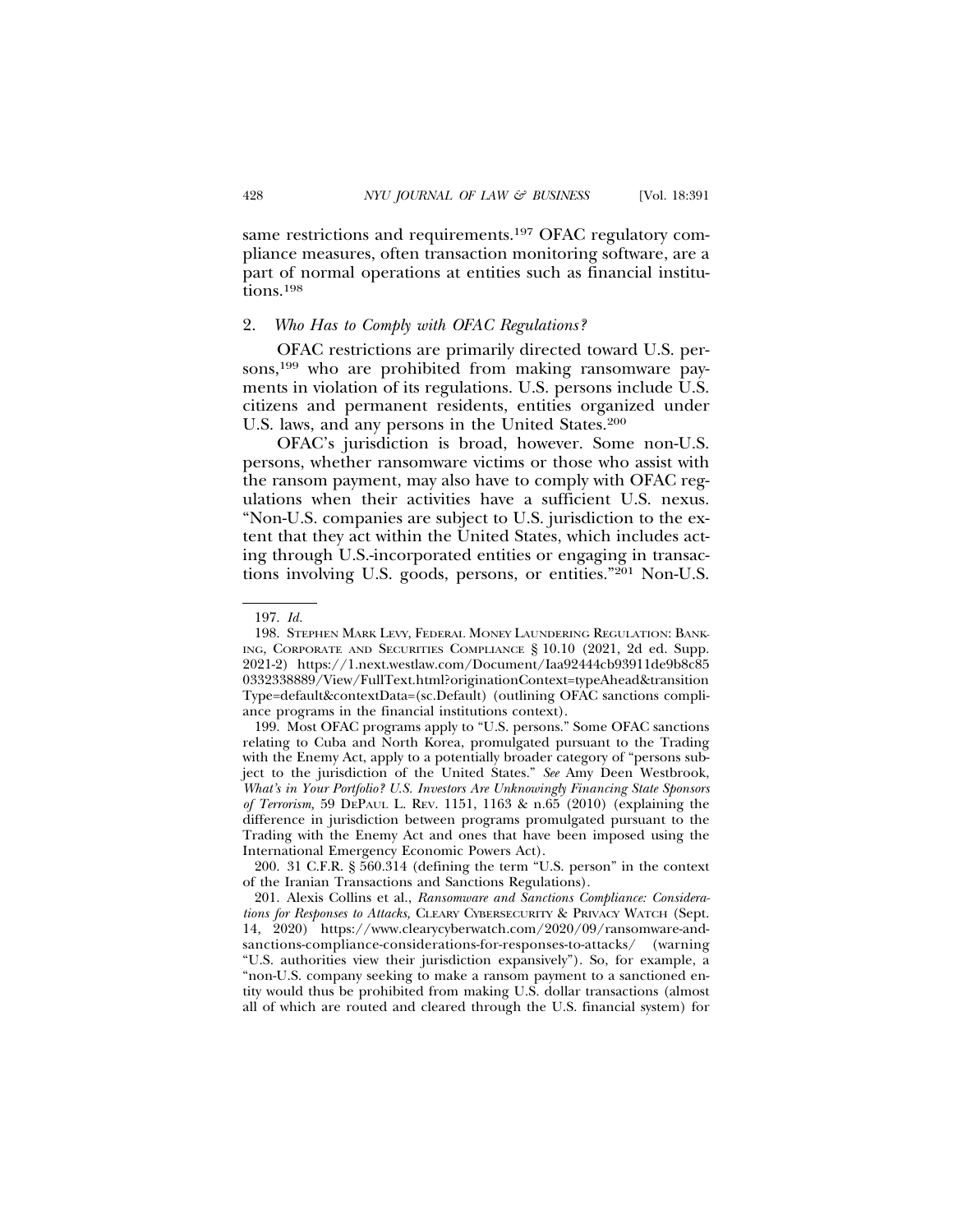same restrictions and requirements.[197] OFAC regulatory compliance measures, often transaction monitoring software, are a part of normal operations at entities such as financial institutions.[198]

### 2. *Who Has to Comply with OFAC Regulations?*

OFAC restrictions are primarily directed toward U.S. persons,[199] who are prohibited from making ransomware payments in violation of its regulations. U.S. persons include U.S. citizens and permanent residents, entities organized under U.S. laws, and any persons in the United States.[200]

OFAC's jurisdiction is broad, however. Some non-U.S. persons, whether ransomware victims or those who assist with the ransom payment, may also have to comply with OFAC regulations when their activities have a sufficient U.S. nexus. "Non-U.S. companies are subject to U.S. jurisdiction to the extent that they act within the United States, which includes acting through U.S.-incorporated entities or engaging in transactions involving U.S. goods, persons, or entities."[201] Non-U.S.

---

197. *Id.*

198. STEPHEN MARK LEVY, FEDERAL MONEY LAUNDERING REGULATION: BANKING, CORPORATE AND SECURITIES COMPLIANCE § 10.10 (2021, 2d ed. Supp. 2021-2) https://1.next.westlaw.com/Document/Iaa92444cb93911de9b8c850332338889/View/FullText.html?originationContext=typeAhead&transitionType=default&contextData=(sc.Default) (outlining OFAC sanctions compliance programs in the financial institutions context).

199. Most OFAC programs apply to "U.S. persons." Some OFAC sanctions relating to Cuba and North Korea, promulgated pursuant to the Trading with the Enemy Act, apply to a potentially broader category of "persons subject to the jurisdiction of the United States." *See* Amy Deen Westbrook, *What's in Your Portfolio? U.S. Investors Are Unknowingly Financing State Sponsors of Terrorism,* 59 DEPAUL L. REV. 1151, 1163 & n.65 (2010) (explaining the difference in jurisdiction between programs promulgated pursuant to the Trading with the Enemy Act and ones that have been imposed using the International Emergency Economic Powers Act).

200. 31 C.F.R. § 560.314 (defining the term "U.S. person" in the context of the Iranian Transactions and Sanctions Regulations).

201. Alexis Collins et al., *Ransomware and Sanctions Compliance: Considerations for Responses to Attacks,* CLEARY CYBERSECURITY & PRIVACY WATCH (Sept. 14, 2020) https://www.clearycyberwatch.com/2020/09/ransomware-and-sanctions-compliance-considerations-for-responses-to-attacks/ (warning "U.S. authorities view their jurisdiction expansively"). So, for example, a "non-U.S. company seeking to make a ransom payment to a sanctioned entity would thus be prohibited from making U.S. dollar transactions (almost all of which are routed and cleared through the U.S. financial system) for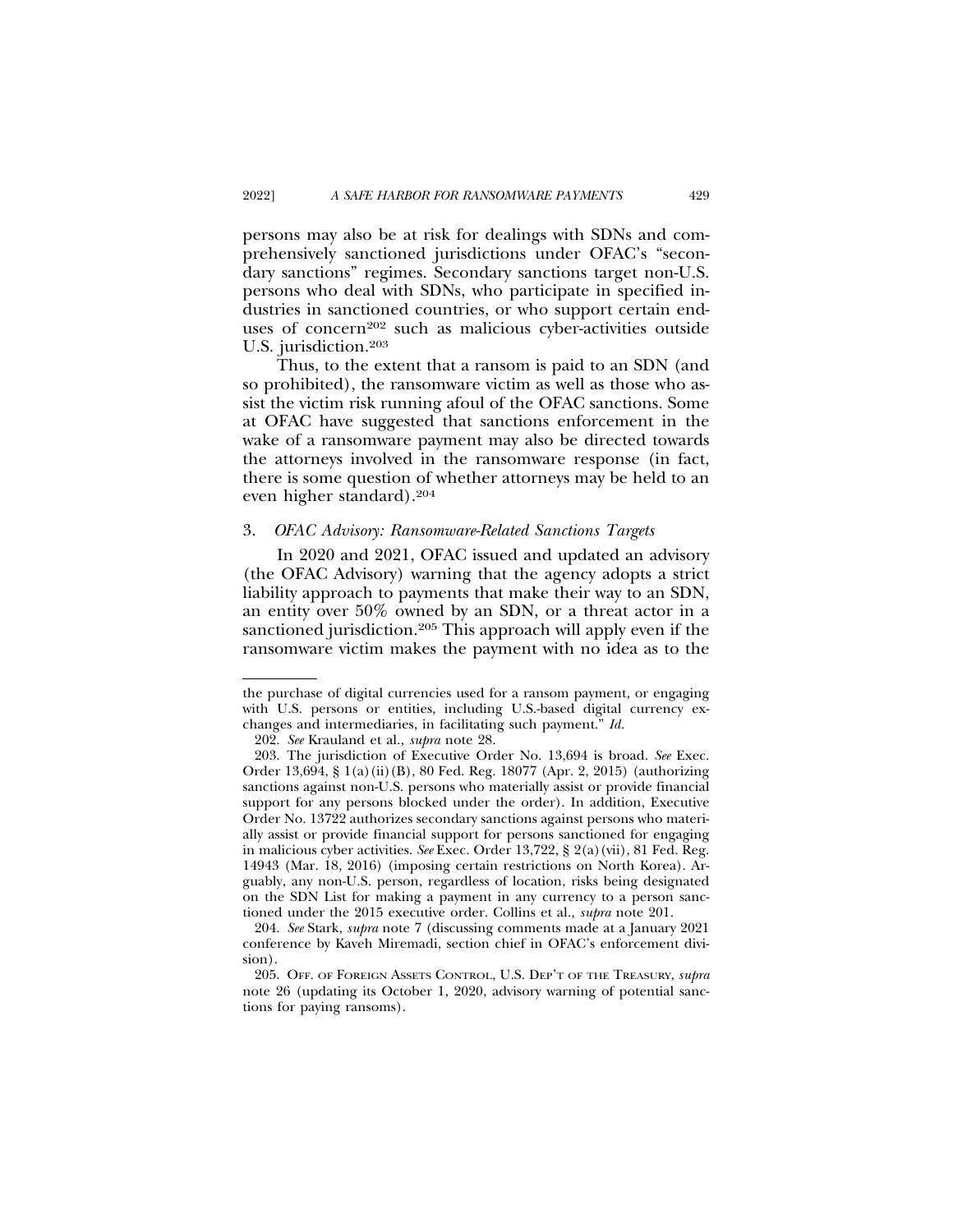persons may also be at risk for dealings with SDNs and comprehensively sanctioned jurisdictions under OFAC's "secondary sanctions" regimes. Secondary sanctions target non-U.S. persons who deal with SDNs, who participate in specified industries in sanctioned countries, or who support certain end-uses of concern[202] such as malicious cyber-activities outside U.S. jurisdiction.[203]

Thus, to the extent that a ransom is paid to an SDN (and so prohibited), the ransomware victim as well as those who assist the victim risk running afoul of the OFAC sanctions. Some at OFAC have suggested that sanctions enforcement in the wake of a ransomware payment may also be directed towards the attorneys involved in the ransomware response (in fact, there is some question of whether attorneys may be held to an even higher standard).[204]

### 3. *OFAC Advisory: Ransomware-Related Sanctions Targets*

In 2020 and 2021, OFAC issued and updated an advisory (the OFAC Advisory) warning that the agency adopts a strict liability approach to payments that make their way to an SDN, an entity over 50% owned by an SDN, or a threat actor in a sanctioned jurisdiction.[205] This approach will apply even if the ransomware victim makes the payment with no idea as to the

---

the purchase of digital currencies used for a ransom payment, or engaging with U.S. persons or entities, including U.S.-based digital currency exchanges and intermediaries, in facilitating such payment." *Id.*

202. *See* Krauland et al., *supra* note 28.

203. The jurisdiction of Executive Order No. 13,694 is broad. *See* Exec. Order 13,694, § 1(a)(ii)(B), 80 Fed. Reg. 18077 (Apr. 2, 2015) (authorizing sanctions against non-U.S. persons who materially assist or provide financial support for any persons blocked under the order). In addition, Executive Order No. 13722 authorizes secondary sanctions against persons who materially assist or provide financial support for persons sanctioned for engaging in malicious cyber activities. *See* Exec. Order 13,722, § 2(a)(vii), 81 Fed. Reg. 14943 (Mar. 18, 2016) (imposing certain restrictions on North Korea). Arguably, any non-U.S. person, regardless of location, risks being designated on the SDN List for making a payment in any currency to a person sanctioned under the 2015 executive order. Collins et al., *supra* note 201.

204. *See* Stark, *supra* note 7 (discussing comments made at a January 2021 conference by Kaveh Miremadi, section chief in OFAC's enforcement division).

205. OFF. OF FOREIGN ASSETS CONTROL, U.S. DEP'T OF THE TREASURY, *supra* note 26 (updating its October 1, 2020, advisory warning of potential sanctions for paying ransoms).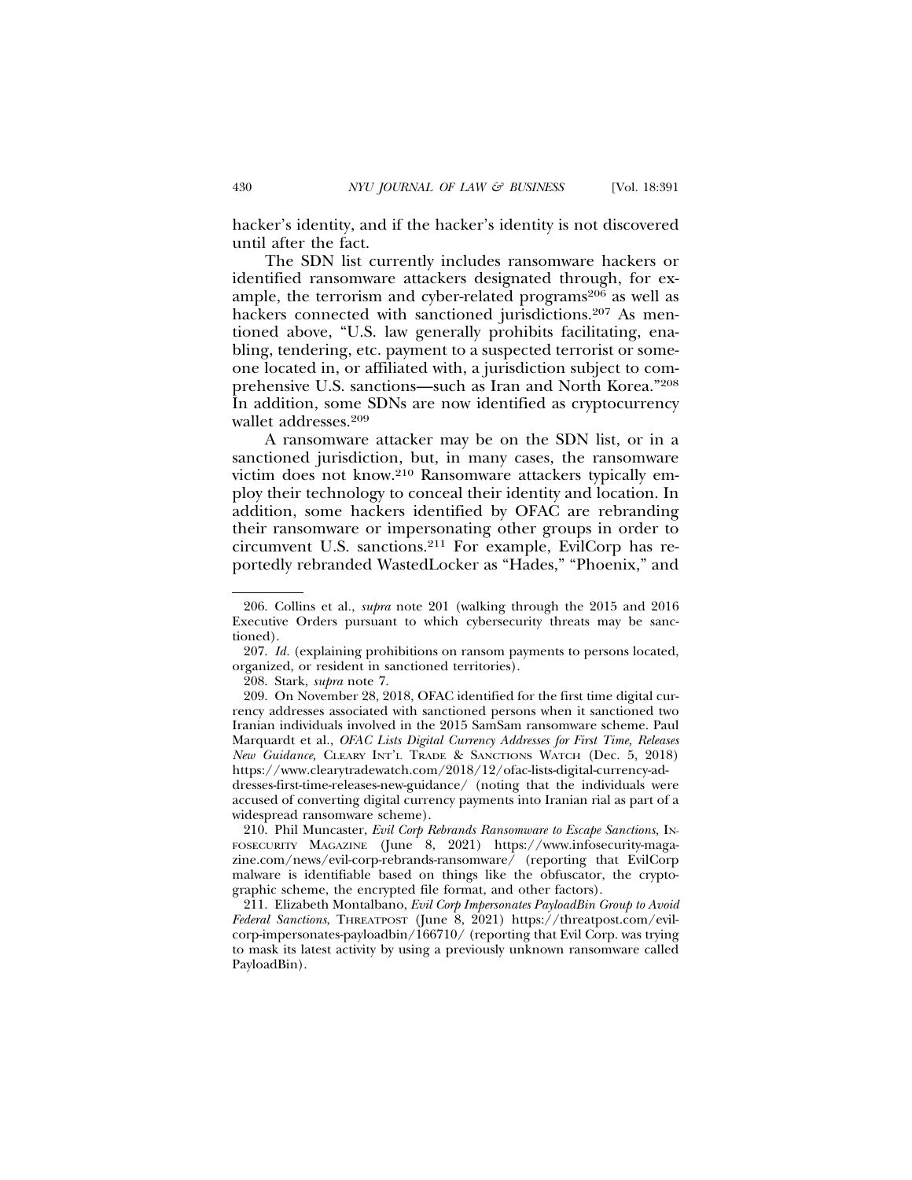hacker's identity, and if the hacker's identity is not discovered until after the fact.

The SDN list currently includes ransomware hackers or identified ransomware attackers designated through, for example, the terrorism and cyber-related programs[206] as well as hackers connected with sanctioned jurisdictions.[207] As mentioned above, "U.S. law generally prohibits facilitating, enabling, tendering, etc. payment to a suspected terrorist or someone located in, or affiliated with, a jurisdiction subject to comprehensive U.S. sanctions—such as Iran and North Korea."[208] In addition, some SDNs are now identified as cryptocurrency wallet addresses.[209]

A ransomware attacker may be on the SDN list, or in a sanctioned jurisdiction, but, in many cases, the ransomware victim does not know.[210] Ransomware attackers typically employ their technology to conceal their identity and location. In addition, some hackers identified by OFAC are rebranding their ransomware or impersonating other groups in order to circumvent U.S. sanctions.[211] For example, EvilCorp has reportedly rebranded WastedLocker as "Hades," "Phoenix," and

---

206. Collins et al., *supra* note 201 (walking through the 2015 and 2016 Executive Orders pursuant to which cybersecurity threats may be sanctioned).

207. *Id.* (explaining prohibitions on ransom payments to persons located, organized, or resident in sanctioned territories).

208. Stark, *supra* note 7.

209. On November 28, 2018, OFAC identified for the first time digital currency addresses associated with sanctioned persons when it sanctioned two Iranian individuals involved in the 2015 SamSam ransomware scheme. Paul Marquardt et al., *OFAC Lists Digital Currency Addresses for First Time, Releases New Guidance,* CLEARY INT'L TRADE & SANCTIONS WATCH (Dec. 5, 2018) https://www.clearytradewatch.com/2018/12/ofac-lists-digital-currency-addresses-first-time-releases-new-guidance/ (noting that the individuals were accused of converting digital currency payments into Iranian rial as part of a widespread ransomware scheme).

210. Phil Muncaster, *Evil Corp Rebrands Ransomware to Escape Sanctions,* INFOSECURITY MAGAZINE (June 8, 2021) https://www.infosecurity-magazine.com/news/evil-corp-rebrands-ransomware/ (reporting that EvilCorp malware is identifiable based on things like the obfuscator, the cryptographic scheme, the encrypted file format, and other factors).

211. Elizabeth Montalbano, *Evil Corp Impersonates PayloadBin Group to Avoid Federal Sanctions*, THREATPOST (June 8, 2021) https://threatpost.com/evil-corp-impersonates-payloadbin/166710/ (reporting that Evil Corp. was trying to mask its latest activity by using a previously unknown ransomware called PayloadBin).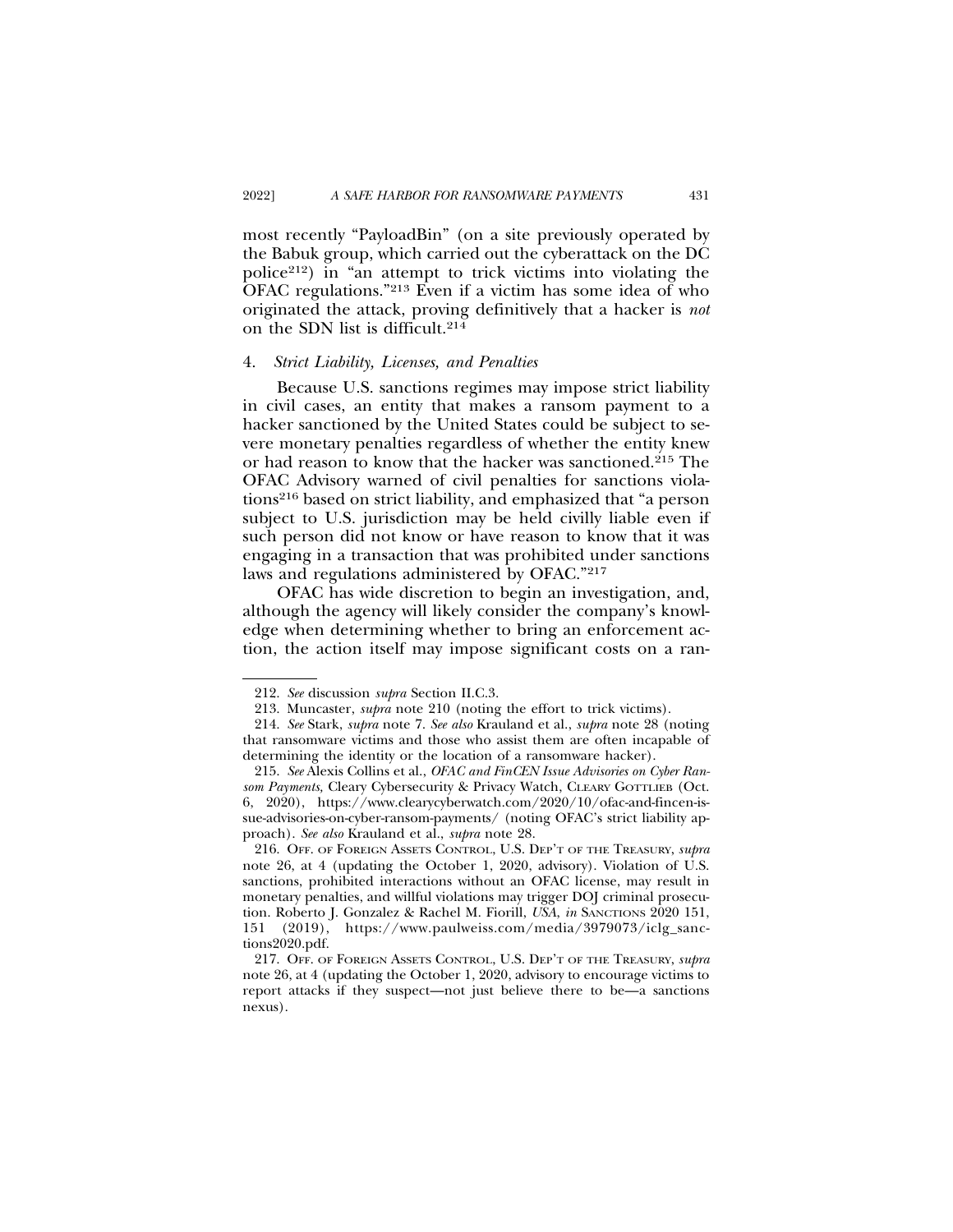most recently "PayloadBin" (on a site previously operated by the Babuk group, which carried out the cyberattack on the DC police[212]) in "an attempt to trick victims into violating the OFAC regulations."[213] Even if a victim has some idea of who originated the attack, proving definitively that a hacker is *not* on the SDN list is difficult.[214]

#### 4. *Strict Liability, Licenses, and Penalties*

Because U.S. sanctions regimes may impose strict liability in civil cases, an entity that makes a ransom payment to a hacker sanctioned by the United States could be subject to severe monetary penalties regardless of whether the entity knew or had reason to know that the hacker was sanctioned.[215] The OFAC Advisory warned of civil penalties for sanctions violations[216] based on strict liability, and emphasized that "a person subject to U.S. jurisdiction may be held civilly liable even if such person did not know or have reason to know that it was engaging in a transaction that was prohibited under sanctions laws and regulations administered by OFAC."[217]

OFAC has wide discretion to begin an investigation, and, although the agency will likely consider the company's knowledge when determining whether to bring an enforcement action, the action itself may impose significant costs on a ran-

---

212. *See* discussion *supra* Section II.C.3.

213. Muncaster, *supra* note 210 (noting the effort to trick victims).

214. *See* Stark, *supra* note 7. *See also* Krauland et al., *supra* note 28 (noting that ransomware victims and those who assist them are often incapable of determining the identity or the location of a ransomware hacker).

215. *See* Alexis Collins et al., *OFAC and FinCEN Issue Advisories on Cyber Ransom Payments,* Cleary Cybersecurity & Privacy Watch, CLEARY GOTTLIEB (Oct. 6, 2020), https://www.clearycyberwatch.com/2020/10/ofac-and-fincen-issue-advisories-on-cyber-ransom-payments/ (noting OFAC's strict liability approach). *See also* Krauland et al., *supra* note 28.

216. OFF. OF FOREIGN ASSETS CONTROL, U.S. DEP'T OF THE TREASURY, *supra* note 26, at 4 (updating the October 1, 2020, advisory). Violation of U.S. sanctions, prohibited interactions without an OFAC license, may result in monetary penalties, and willful violations may trigger DOJ criminal prosecution. Roberto J. Gonzalez & Rachel M. Fiorill, *USA*, *in* SANCTIONS 2020 151, 151 (2019), https://www.paulweiss.com/media/3979073/iclg_sanctions2020.pdf.

217. OFF. OF FOREIGN ASSETS CONTROL, U.S. DEP'T OF THE TREASURY, *supra* note 26, at 4 (updating the October 1, 2020, advisory to encourage victims to report attacks if they suspect—not just believe there to be—a sanctions nexus).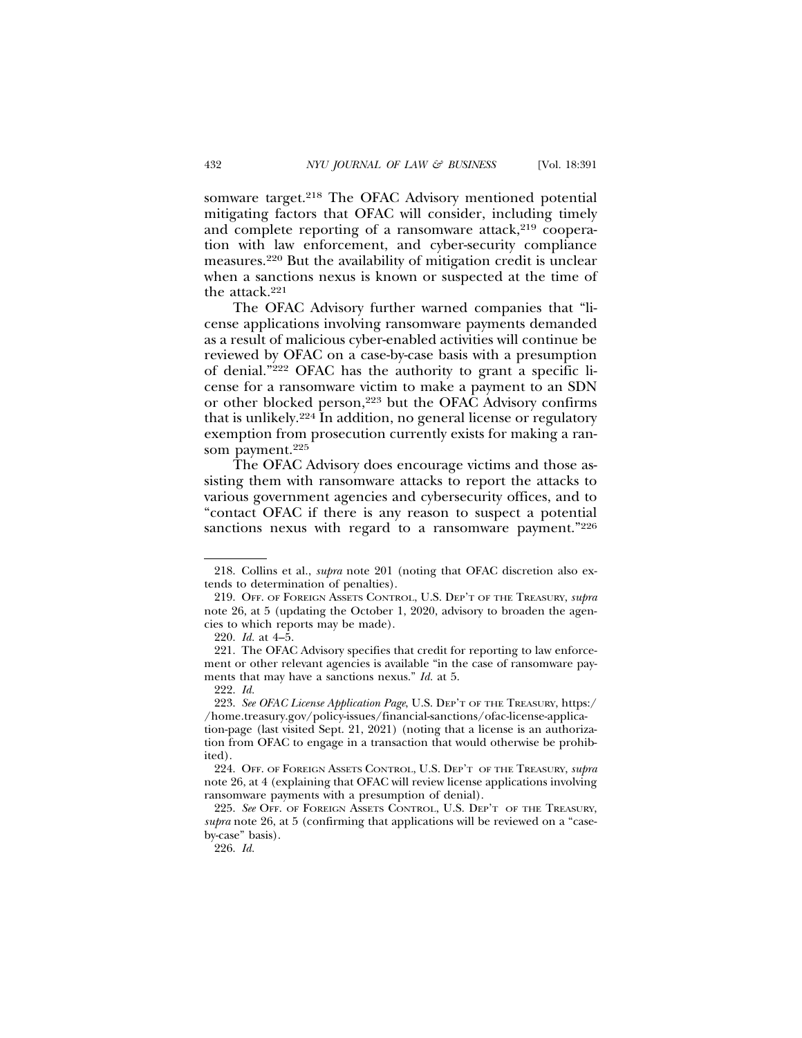somware target.[218] The OFAC Advisory mentioned potential mitigating factors that OFAC will consider, including timely and complete reporting of a ransomware attack,[219] cooperation with law enforcement, and cyber-security compliance measures.[220] But the availability of mitigation credit is unclear when a sanctions nexus is known or suspected at the time of the attack.[221]

The OFAC Advisory further warned companies that "license applications involving ransomware payments demanded as a result of malicious cyber-enabled activities will continue be reviewed by OFAC on a case-by-case basis with a presumption of denial."[222] OFAC has the authority to grant a specific license for a ransomware victim to make a payment to an SDN or other blocked person,[223] but the OFAC Advisory confirms that is unlikely.[224] In addition, no general license or regulatory exemption from prosecution currently exists for making a ransom payment.[225]

The OFAC Advisory does encourage victims and those assisting them with ransomware attacks to report the attacks to various government agencies and cybersecurity offices, and to "contact OFAC if there is any reason to suspect a potential sanctions nexus with regard to a ransomware payment."[226]

---

218. Collins et al., *supra* note 201 (noting that OFAC discretion also extends to determination of penalties).

219. OFF. OF FOREIGN ASSETS CONTROL, U.S. DEP'T OF THE TREASURY, *supra* note 26, at 5 (updating the October 1, 2020, advisory to broaden the agencies to which reports may be made).

220. *Id.* at 4–5.

221. The OFAC Advisory specifies that credit for reporting to law enforcement or other relevant agencies is available "in the case of ransomware payments that may have a sanctions nexus." *Id.* at 5.

222. *Id.*

223. *See OFAC License Application Page*, U.S. DEP'T OF THE TREASURY, https://home.treasury.gov/policy-issues/financial-sanctions/ofac-license-application-page (last visited Sept. 21, 2021) (noting that a license is an authorization from OFAC to engage in a transaction that would otherwise be prohibited).

224. OFF. OF FOREIGN ASSETS CONTROL, U.S. DEP'T OF THE TREASURY, *supra* note 26, at 4 (explaining that OFAC will review license applications involving ransomware payments with a presumption of denial).

225. *See* OFF. OF FOREIGN ASSETS CONTROL, U.S. DEP'T OF THE TREASURY, *supra* note 26, at 5 (confirming that applications will be reviewed on a "case-by-case" basis).

226. *Id.*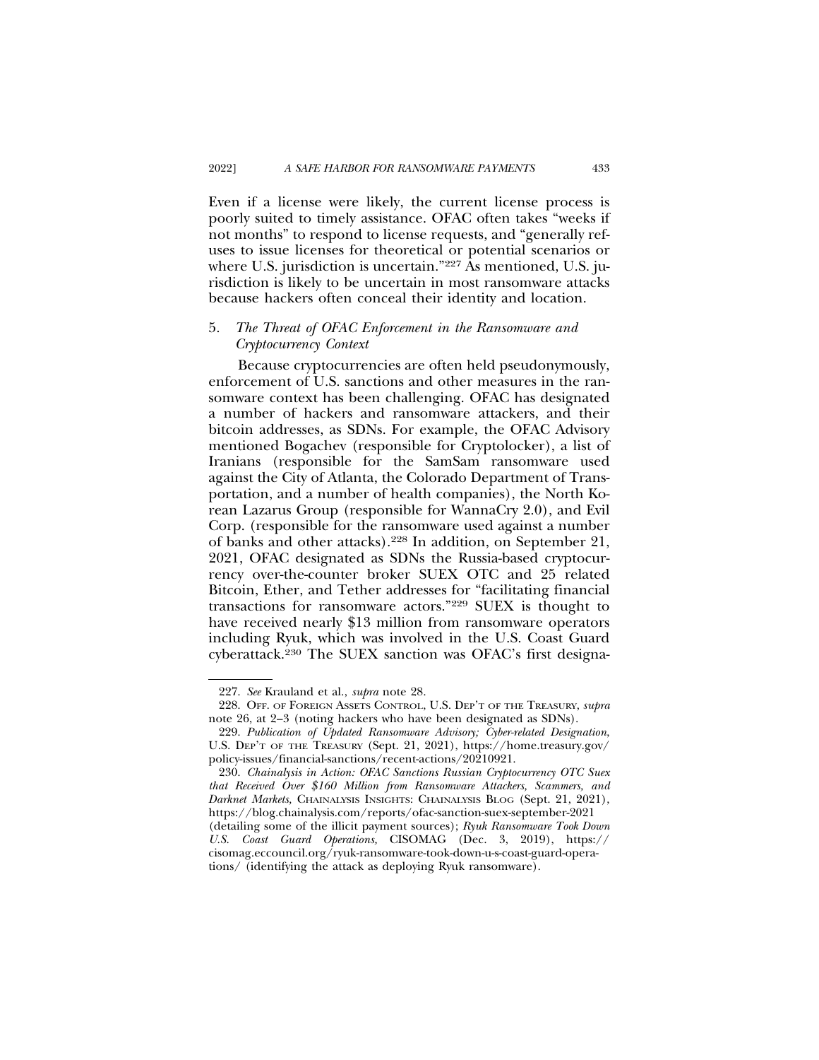Even if a license were likely, the current license process is poorly suited to timely assistance. OFAC often takes "weeks if not months" to respond to license requests, and "generally refuses to issue licenses for theoretical or potential scenarios or where U.S. jurisdiction is uncertain."[227] As mentioned, U.S. jurisdiction is likely to be uncertain in most ransomware attacks because hackers often conceal their identity and location.

### 5. *The Threat of OFAC Enforcement in the Ransomware and Cryptocurrency Context*

Because cryptocurrencies are often held pseudonymously, enforcement of U.S. sanctions and other measures in the ransomware context has been challenging. OFAC has designated a number of hackers and ransomware attackers, and their bitcoin addresses, as SDNs. For example, the OFAC Advisory mentioned Bogachev (responsible for Cryptolocker), a list of Iranians (responsible for the SamSam ransomware used against the City of Atlanta, the Colorado Department of Transportation, and a number of health companies), the North Korean Lazarus Group (responsible for WannaCry 2.0), and Evil Corp. (responsible for the ransomware used against a number of banks and other attacks).[228] In addition, on September 21, 2021, OFAC designated as SDNs the Russia-based cryptocurrency over-the-counter broker SUEX OTC and 25 related Bitcoin, Ether, and Tether addresses for "facilitating financial transactions for ransomware actors."[229] SUEX is thought to have received nearly $13 million from ransomware operators including Ryuk, which was involved in the U.S. Coast Guard cyberattack.[230] The SUEX sanction was OFAC's first designa-

---

227. *See* Krauland et al., *supra* note 28.

228. OFF. OF FOREIGN ASSETS CONTROL, U.S. DEP'T OF THE TREASURY, *supra* note 26, at 2–3 (noting hackers who have been designated as SDNs).

229. *Publication of Updated Ransomware Advisory; Cyber-related Designation*, U.S. DEP'T OF THE TREASURY (Sept. 21, 2021), https://home.treasury.gov/policy-issues/financial-sanctions/recent-actions/20210921.

230. *Chainalysis in Action: OFAC Sanctions Russian Cryptocurrency OTC Suex that Received Over $160 Million from Ransomware Attackers, Scammers, and Darknet Markets*, CHAINALYSIS INSIGHTS: CHAINALYSIS BLOG (Sept. 21, 2021), https://blog.chainalysis.com/reports/ofac-sanction-suex-september-2021 (detailing some of the illicit payment sources); *Ryuk Ransomware Took Down U.S. Coast Guard Operations*, CISOMAG (Dec. 3, 2019), https://cisomag.eccouncil.org/ryuk-ransomware-took-down-u-s-coast-guard-operations/ (identifying the attack as deploying Ryuk ransomware).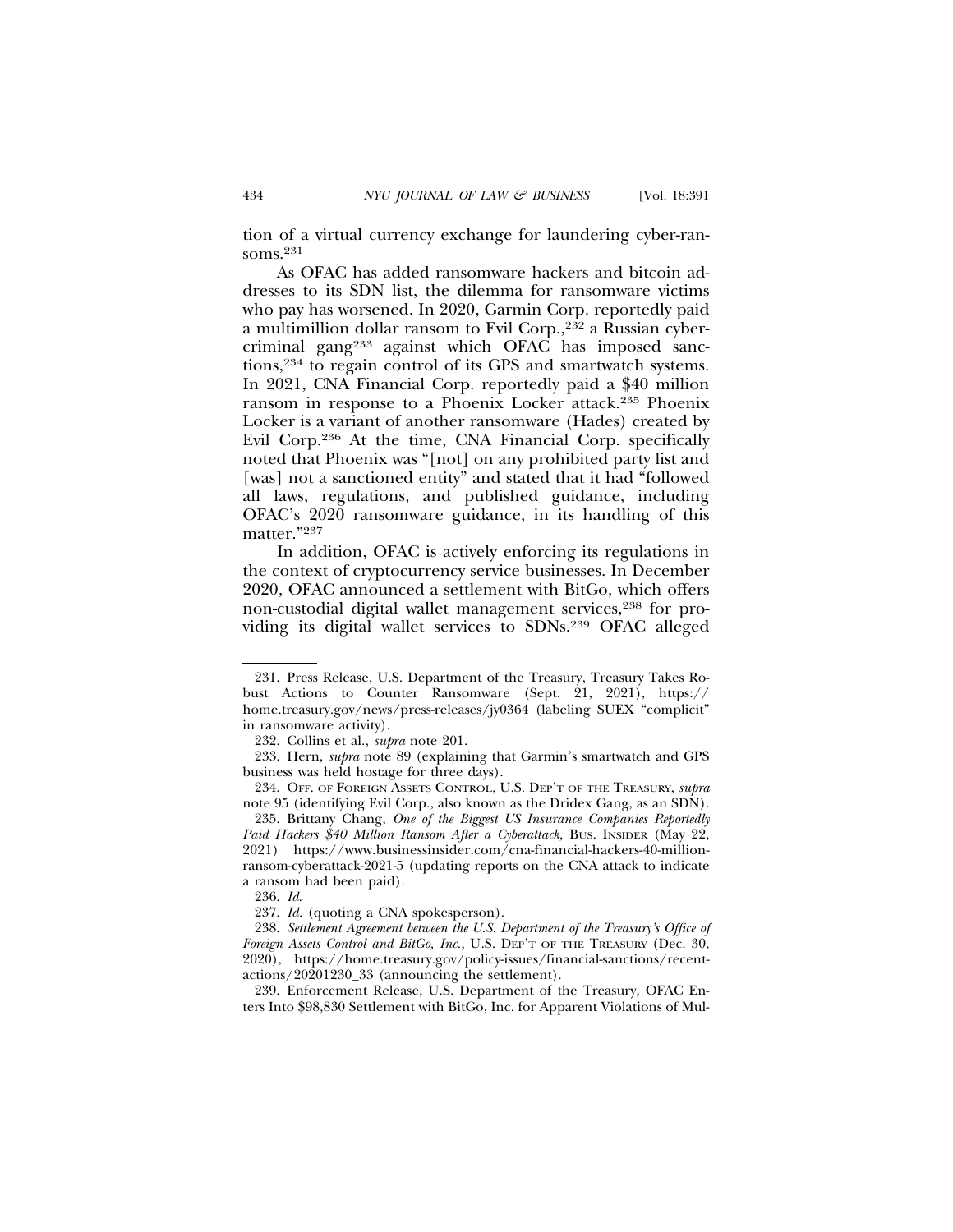tion of a virtual currency exchange for laundering cyber-ransoms.[231]

As OFAC has added ransomware hackers and bitcoin addresses to its SDN list, the dilemma for ransomware victims who pay has worsened. In 2020, Garmin Corp. reportedly paid a multimillion dollar ransom to Evil Corp.,[232] a Russian cybercriminal gang[233] against which OFAC has imposed sanctions,[234] to regain control of its GPS and smartwatch systems. In 2021, CNA Financial Corp. reportedly paid a $40 million ransom in response to a Phoenix Locker attack.[235] Phoenix Locker is a variant of another ransomware (Hades) created by Evil Corp.[236] At the time, CNA Financial Corp. specifically noted that Phoenix was "[not] on any prohibited party list and [was] not a sanctioned entity" and stated that it had "followed all laws, regulations, and published guidance, including OFAC's 2020 ransomware guidance, in its handling of this matter."[237]

In addition, OFAC is actively enforcing its regulations in the context of cryptocurrency service businesses. In December 2020, OFAC announced a settlement with BitGo, which offers non-custodial digital wallet management services,[238] for providing its digital wallet services to SDNs.[239] OFAC alleged

---

231. Press Release, U.S. Department of the Treasury, Treasury Takes Robust Actions to Counter Ransomware (Sept. 21, 2021), https://home.treasury.gov/news/press-releases/jy0364 (labeling SUEX "complicit" in ransomware activity).

232. Collins et al., *supra* note 201.

233. Hern, *supra* note 89 (explaining that Garmin's smartwatch and GPS business was held hostage for three days).

234. OFF. OF FOREIGN ASSETS CONTROL, U.S. DEP'T OF THE TREASURY, *supra* note 95 (identifying Evil Corp., also known as the Dridex Gang, as an SDN).

235. Brittany Chang, *One of the Biggest US Insurance Companies Reportedly Paid Hackers $40 Million Ransom After a Cyberattack*, BUS. INSIDER (May 22, 2021) https://www.businessinsider.com/cna-financial-hackers-40-million-ransom-cyberattack-2021-5 (updating reports on the CNA attack to indicate a ransom had been paid).

236. *Id.*

237. *Id.* (quoting a CNA spokesperson).

238. *Settlement Agreement between the U.S. Department of the Treasury's Office of Foreign Assets Control and BitGo, Inc.*, U.S. DEP'T OF THE TREASURY (Dec. 30, 2020), https://home.treasury.gov/policy-issues/financial-sanctions/recent-actions/20201230_33 (announcing the settlement).

239. Enforcement Release, U.S. Department of the Treasury, OFAC Enters Into $98,830 Settlement with BitGo, Inc. for Apparent Violations of Mul-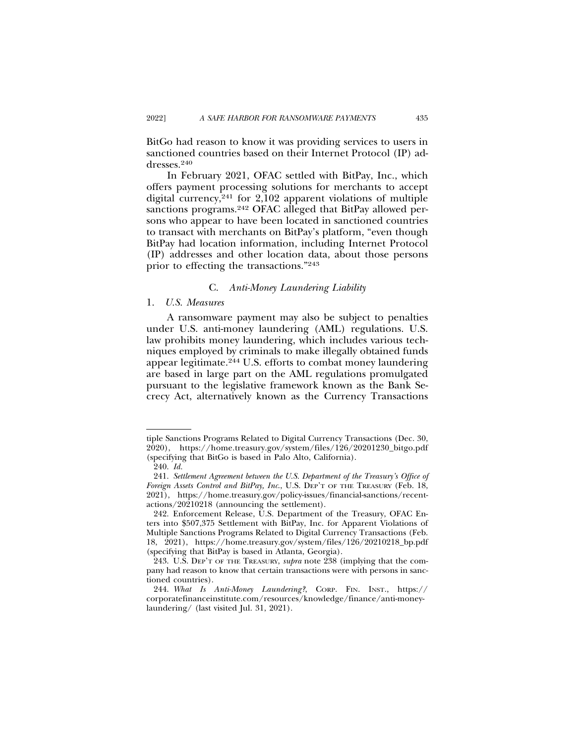BitGo had reason to know it was providing services to users in sanctioned countries based on their Internet Protocol (IP) addresses.[240]

In February 2021, OFAC settled with BitPay, Inc., which offers payment processing solutions for merchants to accept digital currency,[241] for 2,102 apparent violations of multiple sanctions programs.[242] OFAC alleged that BitPay allowed persons who appear to have been located in sanctioned countries to transact with merchants on BitPay's platform, "even though BitPay had location information, including Internet Protocol (IP) addresses and other location data, about those persons prior to effecting the transactions."[243]

### C. *Anti-Money Laundering Liability*

#### 1. *U.S. Measures*

A ransomware payment may also be subject to penalties under U.S. anti-money laundering (AML) regulations. U.S. law prohibits money laundering, which includes various techniques employed by criminals to make illegally obtained funds appear legitimate.[244] U.S. efforts to combat money laundering are based in large part on the AML regulations promulgated pursuant to the legislative framework known as the Bank Secrecy Act, alternatively known as the Currency Transactions

---

tiple Sanctions Programs Related to Digital Currency Transactions (Dec. 30, 2020), https://home.treasury.gov/system/files/126/20201230_bitgo.pdf (specifying that BitGo is based in Palo Alto, California).

240. *Id.*

241. *Settlement Agreement between the U.S. Department of the Treasury's Office of Foreign Assets Control and BitPay, Inc.*, U.S. DEP'T OF THE TREASURY (Feb. 18, 2021), https://home.treasury.gov/policy-issues/financial-sanctions/recent-actions/20210218 (announcing the settlement).

242. Enforcement Release, U.S. Department of the Treasury, OFAC Enters into $507,375 Settlement with BitPay, Inc. for Apparent Violations of Multiple Sanctions Programs Related to Digital Currency Transactions (Feb. 18, 2021), https://home.treasury.gov/system/files/126/20210218_bp.pdf (specifying that BitPay is based in Atlanta, Georgia).

243. U.S. DEP'T OF THE TREASURY, *supra* note 238 (implying that the company had reason to know that certain transactions were with persons in sanctioned countries).

244. *What Is Anti-Money Laundering?*, CORP. FIN. INST., https://corporatefinanceinstitute.com/resources/knowledge/finance/anti-money-laundering/ (last visited Jul. 31, 2021).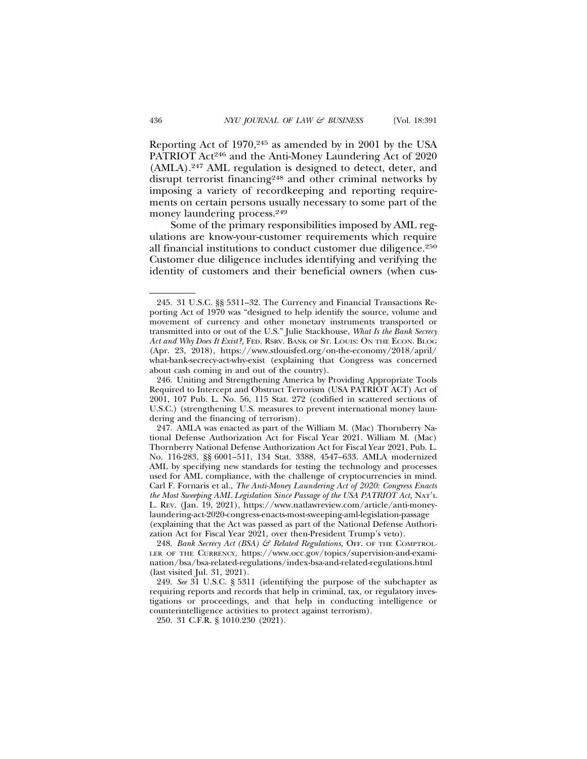Reporting Act of 1970,[245] as amended by in 2001 by the USA PATRIOT Act[246] and the Anti-Money Laundering Act of 2020 (AMLA).[247] AML regulation is designed to detect, deter, and disrupt terrorist financing[248] and other criminal networks by imposing a variety of recordkeeping and reporting requirements on certain persons usually necessary to some part of the money laundering process.[249]

Some of the primary responsibilities imposed by AML regulations are know-your-customer requirements which require all financial institutions to conduct customer due diligence.[250] Customer due diligence includes identifying and verifying the identity of customers and their beneficial owners (when cus-

---

245. 31 U.S.C. §§ 5311–32. The Currency and Financial Transactions Reporting Act of 1970 was "designed to help identify the source, volume and movement of currency and other monetary instruments transported or transmitted into or out of the U.S." Julie Stackhouse, *What Is the Bank Secrecy Act and Why Does It Exist?,* FED. RSRV. BANK OF ST. LOUIS: ON THE ECON. BLOG (Apr. 23, 2018), https://www.stlouisfed.org/on-the-economy/2018/april/what-bank-secrecy-act-why-exist (explaining that Congress was concerned about cash coming in and out of the country).

246. Uniting and Strengthening America by Providing Appropriate Tools Required to Intercept and Obstruct Terrorism (USA PATRIOT ACT) Act of 2001, 107 Pub. L. No. 56, 115 Stat. 272 (codified in scattered sections of U.S.C.) (strengthening U.S. measures to prevent international money laundering and the financing of terrorism).

247. AMLA was enacted as part of the William M. (Mac) Thornberry National Defense Authorization Act for Fiscal Year 2021. William M. (Mac) Thornberry National Defense Authorization Act for Fiscal Year 2021, Pub. L. No. 116-283, §§ 6001–511, 134 Stat. 3388, 4547–633. AMLA modernized AML by specifying new standards for testing the technology and processes used for AML compliance, with the challenge of cryptocurrencies in mind. Carl F. Fornaris et al., *The Anti-Money Laundering Act of 2020: Congress Enacts the Most Sweeping AML Legislation Since Passage of the USA PATRIOT Act,* NAT'L L. REV. (Jan. 19, 2021), https://www.natlawreview.com/article/anti-money-laundering-act-2020-congress-enacts-most-sweeping-aml-legislation-passage (explaining that the Act was passed as part of the National Defense Authorization Act for Fiscal Year 2021, over then-President Trump's veto).

248. *Bank Secrecy Act (BSA) & Related Regulations,* OFF. OF THE COMPTROLLER OF THE CURRENCY, https://www.occ.gov/topics/supervision-and-examination/bsa/bsa-related-regulations/index-bsa-and-related-regulations.html (last visited Jul. 31, 2021).

249. *See* 31 U.S.C. § 5311 (identifying the purpose of the subchapter as requiring reports and records that help in criminal, tax, or regulatory investigations or proceedings, and that help in conducting intelligence or counterintelligence activities to protect against terrorism).

250. 31 C.F.R. § 1010.230 (2021).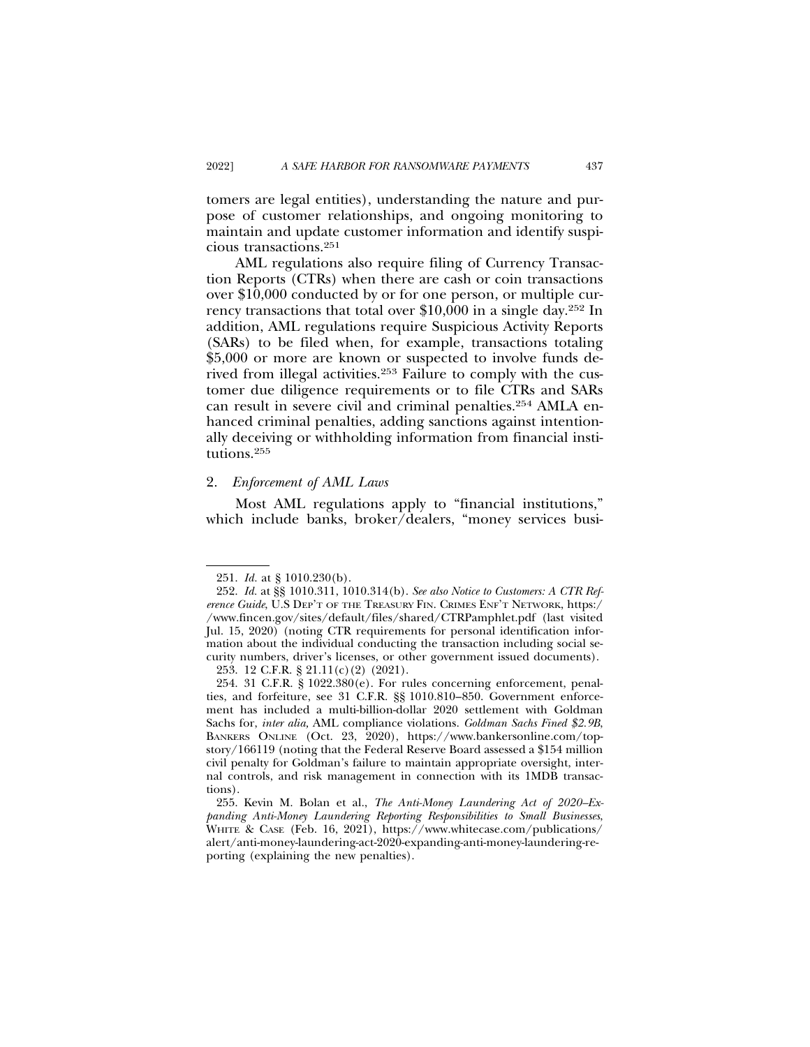tomers are legal entities), understanding the nature and purpose of customer relationships, and ongoing monitoring to maintain and update customer information and identify suspicious transactions.[251]

AML regulations also require filing of Currency Transaction Reports (CTRs) when there are cash or coin transactions over $10,000 conducted by or for one person, or multiple currency transactions that total over $10,000 in a single day.[252] In addition, AML regulations require Suspicious Activity Reports (SARs) to be filed when, for example, transactions totaling $5,000 or more are known or suspected to involve funds derived from illegal activities.[253] Failure to comply with the customer due diligence requirements or to file CTRs and SARs can result in severe civil and criminal penalties.[254] AMLA enhanced criminal penalties, adding sanctions against intentionally deceiving or withholding information from financial institutions.[255]

### 2. *Enforcement of AML Laws*

Most AML regulations apply to "financial institutions," which include banks, broker/dealers, "money services busi-

---

251. *Id.* at § 1010.230(b).

252. *Id.* at §§ 1010.311, 1010.314(b). *See also Notice to Customers: A CTR Reference Guide*, U.S DEP'T OF THE TREASURY FIN. CRIMES ENF'T NETWORK, https://www.fincen.gov/sites/default/files/shared/CTRPamphlet.pdf (last visited Jul. 15, 2020) (noting CTR requirements for personal identification information about the individual conducting the transaction including social security numbers, driver's licenses, or other government issued documents).

253. 12 C.F.R. § 21.11(c)(2) (2021).

254. 31 C.F.R. § 1022.380(e). For rules concerning enforcement, penalties, and forfeiture, see 31 C.F.R. §§ 1010.810–850. Government enforcement has included a multi-billion-dollar 2020 settlement with Goldman Sachs for, *inter alia,* AML compliance violations. *Goldman Sachs Fined $2.9B*, BANKERS ONLINE (Oct. 23, 2020), https://www.bankersonline.com/topstory/166119 (noting that the Federal Reserve Board assessed a $154 million civil penalty for Goldman's failure to maintain appropriate oversight, internal controls, and risk management in connection with its 1MDB transactions).

255. Kevin M. Bolan et al., *The Anti-Money Laundering Act of 2020–Expanding Anti-Money Laundering Reporting Responsibilities to Small Businesses*, WHITE & CASE (Feb. 16, 2021), https://www.whitecase.com/publications/alert/anti-money-laundering-act-2020-expanding-anti-money-laundering-reporting (explaining the new penalties).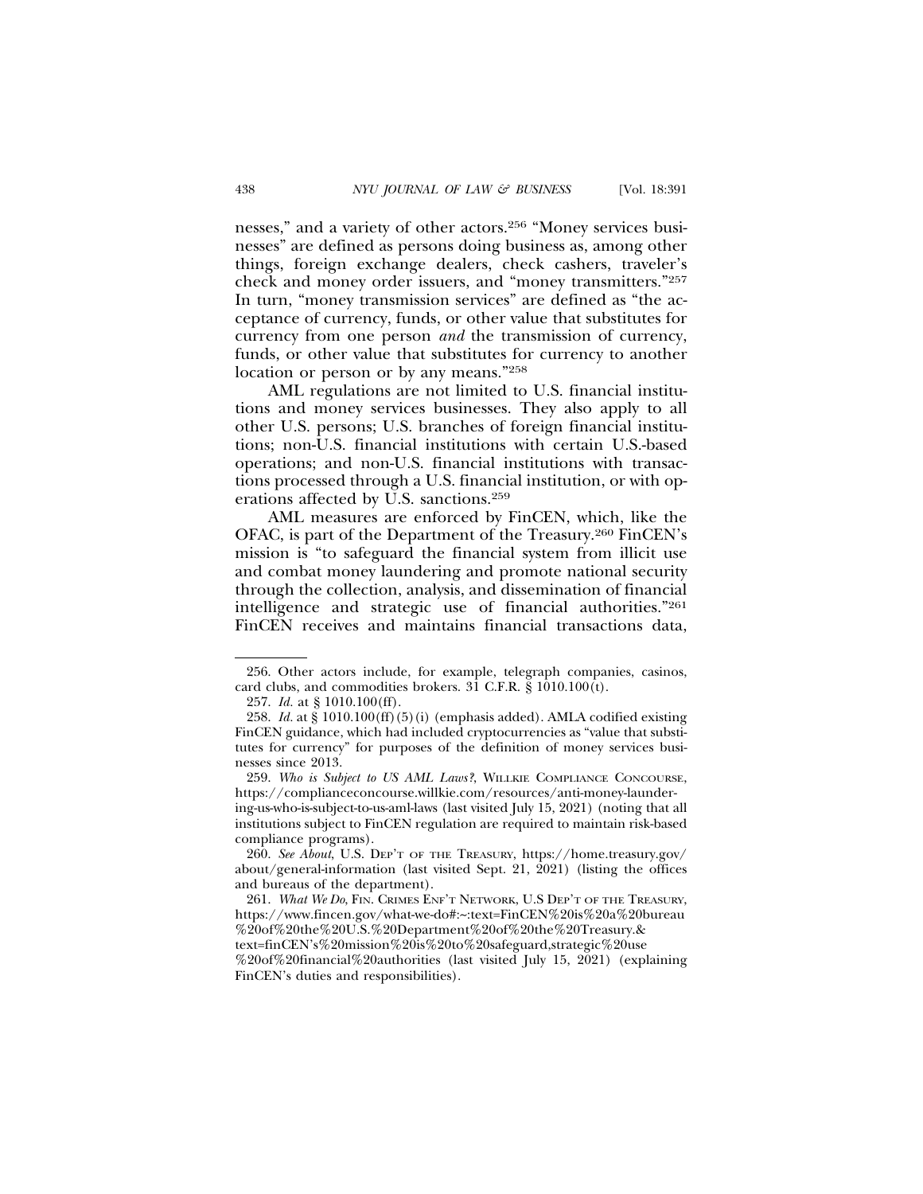nesses," and a variety of other actors.[256] "Money services businesses" are defined as persons doing business as, among other things, foreign exchange dealers, check cashers, traveler's check and money order issuers, and "money transmitters."[257] In turn, "money transmission services" are defined as "the acceptance of currency, funds, or other value that substitutes for currency from one person *and* the transmission of currency, funds, or other value that substitutes for currency to another location or person or by any means."[258]

AML regulations are not limited to U.S. financial institutions and money services businesses. They also apply to all other U.S. persons; U.S. branches of foreign financial institutions; non-U.S. financial institutions with certain U.S.-based operations; and non-U.S. financial institutions with transactions processed through a U.S. financial institution, or with operations affected by U.S. sanctions.[259]

AML measures are enforced by FinCEN, which, like the OFAC, is part of the Department of the Treasury.[260] FinCEN's mission is "to safeguard the financial system from illicit use and combat money laundering and promote national security through the collection, analysis, and dissemination of financial intelligence and strategic use of financial authorities."[261] FinCEN receives and maintains financial transactions data,

---

256. Other actors include, for example, telegraph companies, casinos, card clubs, and commodities brokers. 31 C.F.R. § 1010.100(t).

257. *Id.* at § 1010.100(ff).

258. *Id.* at § 1010.100(ff)(5)(i) (emphasis added). AMLA codified existing FinCEN guidance, which had included cryptocurrencies as "value that substitutes for currency" for purposes of the definition of money services businesses since 2013.

259. *Who is Subject to US AML Laws?*, WILLKIE COMPLIANCE CONCOURSE, https://complianceconcourse.willkie.com/resources/anti-money-laundering-us-who-is-subject-to-us-aml-laws (last visited July 15, 2021) (noting that all institutions subject to FinCEN regulation are required to maintain risk-based compliance programs).

260. *See About*, U.S. DEP'T OF THE TREASURY, https://home.treasury.gov/about/general-information (last visited Sept. 21, 2021) (listing the offices and bureaus of the department).

261. *What We Do*, FIN. CRIMES ENF'T NETWORK, U.S DEP'T OF THE TREASURY, https://www.fincen.gov/what-we-do#:~:text=FinCEN%20is%20a%20bureau%20of%20the%20U.S.%20Department%20of%20the%20Treasury.&text=finCEN's%20mission%20is%20to%20safeguard,strategic%20use%20of%20financial%20authorities (last visited July 15, 2021) (explaining FinCEN's duties and responsibilities).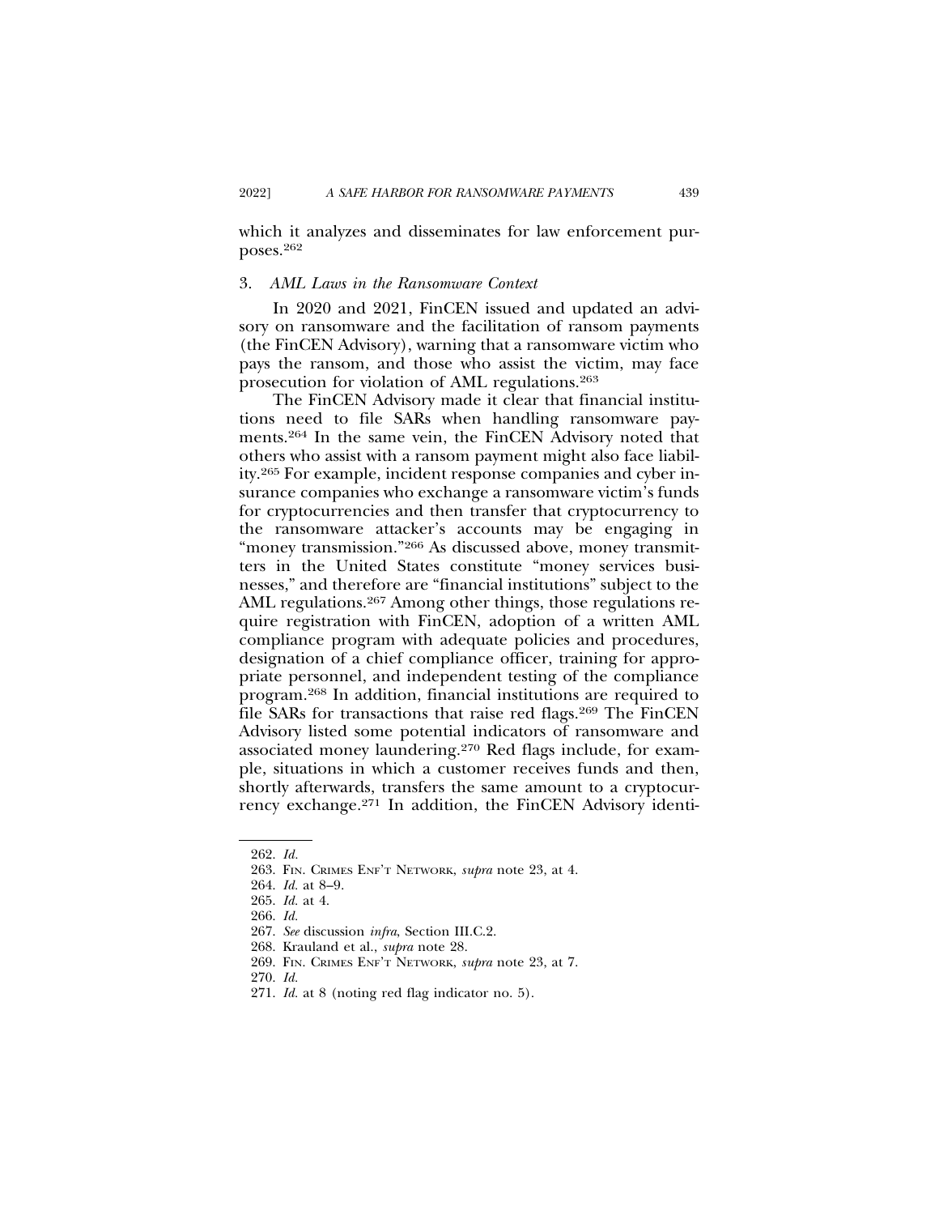which it analyzes and disseminates for law enforcement purposes.[262]

### 3. *AML Laws in the Ransomware Context*

In 2020 and 2021, FinCEN issued and updated an advisory on ransomware and the facilitation of ransom payments (the FinCEN Advisory), warning that a ransomware victim who pays the ransom, and those who assist the victim, may face prosecution for violation of AML regulations.[263]

The FinCEN Advisory made it clear that financial institutions need to file SARs when handling ransomware payments.[264] In the same vein, the FinCEN Advisory noted that others who assist with a ransom payment might also face liability.[265] For example, incident response companies and cyber insurance companies who exchange a ransomware victim's funds for cryptocurrencies and then transfer that cryptocurrency to the ransomware attacker's accounts may be engaging in "money transmission."[266] As discussed above, money transmitters in the United States constitute "money services businesses," and therefore are "financial institutions" subject to the AML regulations.[267] Among other things, those regulations require registration with FinCEN, adoption of a written AML compliance program with adequate policies and procedures, designation of a chief compliance officer, training for appropriate personnel, and independent testing of the compliance program.[268] In addition, financial institutions are required to file SARs for transactions that raise red flags.[269] The FinCEN Advisory listed some potential indicators of ransomware and associated money laundering.[270] Red flags include, for example, situations in which a customer receives funds and then, shortly afterwards, transfers the same amount to a cryptocurrency exchange.[271] In addition, the FinCEN Advisory identi-

---

262. *Id.*

263. FIN. CRIMES ENF'T NETWORK, *supra* note 23, at 4.

264. *Id.* at 8–9.

265. *Id.* at 4.

266. *Id.*

267. *See* discussion *infra*, Section III.C.2.

268. Krauland et al., *supra* note 28.

269. FIN. CRIMES ENF'T NETWORK, *supra* note 23, at 7.

270. *Id.*

271. *Id.* at 8 (noting red flag indicator no. 5).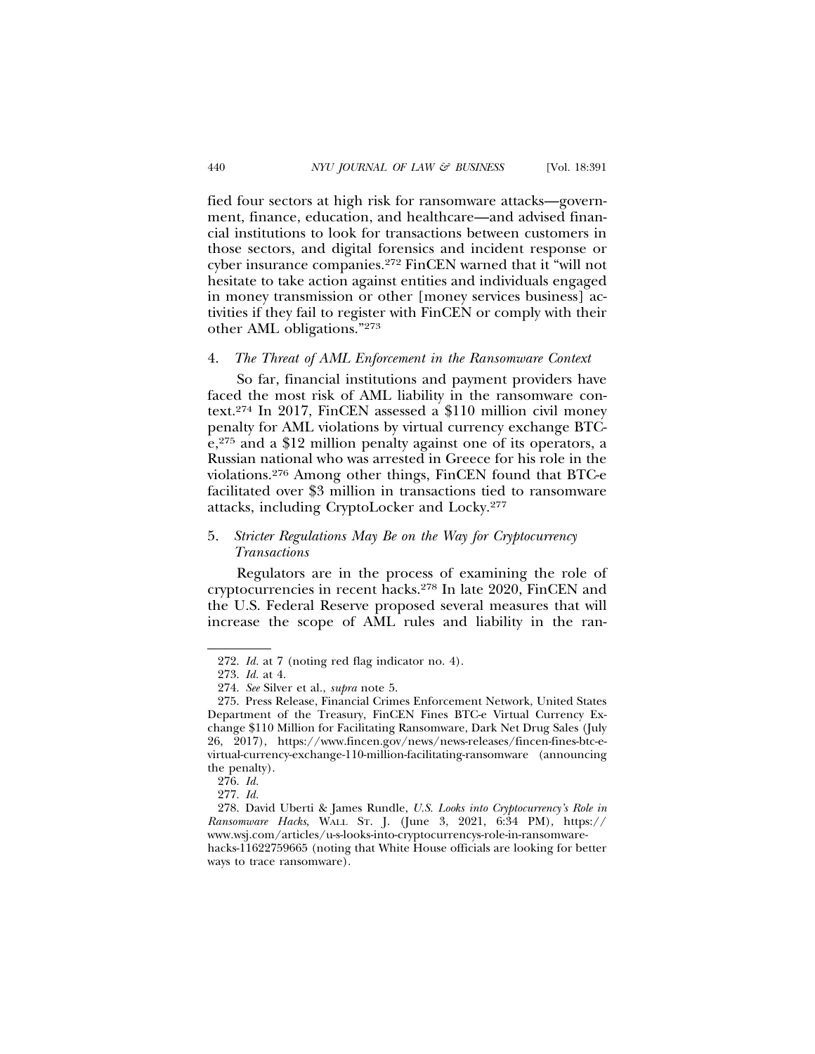fied four sectors at high risk for ransomware attacks—government, finance, education, and healthcare—and advised financial institutions to look for transactions between customers in those sectors, and digital forensics and incident response or cyber insurance companies.[272] FinCEN warned that it "will not hesitate to take action against entities and individuals engaged in money transmission or other [money services business] activities if they fail to register with FinCEN or comply with their other AML obligations."[273]

#### 4. *The Threat of AML Enforcement in the Ransomware Context*

So far, financial institutions and payment providers have faced the most risk of AML liability in the ransomware context.[274] In 2017, FinCEN assessed a $110 million civil money penalty for AML violations by virtual currency exchange BTC-e,[275] and a $12 million penalty against one of its operators, a Russian national who was arrested in Greece for his role in the violations.[276] Among other things, FinCEN found that BTC-e facilitated over $3 million in transactions tied to ransomware attacks, including CryptoLocker and Locky.[277]

#### 5. *Stricter Regulations May Be on the Way for Cryptocurrency Transactions*

Regulators are in the process of examining the role of cryptocurrencies in recent hacks.[278] In late 2020, FinCEN and the U.S. Federal Reserve proposed several measures that will increase the scope of AML rules and liability in the ran-

---

272. *Id.* at 7 (noting red flag indicator no. 4).

273. *Id.* at 4.

274. *See* Silver et al., *supra* note 5.

275. Press Release, Financial Crimes Enforcement Network, United States Department of the Treasury, FinCEN Fines BTC-e Virtual Currency Exchange $110 Million for Facilitating Ransomware, Dark Net Drug Sales (July 26, 2017), https://www.fincen.gov/news/news-releases/fincen-fines-btc-e-virtual-currency-exchange-110-million-facilitating-ransomware (announcing the penalty).

276. *Id.*

277. *Id.*

278. David Uberti & James Rundle, *U.S. Looks into Cryptocurrency's Role in Ransomware Hacks*, WALL ST. J. (June 3, 2021, 6:34 PM), https://www.wsj.com/articles/u-s-looks-into-cryptocurrencys-role-in-ransomware-hacks-11622759665 (noting that White House officials are looking for better ways to trace ransomware).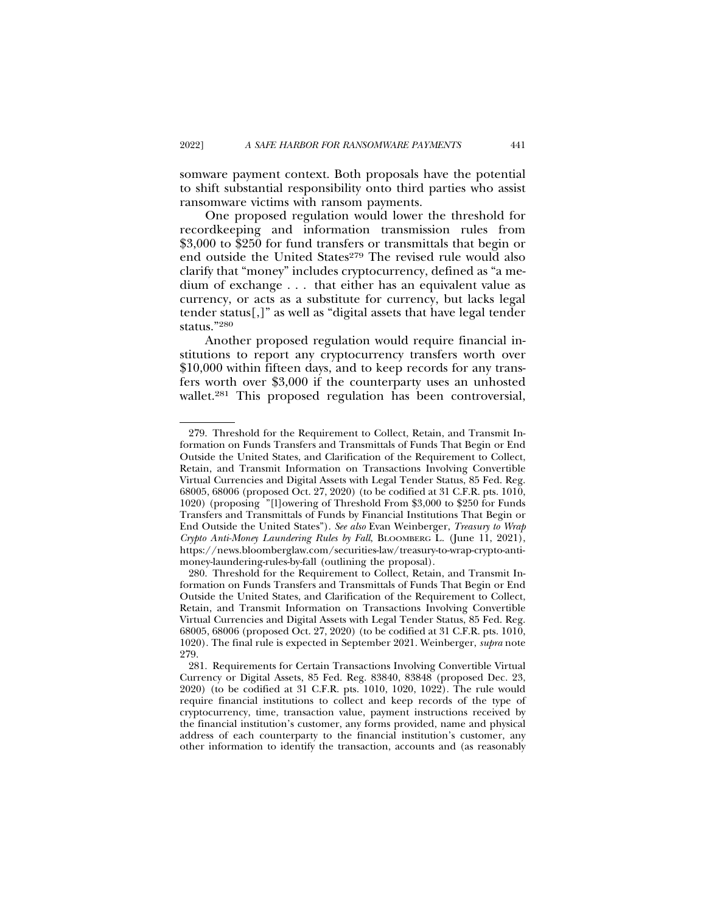somware payment context. Both proposals have the potential to shift substantial responsibility onto third parties who assist ransomware victims with ransom payments.

One proposed regulation would lower the threshold for recordkeeping and information transmission rules from $3,000 to $250 for fund transfers or transmittals that begin or end outside the United States[279] The revised rule would also clarify that "money" includes cryptocurrency, defined as "a medium of exchange . . . that either has an equivalent value as currency, or acts as a substitute for currency, but lacks legal tender status[,]" as well as "digital assets that have legal tender status."[280]

Another proposed regulation would require financial institutions to report any cryptocurrency transfers worth over $10,000 within fifteen days, and to keep records for any transfers worth over $3,000 if the counterparty uses an unhosted wallet.[281] This proposed regulation has been controversial,

---

279. Threshold for the Requirement to Collect, Retain, and Transmit Information on Funds Transfers and Transmittals of Funds That Begin or End Outside the United States, and Clarification of the Requirement to Collect, Retain, and Transmit Information on Transactions Involving Convertible Virtual Currencies and Digital Assets with Legal Tender Status, 85 Fed. Reg. 68005, 68006 (proposed Oct. 27, 2020) (to be codified at 31 C.F.R. pts. 1010, 1020) (proposing "[l]owering of Threshold From $3,000 to $250 for Funds Transfers and Transmittals of Funds by Financial Institutions That Begin or End Outside the United States"). *See also* Evan Weinberger, *Treasury to Wrap Crypto Anti-Money Laundering Rules by Fall*, BLOOMBERG L. (June 11, 2021), https://news.bloomberglaw.com/securities-law/treasury-to-wrap-crypto-anti-money-laundering-rules-by-fall (outlining the proposal).

280. Threshold for the Requirement to Collect, Retain, and Transmit Information on Funds Transfers and Transmittals of Funds That Begin or End Outside the United States, and Clarification of the Requirement to Collect, Retain, and Transmit Information on Transactions Involving Convertible Virtual Currencies and Digital Assets with Legal Tender Status, 85 Fed. Reg. 68005, 68006 (proposed Oct. 27, 2020) (to be codified at 31 C.F.R. pts. 1010, 1020). The final rule is expected in September 2021. Weinberger, *supra* note 279.

281. Requirements for Certain Transactions Involving Convertible Virtual Currency or Digital Assets, 85 Fed. Reg. 83840, 83848 (proposed Dec. 23, 2020) (to be codified at 31 C.F.R. pts. 1010, 1020, 1022). The rule would require financial institutions to collect and keep records of the type of cryptocurrency, time, transaction value, payment instructions received by the financial institution's customer, any forms provided, name and physical address of each counterparty to the financial institution's customer, any other information to identify the transaction, accounts and (as reasonably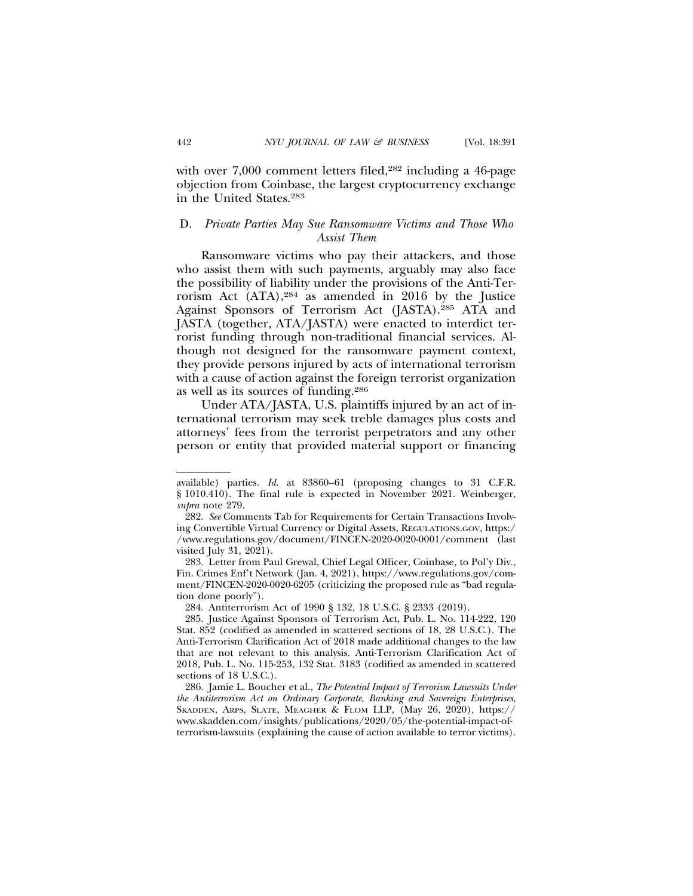with over 7,000 comment letters filed,[282] including a 46-page objection from Coinbase, the largest cryptocurrency exchange in the United States.[283]

### D. *Private Parties May Sue Ransomware Victims and Those Who Assist Them*

Ransomware victims who pay their attackers, and those who assist them with such payments, arguably may also face the possibility of liability under the provisions of the Anti-Terrorism Act (ATA),[284] as amended in 2016 by the Justice Against Sponsors of Terrorism Act (JASTA).[285] ATA and JASTA (together, ATA/JASTA) were enacted to interdict terrorist funding through non-traditional financial services. Although not designed for the ransomware payment context, they provide persons injured by acts of international terrorism with a cause of action against the foreign terrorist organization as well as its sources of funding.[286]

Under ATA/JASTA, U.S. plaintiffs injured by an act of international terrorism may seek treble damages plus costs and attorneys' fees from the terrorist perpetrators and any other person or entity that provided material support or financing

---

available) parties. *Id.* at 83860–61 (proposing changes to 31 C.F.R. § 1010.410). The final rule is expected in November 2021. Weinberger, *supra* note 279.

282. *See* Comments Tab for Requirements for Certain Transactions Involving Convertible Virtual Currency or Digital Assets, REGULATIONS.GOV, https://www.regulations.gov/document/FINCEN-2020-0020-0001/comment (last visited July 31, 2021).

283. Letter from Paul Grewal, Chief Legal Officer, Coinbase, to Pol'y Div., Fin. Crimes Enf't Network (Jan. 4, 2021), https://www.regulations.gov/comment/FINCEN-2020-0020-6205 (criticizing the proposed rule as "bad regulation done poorly").

284. Antiterrorism Act of 1990 § 132, 18 U.S.C. § 2333 (2019).

285. Justice Against Sponsors of Terrorism Act, Pub. L. No. 114-222, 120 Stat. 852 (codified as amended in scattered sections of 18, 28 U.S.C.). The Anti-Terrorism Clarification Act of 2018 made additional changes to the law that are not relevant to this analysis. Anti-Terrorism Clarification Act of 2018, Pub. L. No. 115-253, 132 Stat. 3183 (codified as amended in scattered sections of 18 U.S.C.).

286. Jamie L. Boucher et al., *The Potential Impact of Terrorism Lawsuits Under the Antiterrorism Act on Ordinary Corporate, Banking and Sovereign Enterprises*, SKADDEN, ARPS, SLATE, MEAGHER & FLOM LLP, (May 26, 2020), https://www.skadden.com/insights/publications/2020/05/the-potential-impact-of-terrorism-lawsuits (explaining the cause of action available to terror victims).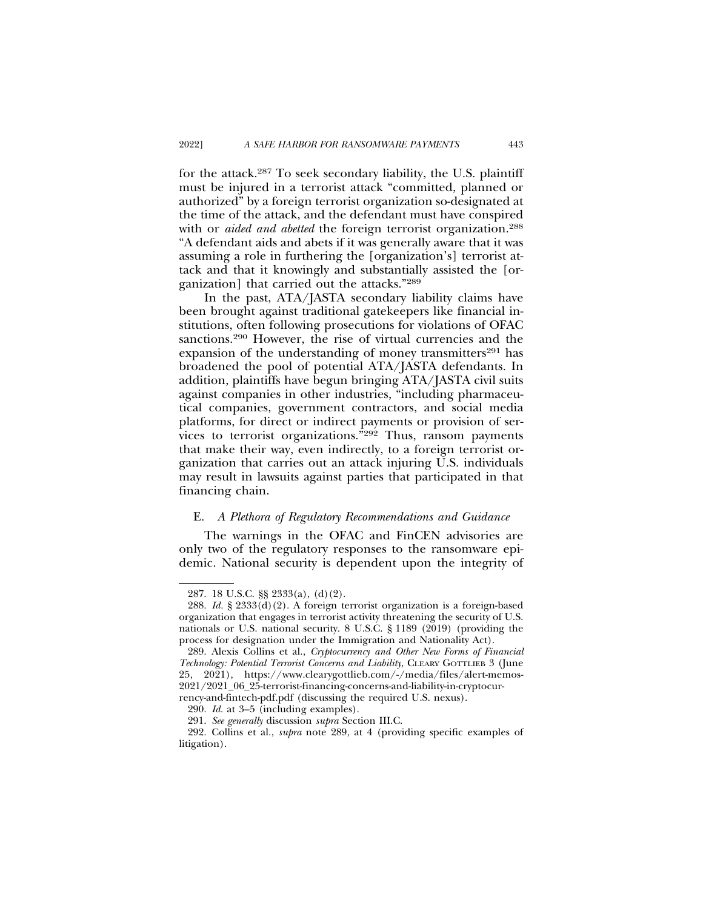for the attack.[287] To seek secondary liability, the U.S. plaintiff must be injured in a terrorist attack "committed, planned or authorized" by a foreign terrorist organization so-designated at the time of the attack, and the defendant must have conspired with or *aided and abetted* the foreign terrorist organization.[288] "A defendant aids and abets if it was generally aware that it was assuming a role in furthering the [organization's] terrorist attack and that it knowingly and substantially assisted the [organization] that carried out the attacks."[289]

In the past, ATA/JASTA secondary liability claims have been brought against traditional gatekeepers like financial institutions, often following prosecutions for violations of OFAC sanctions.[290] However, the rise of virtual currencies and the expansion of the understanding of money transmitters[291] has broadened the pool of potential ATA/JASTA defendants. In addition, plaintiffs have begun bringing ATA/JASTA civil suits against companies in other industries, "including pharmaceutical companies, government contractors, and social media platforms, for direct or indirect payments or provision of services to terrorist organizations."[292] Thus, ransom payments that make their way, even indirectly, to a foreign terrorist organization that carries out an attack injuring U.S. individuals may result in lawsuits against parties that participated in that financing chain.

### E. *A Plethora of Regulatory Recommendations and Guidance*

The warnings in the OFAC and FinCEN advisories are only two of the regulatory responses to the ransomware epidemic. National security is dependent upon the integrity of

---

287. 18 U.S.C. §§ 2333(a), (d)(2).

288. *Id.* § 2333(d)(2). A foreign terrorist organization is a foreign-based organization that engages in terrorist activity threatening the security of U.S. nationals or U.S. national security. 8 U.S.C. § 1189 (2019) (providing the process for designation under the Immigration and Nationality Act).

289. Alexis Collins et al., *Cryptocurrency and Other New Forms of Financial Technology: Potential Terrorist Concerns and Liability*, CLEARY GOTTLIEB 3 (June 25, 2021), https://www.clearygottlieb.com/-/media/files/alert-memos-2021/2021_06_25-terrorist-financing-concerns-and-liability-in-cryptocurrency-and-fintech-pdf.pdf (discussing the required U.S. nexus).

290. *Id.* at 3–5 (including examples).

291. *See generally* discussion *supra* Section III.C.

292. Collins et al., *supra* note 289, at 4 (providing specific examples of litigation).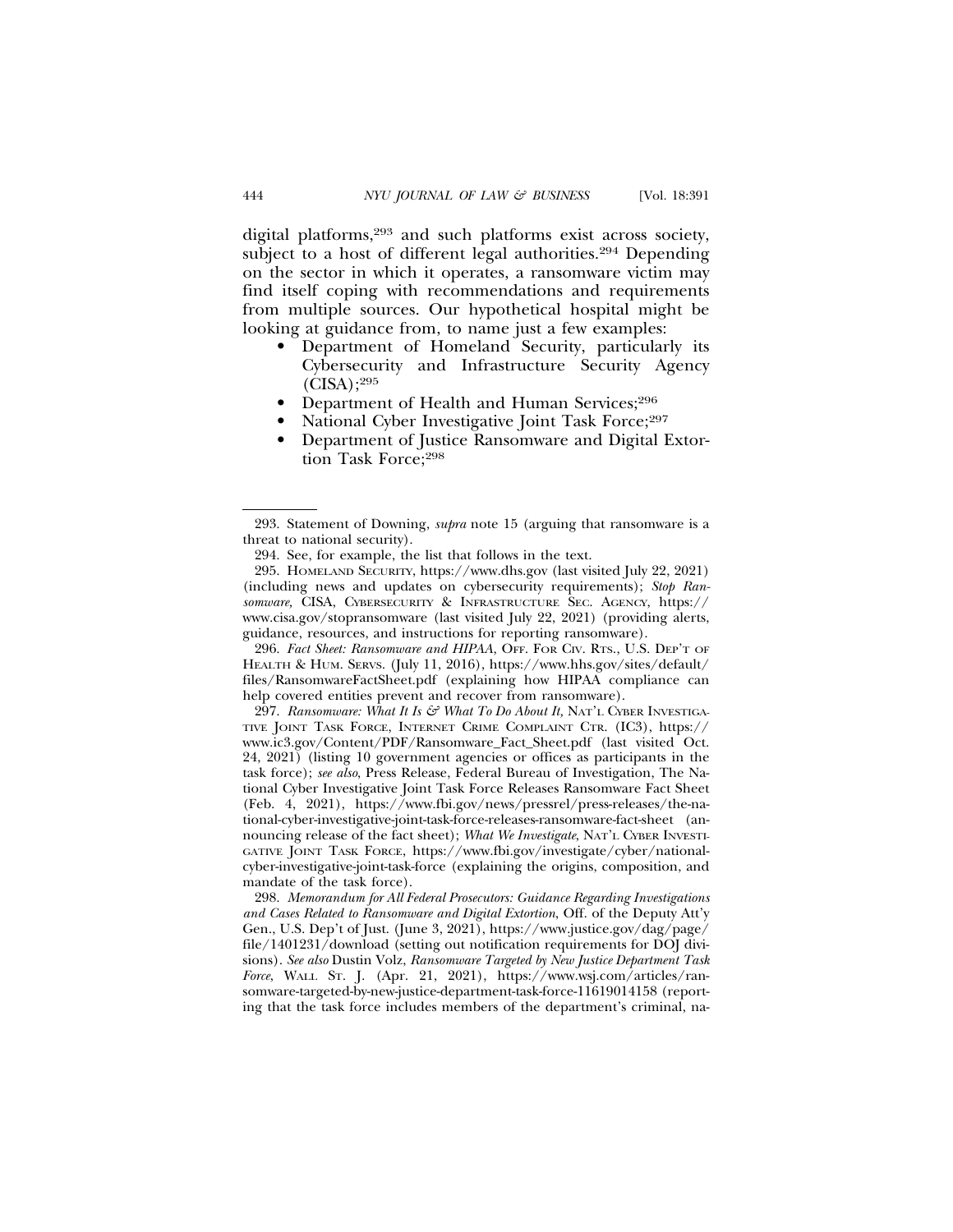digital platforms,[293] and such platforms exist across society, subject to a host of different legal authorities.[294] Depending on the sector in which it operates, a ransomware victim may find itself coping with recommendations and requirements from multiple sources. Our hypothetical hospital might be looking at guidance from, to name just a few examples:

- Department of Homeland Security, particularly its Cybersecurity and Infrastructure Security Agency (CISA);[295]
- Department of Health and Human Services;[296]
- National Cyber Investigative Joint Task Force;[297]
- Department of Justice Ransomware and Digital Extortion Task Force;[298]

---

293. Statement of Downing, *supra* note 15 (arguing that ransomware is a threat to national security).

294. See, for example, the list that follows in the text.

295. HOMELAND SECURITY, https://www.dhs.gov (last visited July 22, 2021) (including news and updates on cybersecurity requirements); *Stop Ransomware,* CISA, CYBERSECURITY & INFRASTRUCTURE SEC. AGENCY, https://www.cisa.gov/stopransomware (last visited July 22, 2021) (providing alerts, guidance, resources, and instructions for reporting ransomware).

296. *Fact Sheet: Ransomware and HIPAA*, OFF. FOR CIV. RTS., U.S. DEP'T OF HEALTH & HUM. SERVS. (July 11, 2016), https://www.hhs.gov/sites/default/files/RansomwareFactSheet.pdf (explaining how HIPAA compliance can help covered entities prevent and recover from ransomware).

297. *Ransomware: What It Is & What To Do About It,* NAT'L CYBER INVESTIGATIVE JOINT TASK FORCE, INTERNET CRIME COMPLAINT CTR. (IC3), https://www.ic3.gov/Content/PDF/Ransomware_Fact_Sheet.pdf (last visited Oct. 24, 2021) (listing 10 government agencies or offices as participants in the task force); *see also*, Press Release, Federal Bureau of Investigation, The National Cyber Investigative Joint Task Force Releases Ransomware Fact Sheet (Feb. 4, 2021), https://www.fbi.gov/news/pressrel/press-releases/the-national-cyber-investigative-joint-task-force-releases-ransomware-fact-sheet (announcing release of the fact sheet); *What We Investigate*, NAT'L CYBER INVESTIGATIVE JOINT TASK FORCE, https://www.fbi.gov/investigate/cyber/national-cyber-investigative-joint-task-force (explaining the origins, composition, and mandate of the task force).

298. *Memorandum for All Federal Prosecutors: Guidance Regarding Investigations and Cases Related to Ransomware and Digital Extortion*, Off. of the Deputy Att'y Gen., U.S. Dep't of Just. (June 3, 2021), https://www.justice.gov/dag/page/file/1401231/download (setting out notification requirements for DOJ divisions). *See also* Dustin Volz, *Ransomware Targeted by New Justice Department Task Force*, WALL ST. J. (Apr. 21, 2021), https://www.wsj.com/articles/ransomware-targeted-by-new-justice-department-task-force-11619014158 (reporting that the task force includes members of the department's criminal, na-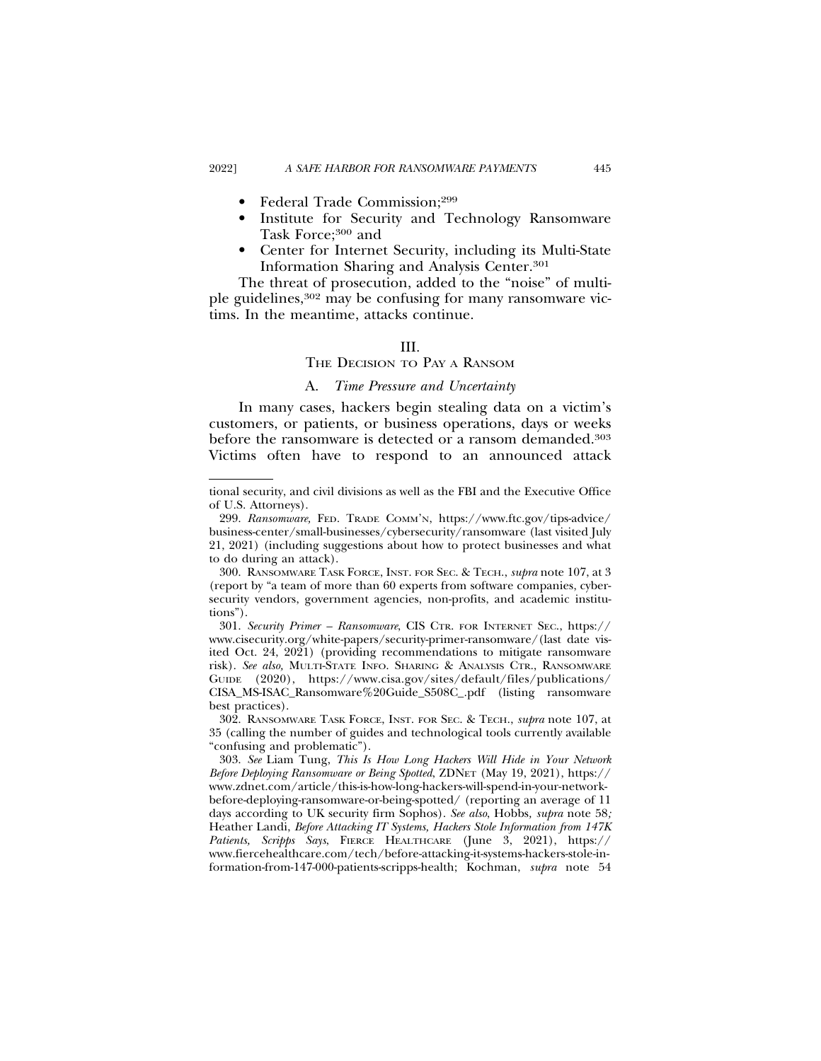- Federal Trade Commission;[299]
- Institute for Security and Technology Ransomware Task Force;[300] and
- Center for Internet Security, including its Multi-State Information Sharing and Analysis Center.[301]

The threat of prosecution, added to the "noise" of multiple guidelines,[302] may be confusing for many ransomware victims. In the meantime, attacks continue.

## III.
## THE DECISION TO PAY A RANSOM

### A. *Time Pressure and Uncertainty*

In many cases, hackers begin stealing data on a victim's customers, or patients, or business operations, days or weeks before the ransomware is detected or a ransom demanded.[303] Victims often have to respond to an announced attack

---

tional security, and civil divisions as well as the FBI and the Executive Office of U.S. Attorneys).

299. *Ransomware,* FED. TRADE COMM'N, https://www.ftc.gov/tips-advice/business-center/small-businesses/cybersecurity/ransomware (last visited July 21, 2021) (including suggestions about how to protect businesses and what to do during an attack).

300. RANSOMWARE TASK FORCE, INST. FOR SEC. & TECH., *supra* note 107, at 3 (report by "a team of more than 60 experts from software companies, cybersecurity vendors, government agencies, non-profits, and academic institutions").

301. *Security Primer – Ransomware*, CIS CTR. FOR INTERNET SEC., https://www.cisecurity.org/white-papers/security-primer-ransomware/ (last date visited Oct. 24, 2021) (providing recommendations to mitigate ransomware risk). *See also,* MULTI-STATE INFO. SHARING & ANALYSIS CTR., RANSOMWARE GUIDE (2020), https://www.cisa.gov/sites/default/files/publications/CISA_MS-ISAC_Ransomware%20Guide_S508C_.pdf (listing ransomware best practices).

302. RANSOMWARE TASK FORCE, INST. FOR SEC. & TECH., *supra* note 107, at 35 (calling the number of guides and technological tools currently available "confusing and problematic").

303. *See* Liam Tung, *This Is How Long Hackers Will Hide in Your Network Before Deploying Ransomware or Being Spotted*, ZDNET (May 19, 2021), https://www.zdnet.com/article/this-is-how-long-hackers-will-spend-in-your-network-before-deploying-ransomware-or-being-spotted/ (reporting an average of 11 days according to UK security firm Sophos). *See also*, Hobbs, *supra* note 58; Heather Landi, *Before Attacking IT Systems, Hackers Stole Information from 147K Patients, Scripps Says*, FIERCE HEALTHCARE (June 3, 2021), https://www.fiercehealthcare.com/tech/before-attacking-it-systems-hackers-stole-information-from-147-000-patients-scripps-health; Kochman, *supra* note 54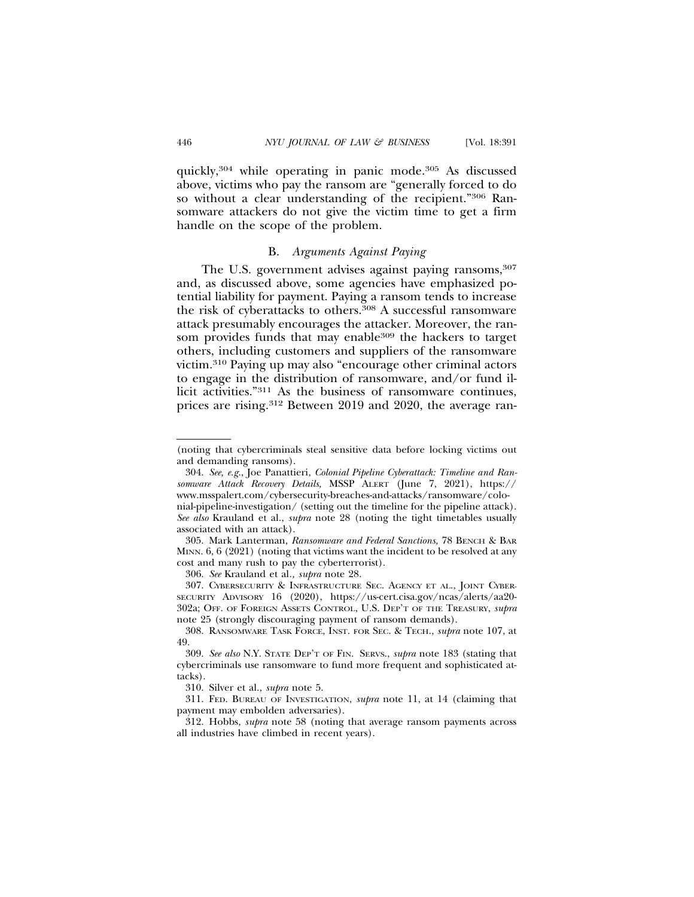quickly,[304] while operating in panic mode.[305] As discussed above, victims who pay the ransom are "generally forced to do so without a clear understanding of the recipient."[306] Ransomware attackers do not give the victim time to get a firm handle on the scope of the problem.

### B. *Arguments Against Paying*

The U.S. government advises against paying ransoms,[307] and, as discussed above, some agencies have emphasized potential liability for payment. Paying a ransom tends to increase the risk of cyberattacks to others.[308] A successful ransomware attack presumably encourages the attacker. Moreover, the ransom provides funds that may enable[309] the hackers to target others, including customers and suppliers of the ransomware victim.[310] Paying up may also "encourage other criminal actors to engage in the distribution of ransomware, and/or fund illicit activities."[311] As the business of ransomware continues, prices are rising.[312] Between 2019 and 2020, the average ran-

---

(noting that cybercriminals steal sensitive data before locking victims out and demanding ransoms).

304. *See, e.g.*, Joe Panattieri, *Colonial Pipeline Cyberattack: Timeline and Ransomware Attack Recovery Details,* MSSP ALERT (June 7, 2021), https://www.msspalert.com/cybersecurity-breaches-and-attacks/ransomware/colonial-pipeline-investigation/ (setting out the timeline for the pipeline attack). *See also* Krauland et al., *supra* note 28 (noting the tight timetables usually associated with an attack).

305. Mark Lanterman, *Ransomware and Federal Sanctions,* 78 BENCH & BAR MINN. 6, 6 (2021) (noting that victims want the incident to be resolved at any cost and many rush to pay the cyberterrorist).

306. *See* Krauland et al., *supra* note 28.

307. CYBERSECURITY & INFRASTRUCTURE SEC. AGENCY ET AL., JOINT CYBERSECURITY ADVISORY 16 (2020), https://us-cert.cisa.gov/ncas/alerts/aa20-302a; OFF. OF FOREIGN ASSETS CONTROL, U.S. DEP'T OF THE TREASURY, *supra* note 25 (strongly discouraging payment of ransom demands).

308. RANSOMWARE TASK FORCE, INST. FOR SEC. & TECH., *supra* note 107, at 49.

309. *See also* N.Y. STATE DEP'T OF FIN. SERVS., *supra* note 183 (stating that cybercriminals use ransomware to fund more frequent and sophisticated attacks).

310. Silver et al., *supra* note 5.

311. FED. BUREAU OF INVESTIGATION, *supra* note 11, at 14 (claiming that payment may embolden adversaries).

312. Hobbs*, supra* note 58 (noting that average ransom payments across all industries have climbed in recent years).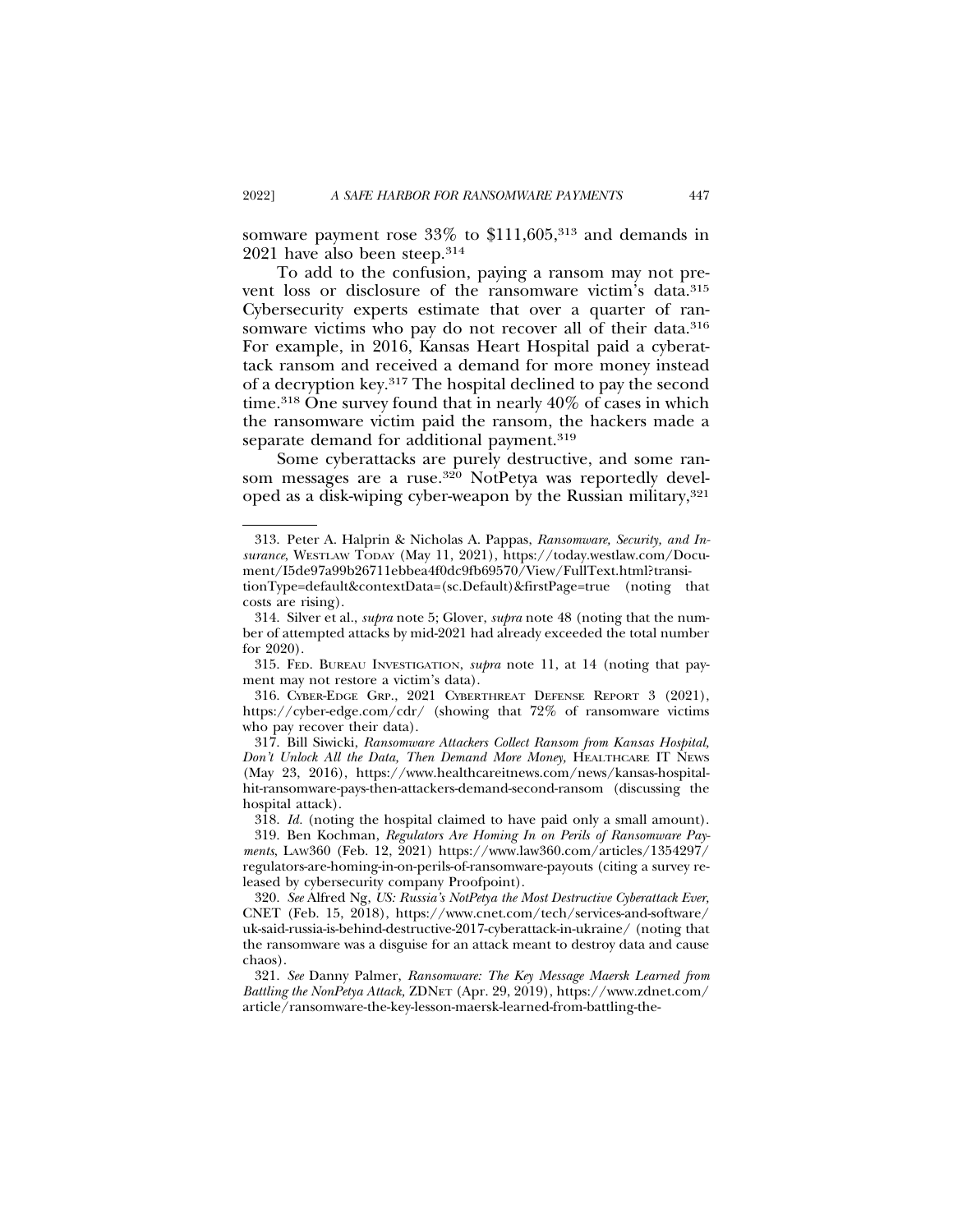somware payment rose 33% to $111,605,[313] and demands in 2021 have also been steep.[314]

To add to the confusion, paying a ransom may not prevent loss or disclosure of the ransomware victim's data.[315] Cybersecurity experts estimate that over a quarter of ransomware victims who pay do not recover all of their data.[316] For example, in 2016, Kansas Heart Hospital paid a cyberattack ransom and received a demand for more money instead of a decryption key.[317] The hospital declined to pay the second time.[318] One survey found that in nearly 40% of cases in which the ransomware victim paid the ransom, the hackers made a separate demand for additional payment.[319]

Some cyberattacks are purely destructive, and some ransom messages are a ruse.[320] NotPetya was reportedly developed as a disk-wiping cyber-weapon by the Russian military,[321]

---

313. Peter A. Halprin & Nicholas A. Pappas, *Ransomware, Security, and Insurance*, WESTLAW TODAY (May 11, 2021), https://today.westlaw.com/Document/I5de97a99b26711ebbea4f0dc9fb69570/View/FullText.html?transitionType=default&contextData=(sc.Default)&firstPage=true (noting that costs are rising).

314. Silver et al., *supra* note 5; Glover, *supra* note 48 (noting that the number of attempted attacks by mid-2021 had already exceeded the total number for 2020).

315. FED. BUREAU INVESTIGATION, *supra* note 11, at 14 (noting that payment may not restore a victim's data).

316. CYBER-EDGE GRP., 2021 CYBERTHREAT DEFENSE REPORT 3 (2021), https://cyber-edge.com/cdr/ (showing that 72% of ransomware victims who pay recover their data).

317. Bill Siwicki, *Ransomware Attackers Collect Ransom from Kansas Hospital, Don't Unlock All the Data, Then Demand More Money,* HEALTHCARE IT NEWS (May 23, 2016), https://www.healthcareitnews.com/news/kansas-hospital-hit-ransomware-pays-then-attackers-demand-second-ransom (discussing the hospital attack).

318. *Id.* (noting the hospital claimed to have paid only a small amount).

319. Ben Kochman, *Regulators Are Homing In on Perils of Ransomware Payments*, LAW360 (Feb. 12, 2021) https://www.law360.com/articles/1354297/regulators-are-homing-in-on-perils-of-ransomware-payouts (citing a survey released by cybersecurity company Proofpoint).

320. *See* Alfred Ng, *US: Russia's NotPetya the Most Destructive Cyberattack Ever,* CNET (Feb. 15, 2018), https://www.cnet.com/tech/services-and-software/uk-said-russia-is-behind-destructive-2017-cyberattack-in-ukraine/ (noting that the ransomware was a disguise for an attack meant to destroy data and cause chaos).

321. *See* Danny Palmer, *Ransomware: The Key Message Maersk Learned from Battling the NonPetya Attack,* ZDNET (Apr. 29, 2019), https://www.zdnet.com/article/ransomware-the-key-lesson-maersk-learned-from-battling-the-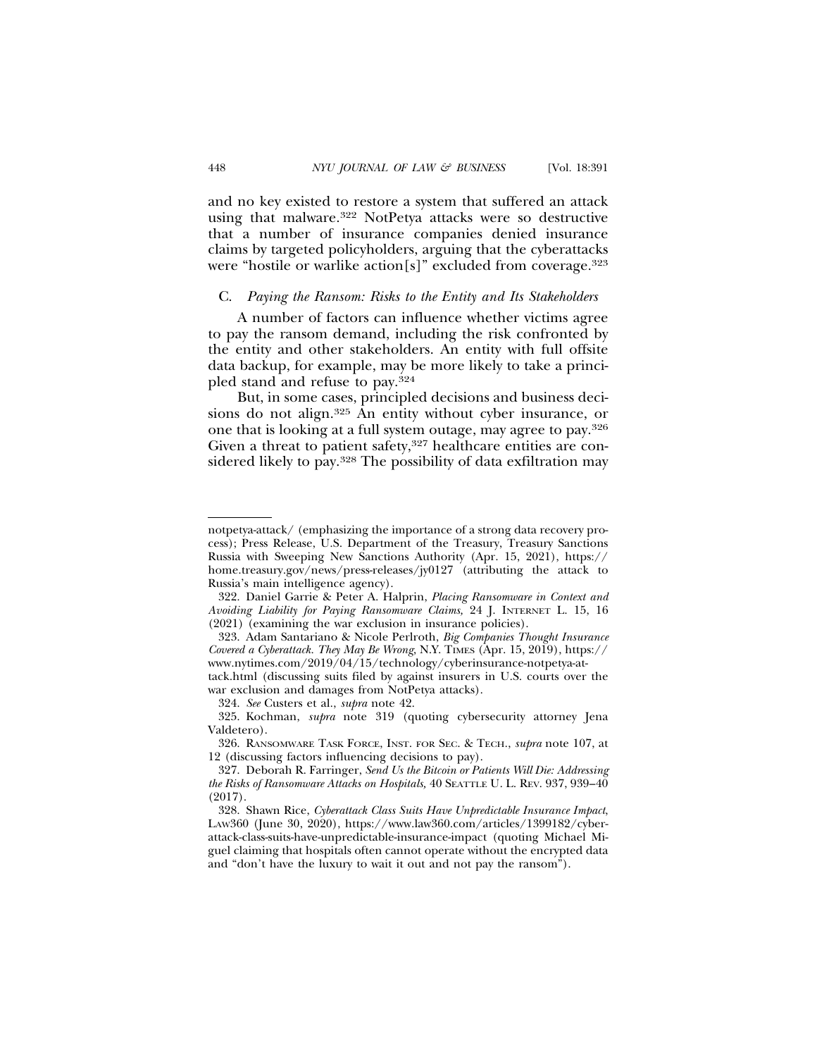and no key existed to restore a system that suffered an attack using that malware.[322] NotPetya attacks were so destructive that a number of insurance companies denied insurance claims by targeted policyholders, arguing that the cyberattacks were "hostile or warlike action[s]" excluded from coverage.[323]

### C. *Paying the Ransom: Risks to the Entity and Its Stakeholders*

A number of factors can influence whether victims agree to pay the ransom demand, including the risk confronted by the entity and other stakeholders. An entity with full offsite data backup, for example, may be more likely to take a principled stand and refuse to pay.[324]

But, in some cases, principled decisions and business decisions do not align.[325] An entity without cyber insurance, or one that is looking at a full system outage, may agree to pay.[326] Given a threat to patient safety,[327] healthcare entities are considered likely to pay.[328] The possibility of data exfiltration may

---

notpetya-attack/ (emphasizing the importance of a strong data recovery process); Press Release, U.S. Department of the Treasury, Treasury Sanctions Russia with Sweeping New Sanctions Authority (Apr. 15, 2021), https://home.treasury.gov/news/press-releases/jy0127 (attributing the attack to Russia's main intelligence agency).

322. Daniel Garrie & Peter A. Halprin, *Placing Ransomware in Context and Avoiding Liability for Paying Ransomware Claims,* 24 J. INTERNET L. 15, 16 (2021) (examining the war exclusion in insurance policies).

323. Adam Santariano & Nicole Perlroth, *Big Companies Thought Insurance Covered a Cyberattack. They May Be Wrong*, N.Y. TIMES (Apr. 15, 2019), https://www.nytimes.com/2019/04/15/technology/cyberinsurance-notpetya-attack.html (discussing suits filed by against insurers in U.S. courts over the war exclusion and damages from NotPetya attacks).

324. *See* Custers et al., *supra* note 42.

325. Kochman, *supra* note 319 (quoting cybersecurity attorney Jena Valdetero).

326. RANSOMWARE TASK FORCE, INST. FOR SEC. & TECH., *supra* note 107, at 12 (discussing factors influencing decisions to pay).

327. Deborah R. Farringer, *Send Us the Bitcoin or Patients Will Die: Addressing the Risks of Ransomware Attacks on Hospitals,* 40 SEATTLE U. L. REV. 937, 939–40 (2017).

328. Shawn Rice, *Cyberattack Class Suits Have Unpredictable Insurance Impact*, LAW360 (June 30, 2020), https://www.law360.com/articles/1399182/cyberattack-class-suits-have-unpredictable-insurance-impact (quoting Michael Miguel claiming that hospitals often cannot operate without the encrypted data and "don't have the luxury to wait it out and not pay the ransom").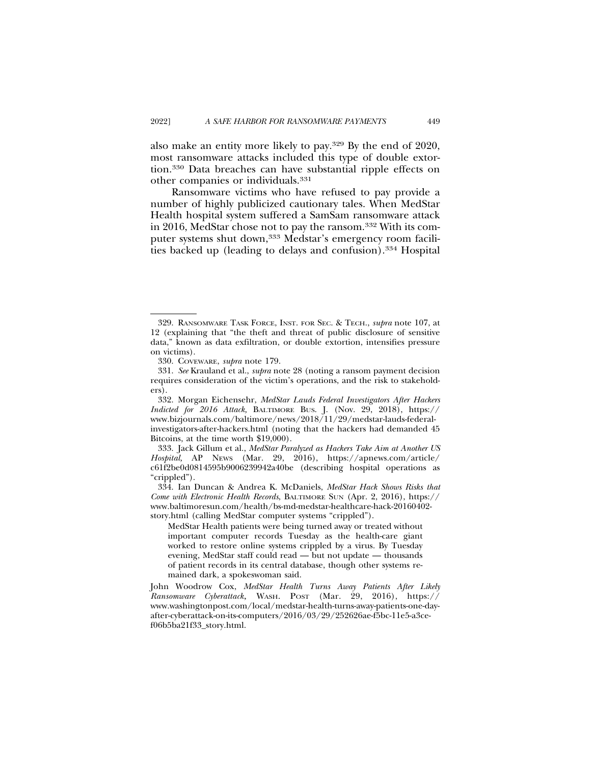also make an entity more likely to pay.[329] By the end of 2020, most ransomware attacks included this type of double extortion.[330] Data breaches can have substantial ripple effects on other companies or individuals.[331]

Ransomware victims who have refused to pay provide a number of highly publicized cautionary tales. When MedStar Health hospital system suffered a SamSam ransomware attack in 2016, MedStar chose not to pay the ransom.[332] With its computer systems shut down,[333] Medstar's emergency room facilities backed up (leading to delays and confusion).[334] Hospital

---

329. RANSOMWARE TASK FORCE, INST. FOR SEC. & TECH., *supra* note 107, at 12 (explaining that "the theft and threat of public disclosure of sensitive data," known as data exfiltration, or double extortion, intensifies pressure on victims).

330. COVEWARE, *supra* note 179.

331. *See* Krauland et al., *supra* note 28 (noting a ransom payment decision requires consideration of the victim's operations, and the risk to stakeholders).

332. Morgan Eichensehr, *MedStar Lauds Federal Investigators After Hackers Indicted for 2016 Attack,* BALTIMORE BUS. J. (Nov. 29, 2018), https://www.bizjournals.com/baltimore/news/2018/11/29/medstar-lauds-federal-investigators-after-hackers.html (noting that the hackers had demanded 45 Bitcoins, at the time worth $19,000).

333. Jack Gillum et al., *MedStar Paralyzed as Hackers Take Aim at Another US Hospital,* AP NEWS (Mar. 29, 2016), https://apnews.com/article/c61f2be0d0814595b9006239942a40be (describing hospital operations as "crippled").

334. Ian Duncan & Andrea K. McDaniels, *MedStar Hack Shows Risks that Come with Electronic Health Records*, BALTIMORE SUN (Apr. 2, 2016), https://www.baltimoresun.com/health/bs-md-medstar-healthcare-hack-20160402-story.html (calling MedStar computer systems "crippled").

> MedStar Health patients were being turned away or treated without important computer records Tuesday as the health-care giant worked to restore online systems crippled by a virus. By Tuesday evening, MedStar staff could read — but not update — thousands of patient records in its central database, though other systems remained dark, a spokeswoman said.

John Woodrow Cox, *MedStar Health Turns Away Patients After Likely Ransomware Cyberattack*, WASH. POST (Mar. 29, 2016), https://www.washingtonpost.com/local/medstar-health-turns-away-patients-one-day-after-cyberattack-on-its-computers/2016/03/29/252626ae-f5bc-11e5-a3ce-f06b5ba21f33_story.html.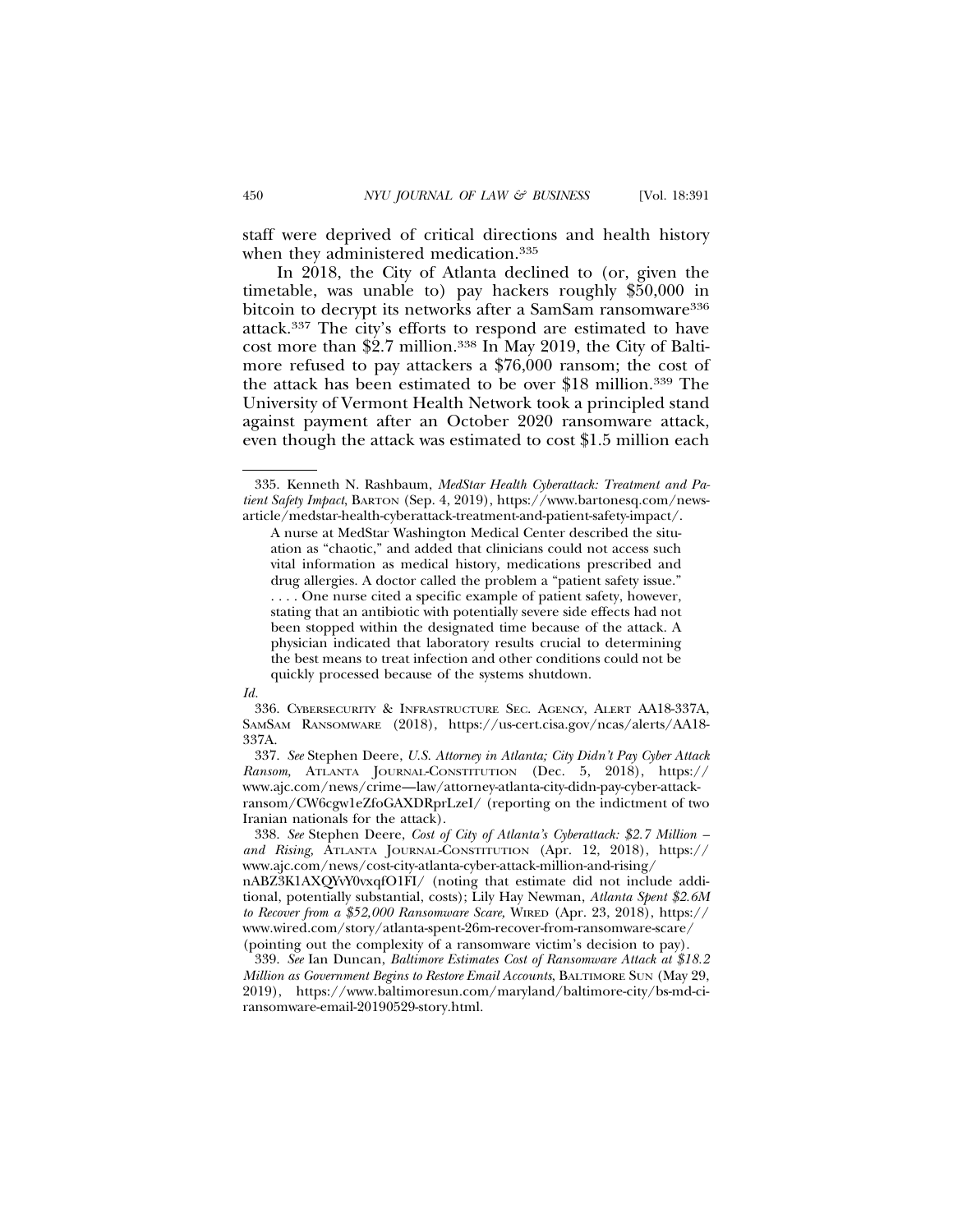staff were deprived of critical directions and health history when they administered medication.[335]

In 2018, the City of Atlanta declined to (or, given the timetable, was unable to) pay hackers roughly $50,000 in bitcoin to decrypt its networks after a SamSam ransomware[336] attack.[337] The city's efforts to respond are estimated to have cost more than $2.7 million.[338] In May 2019, the City of Baltimore refused to pay attackers a $76,000 ransom; the cost of the attack has been estimated to be over $18 million.[339] The University of Vermont Health Network took a principled stand against payment after an October 2020 ransomware attack, even though the attack was estimated to cost $1.5 million each

---

335. Kenneth N. Rashbaum, *MedStar Health Cyberattack: Treatment and Patient Safety Impact*, BARTON (Sep. 4, 2019), https://www.bartonesq.com/news-article/medstar-health-cyberattack-treatment-and-patient-safety-impact/.

> A nurse at MedStar Washington Medical Center described the situation as "chaotic," and added that clinicians could not access such vital information as medical history, medications prescribed and drug allergies. A doctor called the problem a "patient safety issue." . . . . One nurse cited a specific example of patient safety, however, stating that an antibiotic with potentially severe side effects had not been stopped within the designated time because of the attack. A physician indicated that laboratory results crucial to determining the best means to treat infection and other conditions could not be quickly processed because of the systems shutdown.

*Id.*

336. CYBERSECURITY & INFRASTRUCTURE SEC. AGENCY, ALERT AA18-337A, SAMSAM RANSOMWARE (2018), https://us-cert.cisa.gov/ncas/alerts/AA18-337A.

337. *See* Stephen Deere, *U.S. Attorney in Atlanta; City Didn't Pay Cyber Attack Ransom,* ATLANTA JOURNAL-CONSTITUTION (Dec. 5, 2018), https://www.ajc.com/news/crime—law/attorney-atlanta-city-didn-pay-cyber-attack-ransom/CW6cgw1eZfoGAXDRprLzeI/ (reporting on the indictment of two Iranian nationals for the attack).

338. *See* Stephen Deere, *Cost of City of Atlanta's Cyberattack: $2.7 Million – and Rising,* ATLANTA JOURNAL-CONSTITUTION (Apr. 12, 2018), https://www.ajc.com/news/cost-city-atlanta-cyber-attack-million-and-rising/nABZ3K1AXQYvY0vxqfO1FI/ (noting that estimate did not include additional, potentially substantial, costs); Lily Hay Newman, *Atlanta Spent $2.6M to Recover from a $52,000 Ransomware Scare,* WIRED (Apr. 23, 2018), https://www.wired.com/story/atlanta-spent-26m-recover-from-ransomware-scare/ (pointing out the complexity of a ransomware victim's decision to pay).

339. *See* Ian Duncan, *Baltimore Estimates Cost of Ransomware Attack at $18.2 Million as Government Begins to Restore Email Accounts*, BALTIMORE SUN (May 29, 2019), https://www.baltimoresun.com/maryland/baltimore-city/bs-md-ci-ransomware-email-20190529-story.html.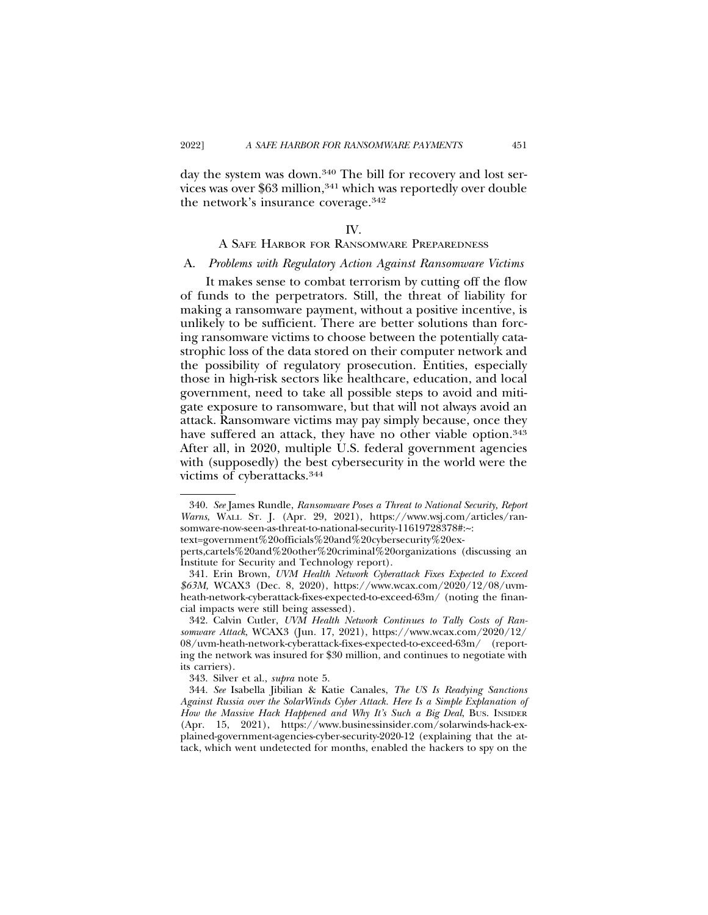day the system was down.[340] The bill for recovery and lost services was over $63 million,[341] which was reportedly over double the network's insurance coverage.[342]

## IV. A SAFE HARBOR FOR RANSOMWARE PREPAREDNESS

### A. *Problems with Regulatory Action Against Ransomware Victims*

It makes sense to combat terrorism by cutting off the flow of funds to the perpetrators. Still, the threat of liability for making a ransomware payment, without a positive incentive, is unlikely to be sufficient. There are better solutions than forcing ransomware victims to choose between the potentially catastrophic loss of the data stored on their computer network and the possibility of regulatory prosecution. Entities, especially those in high-risk sectors like healthcare, education, and local government, need to take all possible steps to avoid and mitigate exposure to ransomware, but that will not always avoid an attack. Ransomware victims may pay simply because, once they have suffered an attack, they have no other viable option.[343] After all, in 2020, multiple U.S. federal government agencies with (supposedly) the best cybersecurity in the world were the victims of cyberattacks.[344]

---

340. *See* James Rundle, *Ransomware Poses a Threat to National Security, Report Warns*, WALL ST. J. (Apr. 29, 2021), https://www.wsj.com/articles/ransomware-now-seen-as-threat-to-national-security-11619728378#:~:text=government%20officials%20and%20cybersecurity%20experts,cartels%20and%20other%20criminal%20organizations (discussing an Institute for Security and Technology report).

341. Erin Brown, *UVM Health Network Cyberattack Fixes Expected to Exceed $63M,* WCAX3 (Dec. 8, 2020), https://www.wcax.com/2020/12/08/uvm-heath-network-cyberattack-fixes-expected-to-exceed-63m/ (noting the financial impacts were still being assessed).

342. Calvin Cutler, *UVM Health Network Continues to Tally Costs of Ransomware Attack*, WCAX3 (Jun. 17, 2021), https://www.wcax.com/2020/12/08/uvm-heath-network-cyberattack-fixes-expected-to-exceed-63m/ (reporting the network was insured for $30 million, and continues to negotiate with its carriers).

343. Silver et al., *supra* note 5.

344. *See* Isabella Jibilian & Katie Canales, *The US Is Readying Sanctions Against Russia over the SolarWinds Cyber Attack. Here Is a Simple Explanation of How the Massive Hack Happened and Why It's Such a Big Deal*, BUS. INSIDER (Apr. 15, 2021), https://www.businessinsider.com/solarwinds-hack-explained-government-agencies-cyber-security-2020-12 (explaining that the attack, which went undetected for months, enabled the hackers to spy on the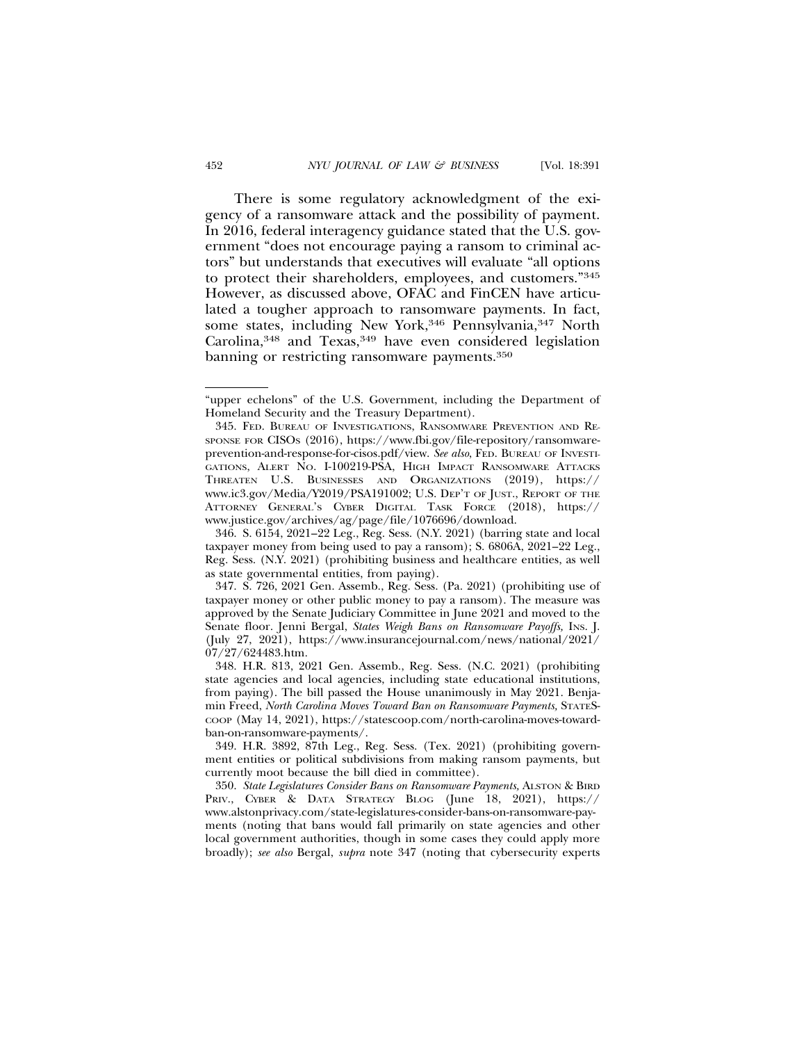There is some regulatory acknowledgment of the exigency of a ransomware attack and the possibility of payment. In 2016, federal interagency guidance stated that the U.S. government "does not encourage paying a ransom to criminal actors" but understands that executives will evaluate "all options to protect their shareholders, employees, and customers."[345] However, as discussed above, OFAC and FinCEN have articulated a tougher approach to ransomware payments. In fact, some states, including New York,[346] Pennsylvania,[347] North Carolina,[348] and Texas,[349] have even considered legislation banning or restricting ransomware payments.[350]

---

"upper echelons" of the U.S. Government, including the Department of Homeland Security and the Treasury Department).

345. FED. BUREAU OF INVESTIGATIONS, RANSOMWARE PREVENTION AND RESPONSE FOR CISOS (2016), https://www.fbi.gov/file-repository/ransomware-prevention-and-response-for-cisos.pdf/view. *See also*, FED. BUREAU OF INVESTIGATIONS, ALERT NO. I-100219-PSA, HIGH IMPACT RANSOMWARE ATTACKS THREATEN U.S. BUSINESSES AND ORGANIZATIONS (2019), https://www.ic3.gov/Media/Y2019/PSA191002; U.S. DEP'T OF JUST., REPORT OF THE ATTORNEY GENERAL'S CYBER DIGITAL TASK FORCE (2018), https://www.justice.gov/archives/ag/page/file/1076696/download.

346. S. 6154, 2021–22 Leg., Reg. Sess. (N.Y. 2021) (barring state and local taxpayer money from being used to pay a ransom); S. 6806A, 2021–22 Leg., Reg. Sess. (N.Y. 2021) (prohibiting business and healthcare entities, as well as state governmental entities, from paying).

347. S. 726, 2021 Gen. Assemb., Reg. Sess. (Pa. 2021) (prohibiting use of taxpayer money or other public money to pay a ransom). The measure was approved by the Senate Judiciary Committee in June 2021 and moved to the Senate floor. Jenni Bergal, *States Weigh Bans on Ransomware Payoffs,* INS. J. (July 27, 2021), https://www.insurancejournal.com/news/national/2021/07/27/624483.htm.

348. H.R. 813, 2021 Gen. Assemb., Reg. Sess. (N.C. 2021) (prohibiting state agencies and local agencies, including state educational institutions, from paying). The bill passed the House unanimously in May 2021. Benjamin Freed, *North Carolina Moves Toward Ban on Ransomware Payments,* STATESCOOP (May 14, 2021), https://statescoop.com/north-carolina-moves-toward-ban-on-ransomware-payments/.

349. H.R. 3892, 87th Leg., Reg. Sess. (Tex. 2021) (prohibiting government entities or political subdivisions from making ransom payments, but currently moot because the bill died in committee).

350. *State Legislatures Consider Bans on Ransomware Payments*, ALSTON & BIRD PRIV., CYBER & DATA STRATEGY BLOG (June 18, 2021), https://www.alstonprivacy.com/state-legislatures-consider-bans-on-ransomware-payments (noting that bans would fall primarily on state agencies and other local government authorities, though in some cases they could apply more broadly); *see also* Bergal, *supra* note 347 (noting that cybersecurity experts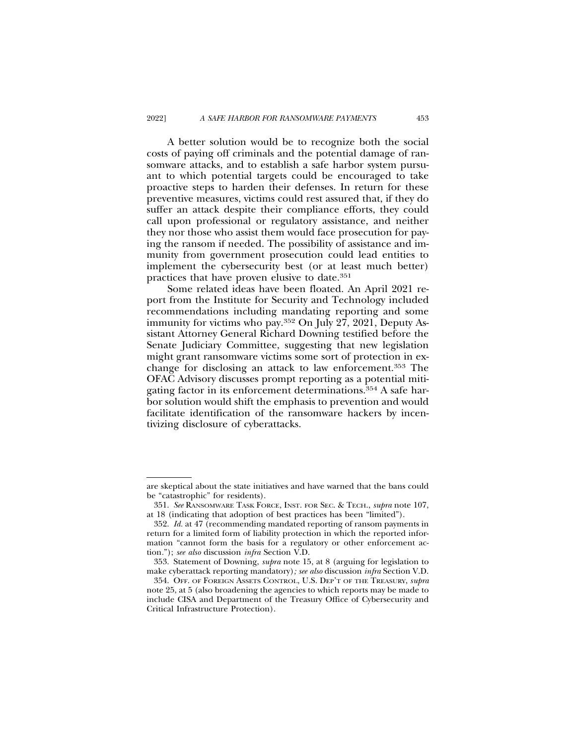A better solution would be to recognize both the social costs of paying off criminals and the potential damage of ransomware attacks, and to establish a safe harbor system pursuant to which potential targets could be encouraged to take proactive steps to harden their defenses. In return for these preventive measures, victims could rest assured that, if they do suffer an attack despite their compliance efforts, they could call upon professional or regulatory assistance, and neither they nor those who assist them would face prosecution for paying the ransom if needed. The possibility of assistance and immunity from government prosecution could lead entities to implement the cybersecurity best (or at least much better) practices that have proven elusive to date.[351]

Some related ideas have been floated. An April 2021 report from the Institute for Security and Technology included recommendations including mandating reporting and some immunity for victims who pay.[352] On July 27, 2021, Deputy Assistant Attorney General Richard Downing testified before the Senate Judiciary Committee, suggesting that new legislation might grant ransomware victims some sort of protection in exchange for disclosing an attack to law enforcement.[353] The OFAC Advisory discusses prompt reporting as a potential mitigating factor in its enforcement determinations.[354] A safe harbor solution would shift the emphasis to prevention and would facilitate identification of the ransomware hackers by incentivizing disclosure of cyberattacks.

---

are skeptical about the state initiatives and have warned that the bans could be "catastrophic" for residents).

351. *See* RANSOMWARE TASK FORCE, INST. FOR SEC. & TECH., *supra* note 107, at 18 (indicating that adoption of best practices has been "limited").

352. *Id.* at 47 (recommending mandated reporting of ransom payments in return for a limited form of liability protection in which the reported information "cannot form the basis for a regulatory or other enforcement action."); *see also* discussion *infra* Section V.D.

353. Statement of Downing, *supra* note 15, at 8 (arguing for legislation to make cyberattack reporting mandatory)*; see also* discussion *infra* Section V.D.

354. OFF. OF FOREIGN ASSETS CONTROL, U.S. DEP'T OF THE TREASURY, *supra* note 25, at 5 (also broadening the agencies to which reports may be made to include CISA and Department of the Treasury Office of Cybersecurity and Critical Infrastructure Protection).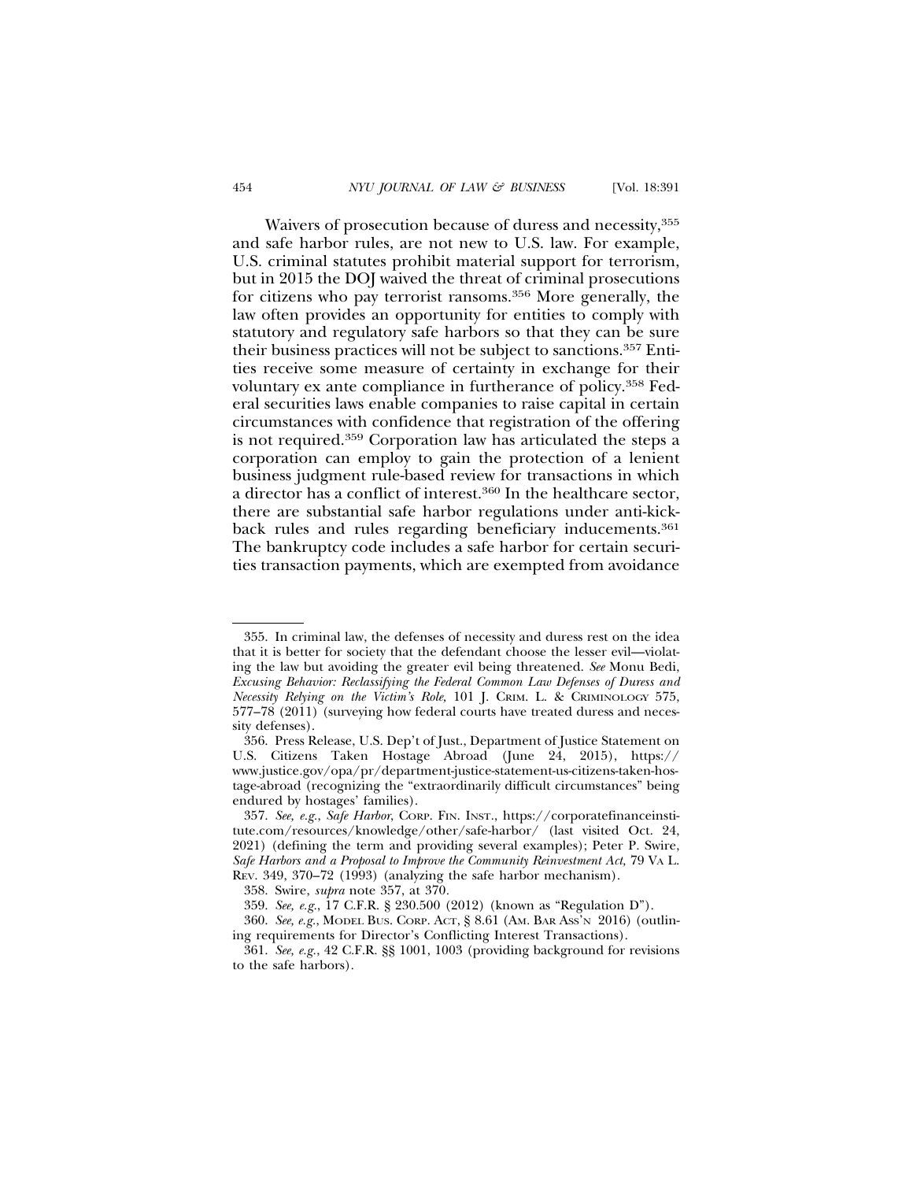Waivers of prosecution because of duress and necessity,[355] and safe harbor rules, are not new to U.S. law. For example, U.S. criminal statutes prohibit material support for terrorism, but in 2015 the DOJ waived the threat of criminal prosecutions for citizens who pay terrorist ransoms.[356] More generally, the law often provides an opportunity for entities to comply with statutory and regulatory safe harbors so that they can be sure their business practices will not be subject to sanctions.[357] Entities receive some measure of certainty in exchange for their voluntary ex ante compliance in furtherance of policy.[358] Federal securities laws enable companies to raise capital in certain circumstances with confidence that registration of the offering is not required.[359] Corporation law has articulated the steps a corporation can employ to gain the protection of a lenient business judgment rule-based review for transactions in which a director has a conflict of interest.[360] In the healthcare sector, there are substantial safe harbor regulations under anti-kickback rules and rules regarding beneficiary inducements.[361] The bankruptcy code includes a safe harbor for certain securities transaction payments, which are exempted from avoidance

---

355. In criminal law, the defenses of necessity and duress rest on the idea that it is better for society that the defendant choose the lesser evil—violating the law but avoiding the greater evil being threatened. *See* Monu Bedi, *Excusing Behavior: Reclassifying the Federal Common Law Defenses of Duress and Necessity Relying on the Victim's Role,* 101 J. CRIM. L. & CRIMINOLOGY 575, 577–78 (2011) (surveying how federal courts have treated duress and necessity defenses).

356. Press Release, U.S. Dep't of Just., Department of Justice Statement on U.S. Citizens Taken Hostage Abroad (June 24, 2015), https://www.justice.gov/opa/pr/department-justice-statement-us-citizens-taken-hostage-abroad (recognizing the "extraordinarily difficult circumstances" being endured by hostages' families).

357. *See, e.g.*, *Safe Harbor*, CORP. FIN. INST., https://corporatefinanceinstitute.com/resources/knowledge/other/safe-harbor/ (last visited Oct. 24, 2021) (defining the term and providing several examples); Peter P. Swire, *Safe Harbors and a Proposal to Improve the Community Reinvestment Act,* 79 VA L. REV. 349, 370–72 (1993) (analyzing the safe harbor mechanism).

358. Swire, *supra* note 357, at 370.

359. *See, e.g.*, 17 C.F.R. § 230.500 (2012) (known as "Regulation D").

360. *See, e.g.*, MODEL BUS. CORP. ACT, § 8.61 (AM. BAR ASS'N 2016) (outlining requirements for Director's Conflicting Interest Transactions).

361. *See, e.g.*, 42 C.F.R. §§ 1001, 1003 (providing background for revisions to the safe harbors).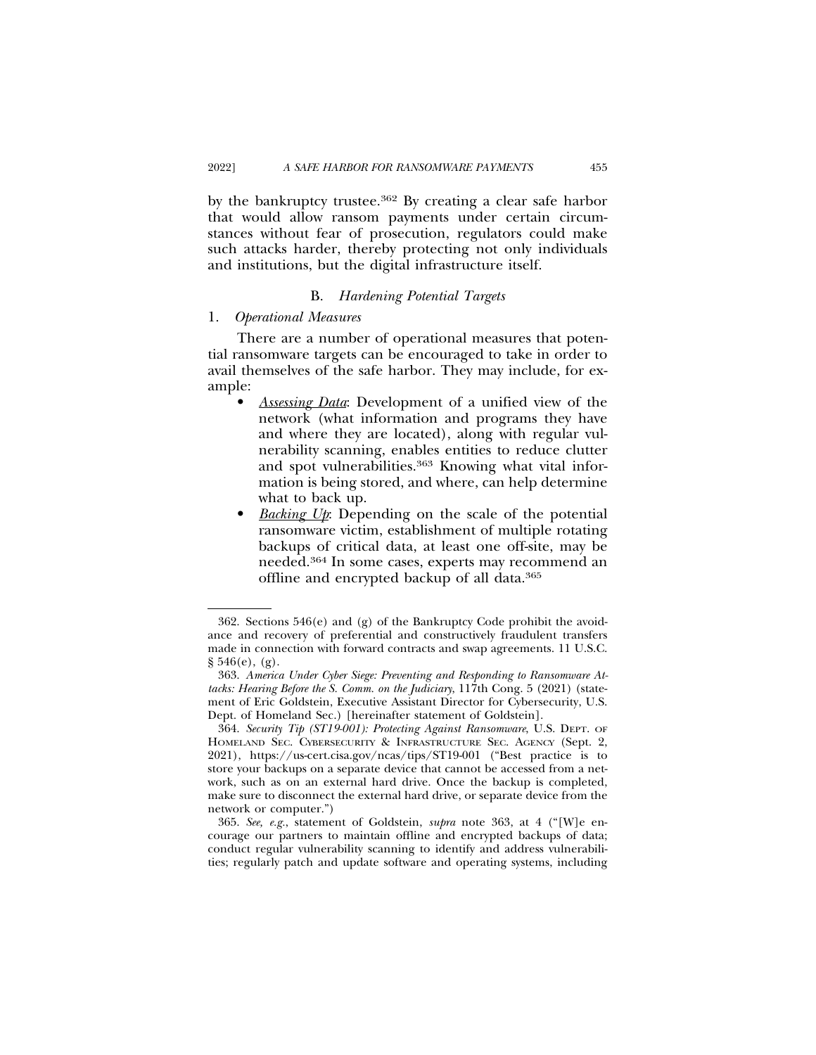by the bankruptcy trustee.[362] By creating a clear safe harbor that would allow ransom payments under certain circumstances without fear of prosecution, regulators could make such attacks harder, thereby protecting not only individuals and institutions, but the digital infrastructure itself.

## B. *Hardening Potential Targets*

### 1. *Operational Measures*

There are a number of operational measures that potential ransomware targets can be encouraged to take in order to avail themselves of the safe harbor. They may include, for example:

- ***Assessing Data***: Development of a unified view of the network (what information and programs they have and where they are located), along with regular vulnerability scanning, enables entities to reduce clutter and spot vulnerabilities.[363] Knowing what vital information is being stored, and where, can help determine what to back up.
- ***Backing Up***: Depending on the scale of the potential ransomware victim, establishment of multiple rotating backups of critical data, at least one off-site, may be needed.[364] In some cases, experts may recommend an offline and encrypted backup of all data.[365]

---

362. Sections 546(e) and (g) of the Bankruptcy Code prohibit the avoidance and recovery of preferential and constructively fraudulent transfers made in connection with forward contracts and swap agreements. 11 U.S.C. § 546(e), (g).

363. *America Under Cyber Siege: Preventing and Responding to Ransomware Attacks: Hearing Before the S. Comm. on the Judiciary*, 117th Cong. 5 (2021) (statement of Eric Goldstein, Executive Assistant Director for Cybersecurity, U.S. Dept. of Homeland Sec.) [hereinafter statement of Goldstein].

364. *Security Tip (ST19-001): Protecting Against Ransomware*, U.S. DEPT. OF HOMELAND SEC. CYBERSECURITY & INFRASTRUCTURE SEC. AGENCY (Sept. 2, 2021), https://us-cert.cisa.gov/ncas/tips/ST19-001 ("Best practice is to store your backups on a separate device that cannot be accessed from a network, such as on an external hard drive. Once the backup is completed, make sure to disconnect the external hard drive, or separate device from the network or computer.")

365. *See, e.g.*, statement of Goldstein, *supra* note 363, at 4 ("[W]e encourage our partners to maintain offline and encrypted backups of data; conduct regular vulnerability scanning to identify and address vulnerabilities; regularly patch and update software and operating systems, including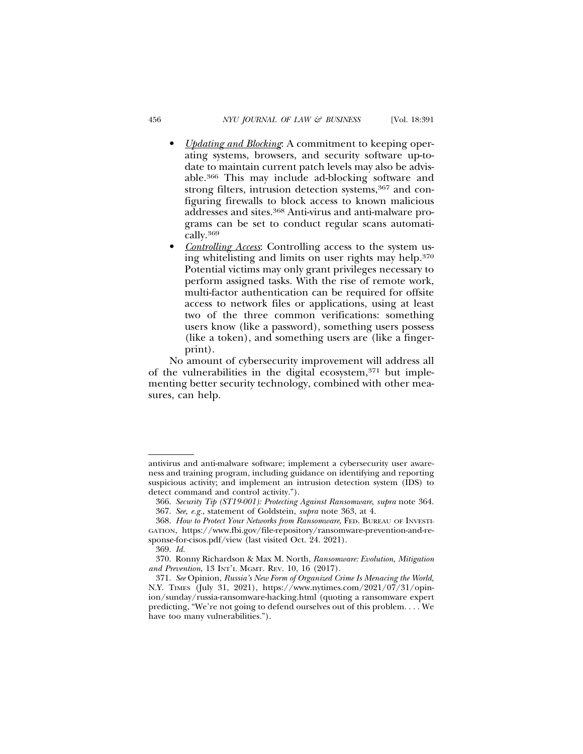- *Updating and Blocking*: A commitment to keeping operating systems, browsers, and security software up-to-date to maintain current patch levels may also be advisable.[366] This may include ad-blocking software and strong filters, intrusion detection systems,[367] and configuring firewalls to block access to known malicious addresses and sites.[368] Anti-virus and anti-malware programs can be set to conduct regular scans automatically.[369]
- *Controlling Access*: Controlling access to the system using whitelisting and limits on user rights may help.[370] Potential victims may only grant privileges necessary to perform assigned tasks. With the rise of remote work, multi-factor authentication can be required for offsite access to network files or applications, using at least two of the three common verifications: something users know (like a password), something users possess (like a token), and something users are (like a fingerprint).

No amount of cybersecurity improvement will address all of the vulnerabilities in the digital ecosystem,[371] but implementing better security technology, combined with other measures, can help.

---

antivirus and anti-malware software; implement a cybersecurity user awareness and training program, including guidance on identifying and reporting suspicious activity; and implement an intrusion detection system (IDS) to detect command and control activity.").

366. *Security Tip (ST19-001): Protecting Against Ransomware*, *supra* note 364.

367. *See, e.g.*, statement of Goldstein, *supra* note 363, at 4.

368. *How to Protect Your Networks from Ransomware*, FED. BUREAU OF INVESTIGATION, https://www.fbi.gov/file-repository/ransomware-prevention-and-response-for-cisos.pdf/view (last visited Oct. 24. 2021).

369. *Id.*

370. Ronny Richardson & Max M. North, *Ransomware: Evolution, Mitigation and Prevention*, 13 INT'L MGMT. REV. 10, 16 (2017).

371. *See* Opinion, *Russia's New Form of Organized Crime Is Menacing the World,* N.Y. TIMES (July 31, 2021), https://www.nytimes.com/2021/07/31/opinion/sunday/russia-ransomware-hacking.html (quoting a ransomware expert predicting, "We're not going to defend ourselves out of this problem. . . . We have too many vulnerabilities.").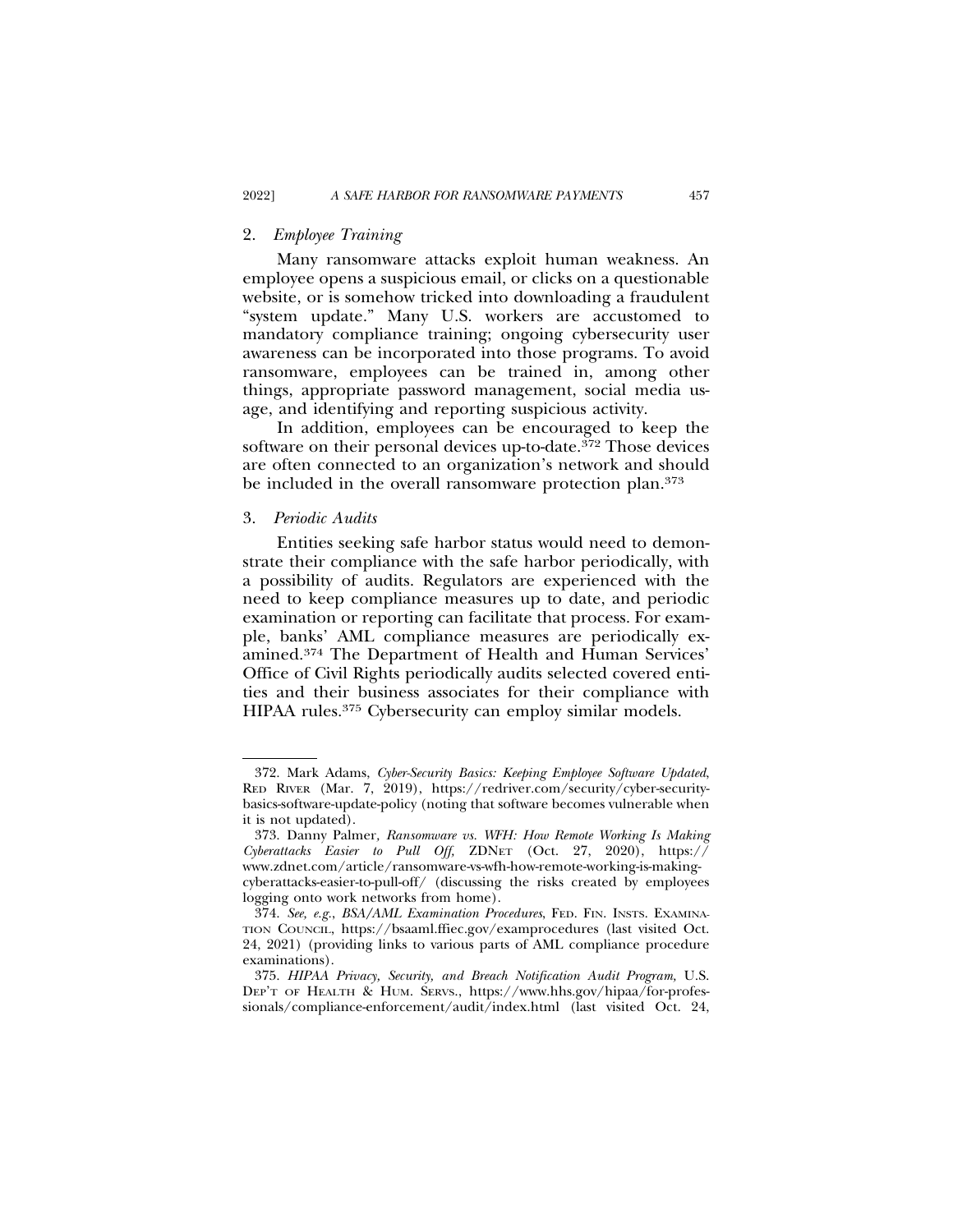### 2. *Employee Training*

Many ransomware attacks exploit human weakness. An employee opens a suspicious email, or clicks on a questionable website, or is somehow tricked into downloading a fraudulent "system update." Many U.S. workers are accustomed to mandatory compliance training; ongoing cybersecurity user awareness can be incorporated into those programs. To avoid ransomware, employees can be trained in, among other things, appropriate password management, social media usage, and identifying and reporting suspicious activity.

In addition, employees can be encouraged to keep the software on their personal devices up-to-date.[372] Those devices are often connected to an organization's network and should be included in the overall ransomware protection plan.[373]

### 3. *Periodic Audits*

Entities seeking safe harbor status would need to demonstrate their compliance with the safe harbor periodically, with a possibility of audits. Regulators are experienced with the need to keep compliance measures up to date, and periodic examination or reporting can facilitate that process. For example, banks' AML compliance measures are periodically examined.[374] The Department of Health and Human Services' Office of Civil Rights periodically audits selected covered entities and their business associates for their compliance with HIPAA rules.[375] Cybersecurity can employ similar models.

---

372. Mark Adams, *Cyber-Security Basics: Keeping Employee Software Updated*, RED RIVER (Mar. 7, 2019), https://redriver.com/security/cyber-security-basics-software-update-policy (noting that software becomes vulnerable when it is not updated).

373. Danny Palmer, *Ransomware vs. WFH: How Remote Working Is Making Cyberattacks Easier to Pull Off*, ZDNET (Oct. 27, 2020), https://www.zdnet.com/article/ransomware-vs-wfh-how-remote-working-is-making-cyberattacks-easier-to-pull-off/ (discussing the risks created by employees logging onto work networks from home).

374. *See, e.g.*, *BSA/AML Examination Procedures*, FED. FIN. INSTS. EXAMINATION COUNCIL, https://bsaaml.ffiec.gov/examprocedures (last visited Oct. 24, 2021) (providing links to various parts of AML compliance procedure examinations).

375. *HIPAA Privacy, Security, and Breach Notification Audit Program*, U.S. DEP'T OF HEALTH & HUM. SERVS., https://www.hhs.gov/hipaa/for-professionals/compliance-enforcement/audit/index.html (last visited Oct. 24,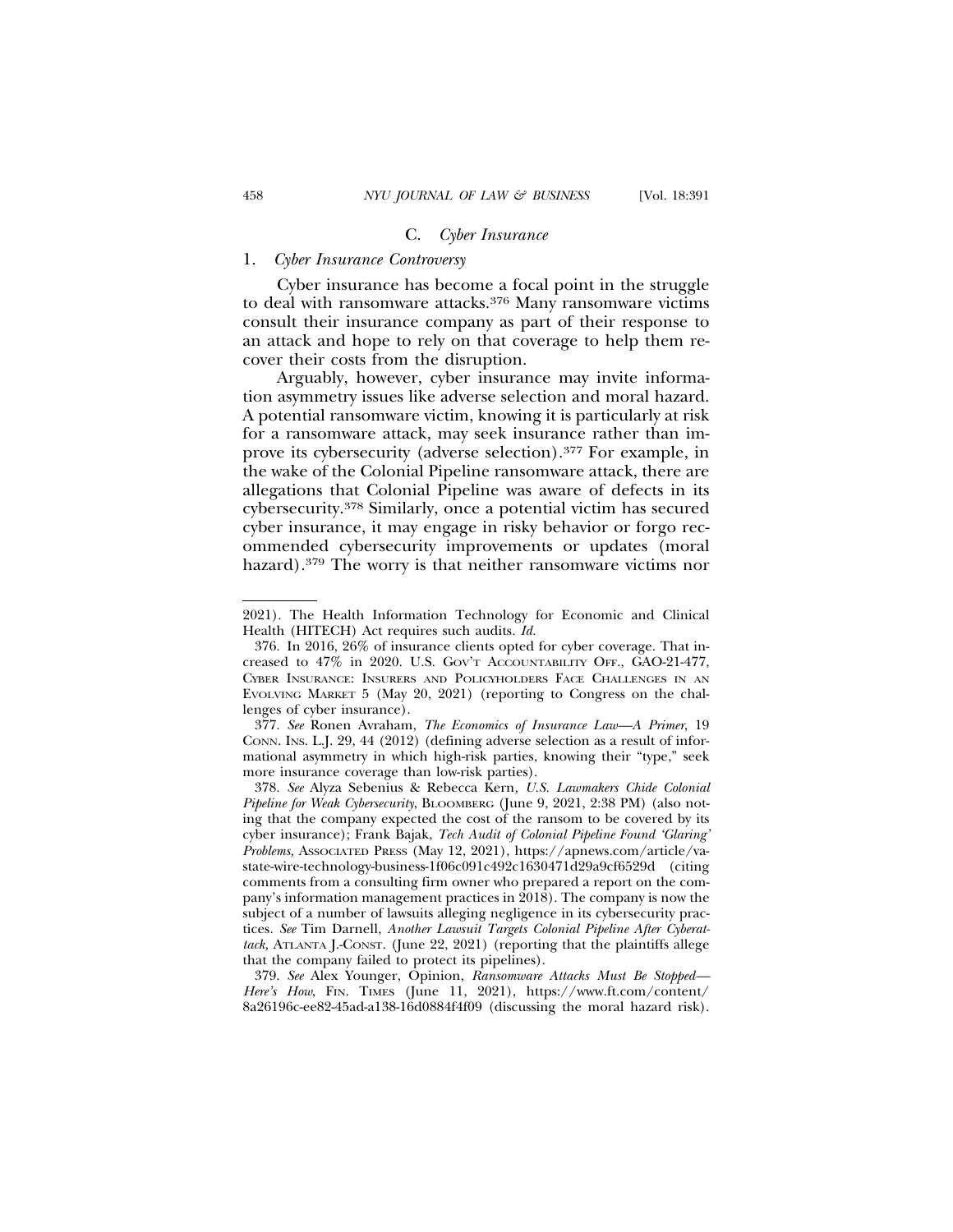### C. *Cyber Insurance*

#### 1. *Cyber Insurance Controversy*

Cyber insurance has become a focal point in the struggle to deal with ransomware attacks.[376] Many ransomware victims consult their insurance company as part of their response to an attack and hope to rely on that coverage to help them recover their costs from the disruption.

Arguably, however, cyber insurance may invite information asymmetry issues like adverse selection and moral hazard. A potential ransomware victim, knowing it is particularly at risk for a ransomware attack, may seek insurance rather than improve its cybersecurity (adverse selection).[377] For example, in the wake of the Colonial Pipeline ransomware attack, there are allegations that Colonial Pipeline was aware of defects in its cybersecurity.[378] Similarly, once a potential victim has secured cyber insurance, it may engage in risky behavior or forgo recommended cybersecurity improvements or updates (moral hazard).[379] The worry is that neither ransomware victims nor

---

2021). The Health Information Technology for Economic and Clinical Health (HITECH) Act requires such audits. *Id.*

376. In 2016, 26% of insurance clients opted for cyber coverage. That increased to 47% in 2020. U.S. GOV'T ACCOUNTABILITY OFF., GAO-21-477, CYBER INSURANCE: INSURERS AND POLICYHOLDERS FACE CHALLENGES IN AN EVOLVING MARKET 5 (May 20, 2021) (reporting to Congress on the challenges of cyber insurance).

377. *See* Ronen Avraham, *The Economics of Insurance Law—A Primer*, 19 CONN. INS. L.J. 29, 44 (2012) (defining adverse selection as a result of informational asymmetry in which high-risk parties, knowing their "type," seek more insurance coverage than low-risk parties).

378. *See* Alyza Sebenius & Rebecca Kern, *U.S. Lawmakers Chide Colonial Pipeline for Weak Cybersecurity*, BLOOMBERG (June 9, 2021, 2:38 PM) (also noting that the company expected the cost of the ransom to be covered by its cyber insurance); Frank Bajak, *Tech Audit of Colonial Pipeline Found 'Glaring' Problems,* ASSOCIATED PRESS (May 12, 2021), https://apnews.com/article/va-state-wire-technology-business-1f06c091c492c1630471d29a9cf6529d (citing comments from a consulting firm owner who prepared a report on the company's information management practices in 2018). The company is now the subject of a number of lawsuits alleging negligence in its cybersecurity practices. *See* Tim Darnell, *Another Lawsuit Targets Colonial Pipeline After Cyberattack,* ATLANTA J.-CONST. (June 22, 2021) (reporting that the plaintiffs allege that the company failed to protect its pipelines).

379. *See* Alex Younger, Opinion, *Ransomware Attacks Must Be Stopped—Here's How*, FIN. TIMES (June 11, 2021), https://www.ft.com/content/8a26196c-ee82-45ad-a138-16d0884f4f09 (discussing the moral hazard risk).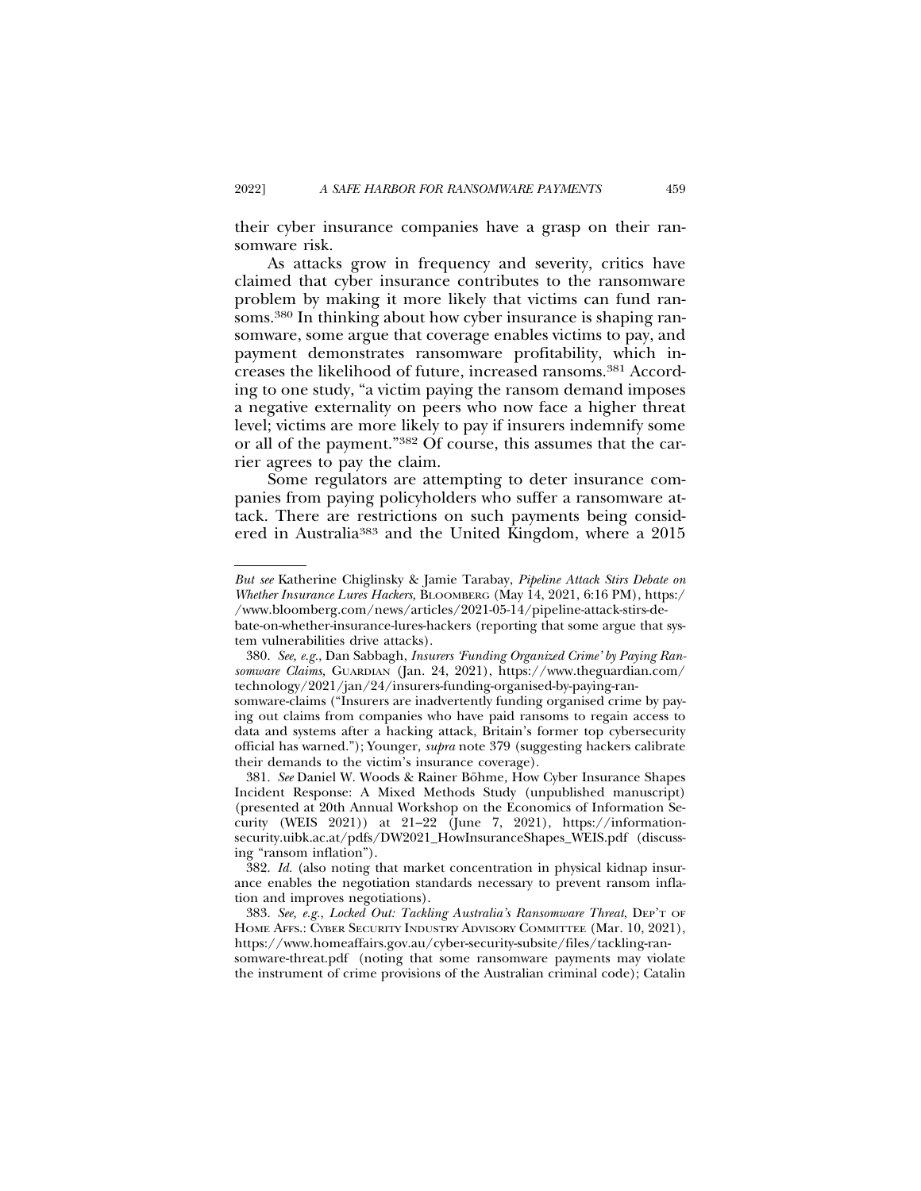their cyber insurance companies have a grasp on their ransomware risk.

As attacks grow in frequency and severity, critics have claimed that cyber insurance contributes to the ransomware problem by making it more likely that victims can fund ransoms.[380] In thinking about how cyber insurance is shaping ransomware, some argue that coverage enables victims to pay, and payment demonstrates ransomware profitability, which increases the likelihood of future, increased ransoms.[381] According to one study, "a victim paying the ransom demand imposes a negative externality on peers who now face a higher threat level; victims are more likely to pay if insurers indemnify some or all of the payment."[382] Of course, this assumes that the carrier agrees to pay the claim.

Some regulators are attempting to deter insurance companies from paying policyholders who suffer a ransomware attack. There are restrictions on such payments being considered in Australia[383] and the United Kingdom, where a 2015

---

*But see* Katherine Chiglinsky & Jamie Tarabay, *Pipeline Attack Stirs Debate on Whether Insurance Lures Hackers,* BLOOMBERG (May 14, 2021, 6:16 PM), https://www.bloomberg.com/news/articles/2021-05-14/pipeline-attack-stirs-debate-on-whether-insurance-lures-hackers (reporting that some argue that system vulnerabilities drive attacks).

380. *See, e.g.*, Dan Sabbagh, *Insurers 'Funding Organized Crime' by Paying Ransomware Claims,* GUARDIAN (Jan. 24, 2021), https://www.theguardian.com/technology/2021/jan/24/insurers-funding-organised-by-paying-ransomware-claims ("Insurers are inadvertently funding organised crime by paying out claims from companies who have paid ransoms to regain access to data and systems after a hacking attack, Britain's former top cybersecurity official has warned."); Younger, *supra* note 379 (suggesting hackers calibrate their demands to the victim's insurance coverage).

381. *See* Daniel W. Woods & Rainer Böhme, How Cyber Insurance Shapes Incident Response: A Mixed Methods Study (unpublished manuscript) (presented at 20th Annual Workshop on the Economics of Information Security (WEIS 2021)) at 21–22 (June 7, 2021), https://informationsecurity.uibk.ac.at/pdfs/DW2021_HowInsuranceShapes_WEIS.pdf (discussing "ransom inflation").

382. *Id.* (also noting that market concentration in physical kidnap insurance enables the negotiation standards necessary to prevent ransom inflation and improves negotiations).

383. *See, e.g.*, *Locked Out: Tackling Australia's Ransomware Threat*, DEP'T OF HOME AFFS.: CYBER SECURITY INDUSTRY ADVISORY COMMITTEE (Mar. 10, 2021), https://www.homeaffairs.gov.au/cyber-security-subsite/files/tackling-ransomware-threat.pdf (noting that some ransomware payments may violate the instrument of crime provisions of the Australian criminal code); Catalin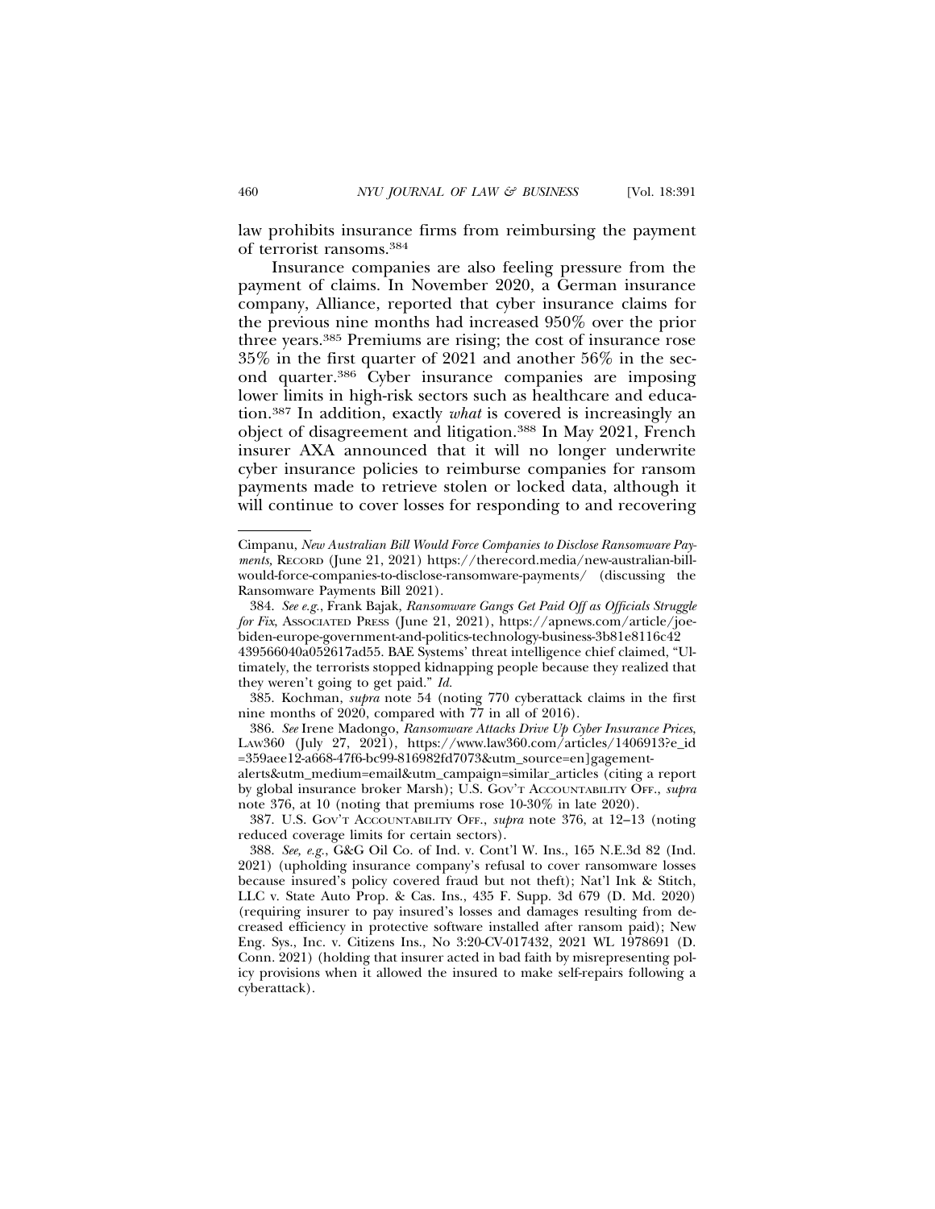law prohibits insurance firms from reimbursing the payment of terrorist ransoms.[384]

Insurance companies are also feeling pressure from the payment of claims. In November 2020, a German insurance company, Alliance, reported that cyber insurance claims for the previous nine months had increased 950% over the prior three years.[385] Premiums are rising; the cost of insurance rose 35% in the first quarter of 2021 and another 56% in the second quarter.[386] Cyber insurance companies are imposing lower limits in high-risk sectors such as healthcare and education.[387] In addition, exactly *what* is covered is increasingly an object of disagreement and litigation.[388] In May 2021, French insurer AXA announced that it will no longer underwrite cyber insurance policies to reimburse companies for ransom payments made to retrieve stolen or locked data, although it will continue to cover losses for responding to and recovering

---

Cimpanu, *New Australian Bill Would Force Companies to Disclose Ransomware Payments,* RECORD (June 21, 2021) https://therecord.media/new-australian-bill-would-force-companies-to-disclose-ransomware-payments/ (discussing the Ransomware Payments Bill 2021).

384. *See e.g.*, Frank Bajak, *Ransomware Gangs Get Paid Off as Officials Struggle for Fix*, ASSOCIATED PRESS (June 21, 2021), https://apnews.com/article/joe-biden-europe-government-and-politics-technology-business-3b81e8116c42439566040a052617ad55. BAE Systems' threat intelligence chief claimed, "Ultimately, the terrorists stopped kidnapping people because they realized that they weren't going to get paid." *Id.*

385. Kochman, *supra* note 54 (noting 770 cyberattack claims in the first nine months of 2020, compared with 77 in all of 2016).

386. *See* Irene Madongo, *Ransomware Attacks Drive Up Cyber Insurance Prices,* LAW360 (July 27, 2021), https://www.law360.com/articles/1406913?e_id=359aee12-a668-47f6-bc99-816982fd7073&utm_source=en]gagement-alerts&utm_medium=email&utm_campaign=similar_articles (citing a report by global insurance broker Marsh); U.S. GOV'T ACCOUNTABILITY OFF., *supra* note 376, at 10 (noting that premiums rose 10-30% in late 2020).

387. U.S. GOV'T ACCOUNTABILITY OFF., *supra* note 376, at 12–13 (noting reduced coverage limits for certain sectors).

388. *See, e.g.*, G&G Oil Co. of Ind. v. Cont'l W. Ins., 165 N.E.3d 82 (Ind. 2021) (upholding insurance company's refusal to cover ransomware losses because insured's policy covered fraud but not theft); Nat'l Ink & Stitch, LLC v. State Auto Prop. & Cas. Ins., 435 F. Supp. 3d 679 (D. Md. 2020) (requiring insurer to pay insured's losses and damages resulting from decreased efficiency in protective software installed after ransom paid); New Eng. Sys., Inc. v. Citizens Ins., No 3:20-CV-017432, 2021 WL 1978691 (D. Conn. 2021) (holding that insurer acted in bad faith by misrepresenting policy provisions when it allowed the insured to make self-repairs following a cyberattack).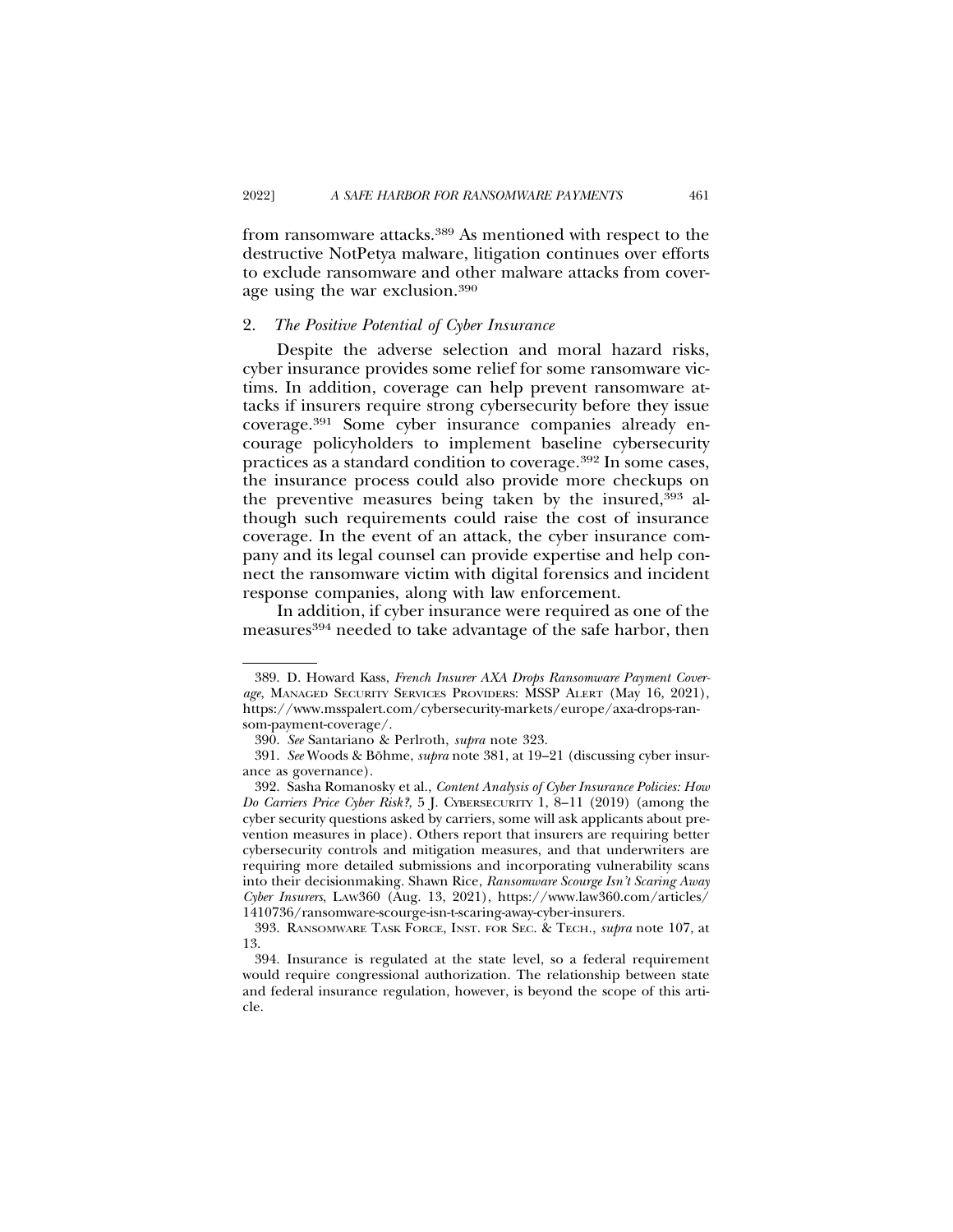from ransomware attacks.[389] As mentioned with respect to the destructive NotPetya malware, litigation continues over efforts to exclude ransomware and other malware attacks from coverage using the war exclusion.[390]

### 2. *The Positive Potential of Cyber Insurance*

Despite the adverse selection and moral hazard risks, cyber insurance provides some relief for some ransomware victims. In addition, coverage can help prevent ransomware attacks if insurers require strong cybersecurity before they issue coverage.[391] Some cyber insurance companies already encourage policyholders to implement baseline cybersecurity practices as a standard condition to coverage.[392] In some cases, the insurance process could also provide more checkups on the preventive measures being taken by the insured,[393] although such requirements could raise the cost of insurance coverage. In the event of an attack, the cyber insurance company and its legal counsel can provide expertise and help connect the ransomware victim with digital forensics and incident response companies, along with law enforcement.

In addition, if cyber insurance were required as one of the measures[394] needed to take advantage of the safe harbor, then

---

389. D. Howard Kass, *French Insurer AXA Drops Ransomware Payment Coverage*, MANAGED SECURITY SERVICES PROVIDERS: MSSP ALERT (May 16, 2021), https://www.msspalert.com/cybersecurity-markets/europe/axa-drops-ransom-payment-coverage/.

390. *See* Santariano & Perlroth, *supra* note 323.

391. *See* Woods & Böhme, *supra* note 381, at 19–21 (discussing cyber insurance as governance).

392. Sasha Romanosky et al., *Content Analysis of Cyber Insurance Policies: How Do Carriers Price Cyber Risk?*, 5 J. CYBERSECURITY 1, 8–11 (2019) (among the cyber security questions asked by carriers, some will ask applicants about prevention measures in place). Others report that insurers are requiring better cybersecurity controls and mitigation measures, and that underwriters are requiring more detailed submissions and incorporating vulnerability scans into their decisionmaking. Shawn Rice, *Ransomware Scourge Isn't Scaring Away Cyber Insurers*, LAW360 (Aug. 13, 2021), https://www.law360.com/articles/1410736/ransomware-scourge-isn-t-scaring-away-cyber-insurers.

393. RANSOMWARE TASK FORCE, INST. FOR SEC. & TECH., *supra* note 107, at 13.

394. Insurance is regulated at the state level, so a federal requirement would require congressional authorization. The relationship between state and federal insurance regulation, however, is beyond the scope of this article.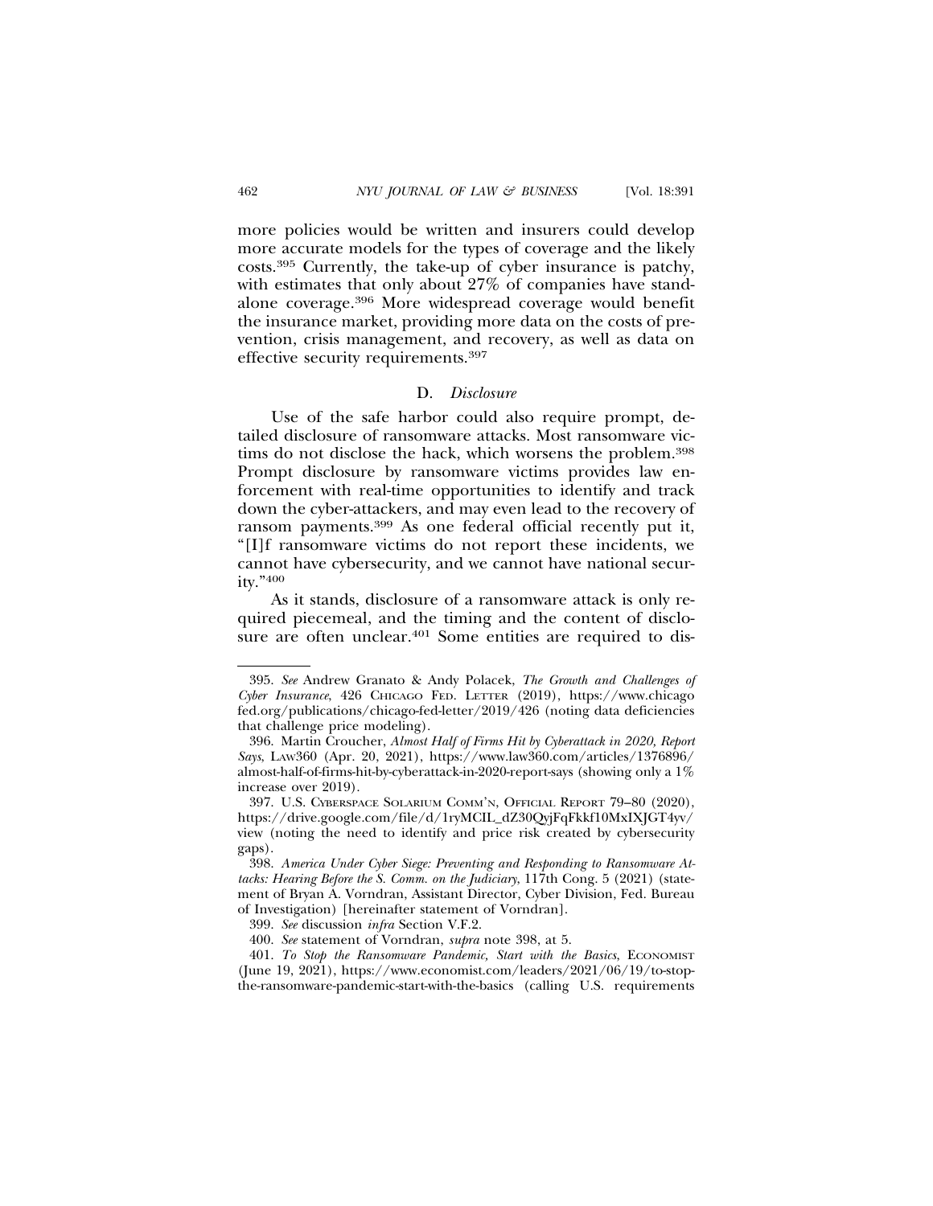more policies would be written and insurers could develop more accurate models for the types of coverage and the likely costs.[395] Currently, the take-up of cyber insurance is patchy, with estimates that only about 27% of companies have standalone coverage.[396] More widespread coverage would benefit the insurance market, providing more data on the costs of prevention, crisis management, and recovery, as well as data on effective security requirements.[397]

### D. *Disclosure*

Use of the safe harbor could also require prompt, detailed disclosure of ransomware attacks. Most ransomware victims do not disclose the hack, which worsens the problem.[398] Prompt disclosure by ransomware victims provides law enforcement with real-time opportunities to identify and track down the cyber-attackers, and may even lead to the recovery of ransom payments.[399] As one federal official recently put it, "[I]f ransomware victims do not report these incidents, we cannot have cybersecurity, and we cannot have national security."[400]

As it stands, disclosure of a ransomware attack is only required piecemeal, and the timing and the content of disclosure are often unclear.[401] Some entities are required to dis-

---

395. *See* Andrew Granato & Andy Polacek, *The Growth and Challenges of Cyber Insurance*, 426 CHICAGO FED. LETTER (2019), https://www.chicagofed.org/publications/chicago-fed-letter/2019/426 (noting data deficiencies that challenge price modeling).

396. Martin Croucher, *Almost Half of Firms Hit by Cyberattack in 2020, Report Says*, LAW360 (Apr. 20, 2021), https://www.law360.com/articles/1376896/almost-half-of-firms-hit-by-cyberattack-in-2020-report-says (showing only a 1% increase over 2019).

397. U.S. CYBERSPACE SOLARIUM COMM'N, OFFICIAL REPORT 79–80 (2020), https://drive.google.com/file/d/1ryMCIL_dZ30QyjFqFkkf10MxIXJGT4yv/view (noting the need to identify and price risk created by cybersecurity gaps).

398. *America Under Cyber Siege: Preventing and Responding to Ransomware Attacks: Hearing Before the S. Comm. on the Judiciary*, 117th Cong. 5 (2021) (statement of Bryan A. Vorndran, Assistant Director, Cyber Division, Fed. Bureau of Investigation) [hereinafter statement of Vorndran].

399. *See* discussion *infra* Section V.F.2.

400. *See* statement of Vorndran, *supra* note 398, at 5.

401. *To Stop the Ransomware Pandemic, Start with the Basics*, ECONOMIST (June 19, 2021), https://www.economist.com/leaders/2021/06/19/to-stop-the-ransomware-pandemic-start-with-the-basics (calling U.S. requirements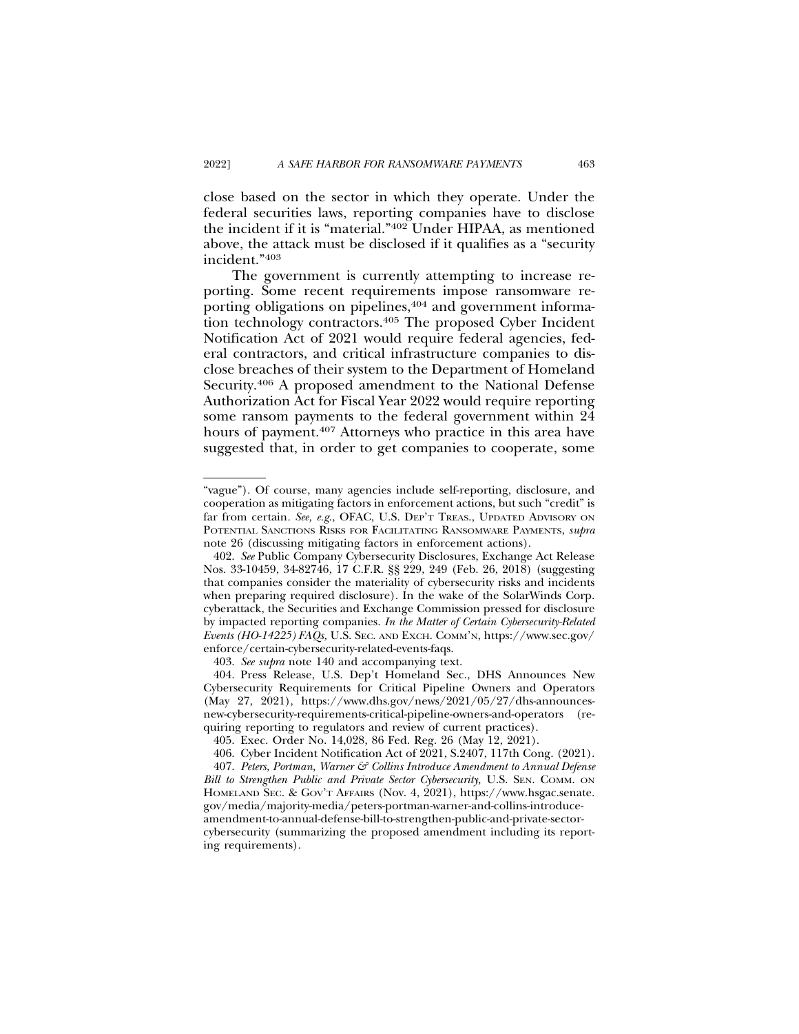close based on the sector in which they operate. Under the federal securities laws, reporting companies have to disclose the incident if it is "material."[402] Under HIPAA, as mentioned above, the attack must be disclosed if it qualifies as a "security incident."[403]

The government is currently attempting to increase reporting. Some recent requirements impose ransomware reporting obligations on pipelines,[404] and government information technology contractors.[405] The proposed Cyber Incident Notification Act of 2021 would require federal agencies, federal contractors, and critical infrastructure companies to disclose breaches of their system to the Department of Homeland Security.[406] A proposed amendment to the National Defense Authorization Act for Fiscal Year 2022 would require reporting some ransom payments to the federal government within 24 hours of payment.[407] Attorneys who practice in this area have suggested that, in order to get companies to cooperate, some

---

"vague"). Of course, many agencies include self-reporting, disclosure, and cooperation as mitigating factors in enforcement actions, but such "credit" is far from certain. *See, e.g.*, OFAC, U.S. DEP'T TREAS., UPDATED ADVISORY ON POTENTIAL SANCTIONS RISKS FOR FACILITATING RANSOMWARE PAYMENTS, *supra* note 26 (discussing mitigating factors in enforcement actions).

402. *See* Public Company Cybersecurity Disclosures, Exchange Act Release Nos. 33-10459, 34-82746, 17 C.F.R. §§ 229, 249 (Feb. 26, 2018) (suggesting that companies consider the materiality of cybersecurity risks and incidents when preparing required disclosure). In the wake of the SolarWinds Corp. cyberattack, the Securities and Exchange Commission pressed for disclosure by impacted reporting companies. *In the Matter of Certain Cybersecurity-Related Events (HO-14225) FAQs*, U.S. SEC. AND EXCH. COMM'N, https://www.sec.gov/enforce/certain-cybersecurity-related-events-faqs.

403. *See supra* note 140 and accompanying text.

404. Press Release, U.S. Dep't Homeland Sec., DHS Announces New Cybersecurity Requirements for Critical Pipeline Owners and Operators (May 27, 2021), https://www.dhs.gov/news/2021/05/27/dhs-announces-new-cybersecurity-requirements-critical-pipeline-owners-and-operators (requiring reporting to regulators and review of current practices).

405. Exec. Order No. 14,028, 86 Fed. Reg. 26 (May 12, 2021).

406. Cyber Incident Notification Act of 2021, S.2407, 117th Cong. (2021).

407. *Peters, Portman, Warner & Collins Introduce Amendment to Annual Defense Bill to Strengthen Public and Private Sector Cybersecurity*, U.S. SEN. COMM. ON HOMELAND SEC. & GOV'T AFFAIRS (Nov. 4, 2021), https://www.hsgac.senate.gov/media/majority-media/peters-portman-warner-and-collins-introduce-amendment-to-annual-defense-bill-to-strengthen-public-and-private-sector-cybersecurity (summarizing the proposed amendment including its reporting requirements).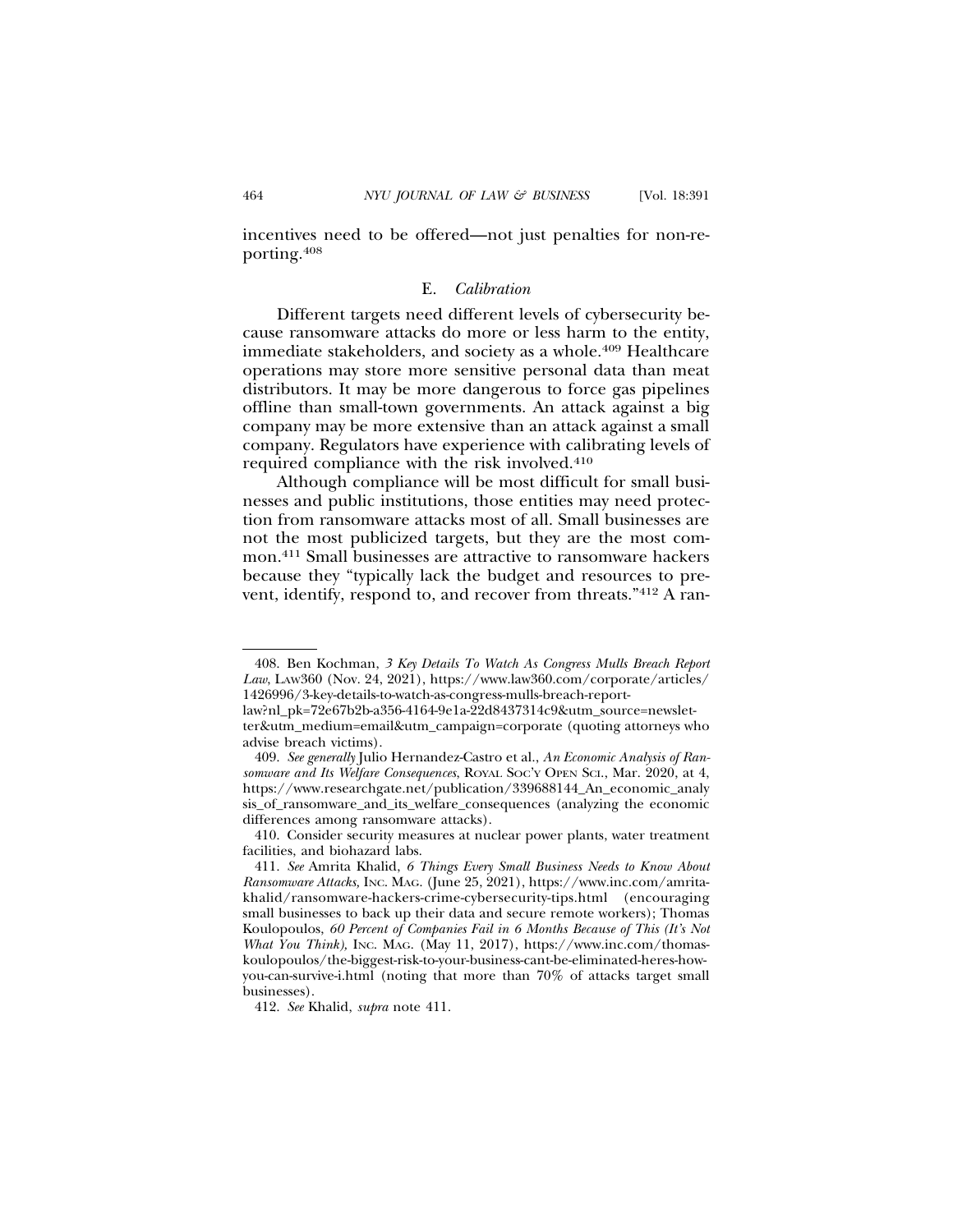incentives need to be offered—not just penalties for non-reporting.[408]

### E. *Calibration*

Different targets need different levels of cybersecurity because ransomware attacks do more or less harm to the entity, immediate stakeholders, and society as a whole.[409] Healthcare operations may store more sensitive personal data than meat distributors. It may be more dangerous to force gas pipelines offline than small-town governments. An attack against a big company may be more extensive than an attack against a small company. Regulators have experience with calibrating levels of required compliance with the risk involved.[410]

Although compliance will be most difficult for small businesses and public institutions, those entities may need protection from ransomware attacks most of all. Small businesses are not the most publicized targets, but they are the most common.[411] Small businesses are attractive to ransomware hackers because they "typically lack the budget and resources to prevent, identify, respond to, and recover from threats."[412] A ran-

---

408. Ben Kochman, *3 Key Details To Watch As Congress Mulls Breach Report Law*, LAW360 (Nov. 24, 2021), https://www.law360.com/corporate/articles/1426996/3-key-details-to-watch-as-congress-mulls-breach-report-law?nl_pk=72e67b2b-a356-4164-9e1a-22d8437314c9&utm_source=newsletter&utm_medium=email&utm_campaign=corporate (quoting attorneys who advise breach victims).

409. *See generally* Julio Hernandez-Castro et al., *An Economic Analysis of Ransomware and Its Welfare Consequences*, ROYAL SOC'Y OPEN SCI., Mar. 2020, at 4, https://www.researchgate.net/publication/339688144_An_economic_analysis_of_ransomware_and_its_welfare_consequences (analyzing the economic differences among ransomware attacks).

410. Consider security measures at nuclear power plants, water treatment facilities, and biohazard labs.

411. *See* Amrita Khalid, *6 Things Every Small Business Needs to Know About Ransomware Attacks*, INC. MAG. (June 25, 2021), https://www.inc.com/amrita-khalid/ransomware-hackers-crime-cybersecurity-tips.html (encouraging small businesses to back up their data and secure remote workers); Thomas Koulopoulos, *60 Percent of Companies Fail in 6 Months Because of This (It's Not What You Think)*, INC. MAG. (May 11, 2017), https://www.inc.com/thomas-koulopoulos/the-biggest-risk-to-your-business-cant-be-eliminated-heres-how-you-can-survive-i.html (noting that more than 70% of attacks target small businesses).

412. *See* Khalid, *supra* note 411.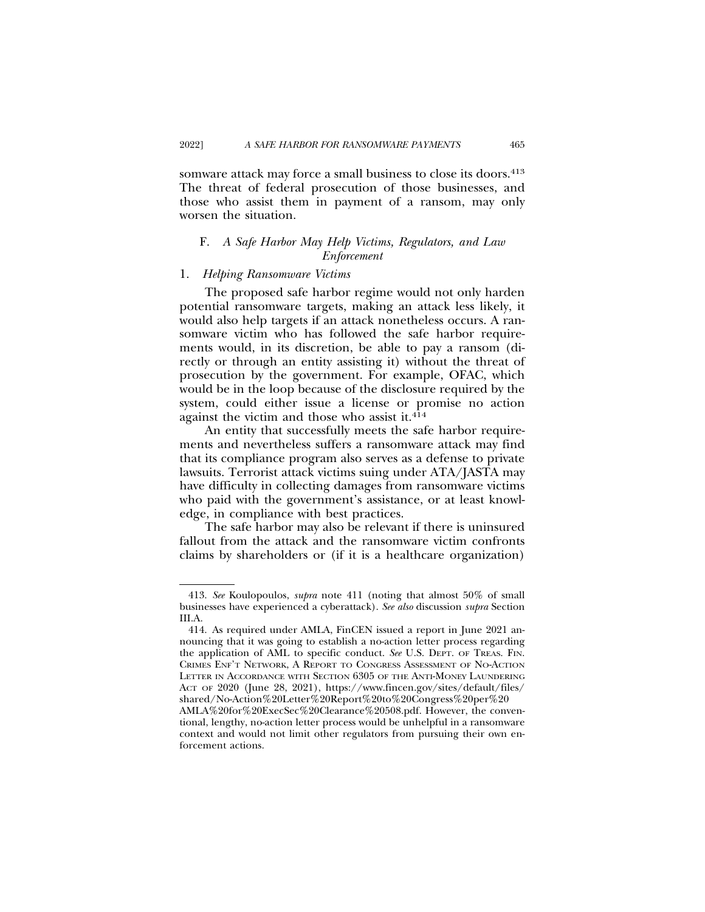somware attack may force a small business to close its doors.[413] The threat of federal prosecution of those businesses, and those who assist them in payment of a ransom, may only worsen the situation.

### F. *A Safe Harbor May Help Victims, Regulators, and Law Enforcement*

#### 1. *Helping Ransomware Victims*

The proposed safe harbor regime would not only harden potential ransomware targets, making an attack less likely, it would also help targets if an attack nonetheless occurs. A ransomware victim who has followed the safe harbor requirements would, in its discretion, be able to pay a ransom (directly or through an entity assisting it) without the threat of prosecution by the government. For example, OFAC, which would be in the loop because of the disclosure required by the system, could either issue a license or promise no action against the victim and those who assist it.[414]

An entity that successfully meets the safe harbor requirements and nevertheless suffers a ransomware attack may find that its compliance program also serves as a defense to private lawsuits. Terrorist attack victims suing under ATA/JASTA may have difficulty in collecting damages from ransomware victims who paid with the government's assistance, or at least knowledge, in compliance with best practices.

The safe harbor may also be relevant if there is uninsured fallout from the attack and the ransomware victim confronts claims by shareholders or (if it is a healthcare organization)

---

413. *See* Koulopoulos, *supra* note 411 (noting that almost 50% of small businesses have experienced a cyberattack). *See also* discussion *supra* Section III.A.

414. As required under AMLA, FinCEN issued a report in June 2021 announcing that it was going to establish a no-action letter process regarding the application of AML to specific conduct. *See* U.S. DEPT. OF TREAS. FIN. CRIMES ENF'T NETWORK, A REPORT TO CONGRESS ASSESSMENT OF NO-ACTION LETTER IN ACCORDANCE WITH SECTION 6305 OF THE ANTI-MONEY LAUNDERING ACT OF 2020 (June 28, 2021), https://www.fincen.gov/sites/default/files/shared/No-Action%20Letter%20Report%20to%20Congress%20per%20AMLA%20for%20ExecSec%20Clearance%20508.pdf. However, the conventional, lengthy, no-action letter process would be unhelpful in a ransomware context and would not limit other regulators from pursuing their own enforcement actions.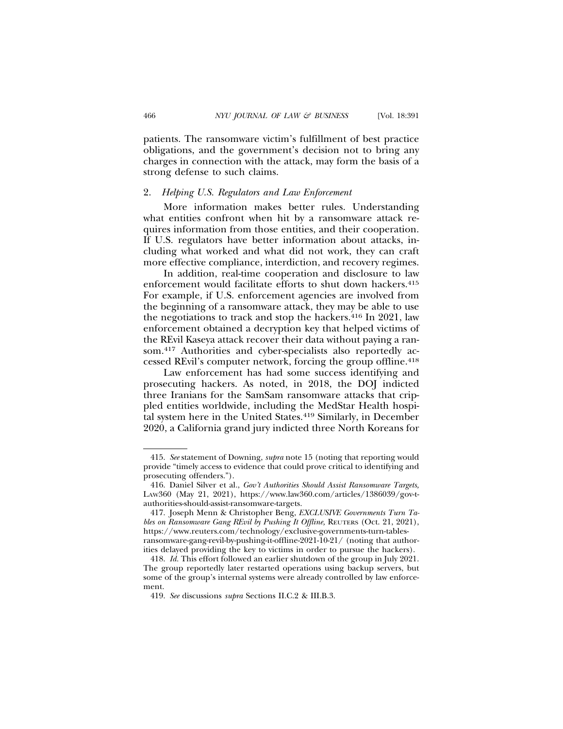patients. The ransomware victim's fulfillment of best practice obligations, and the government's decision not to bring any charges in connection with the attack, may form the basis of a strong defense to such claims.

### 2. *Helping U.S. Regulators and Law Enforcement*

More information makes better rules. Understanding what entities confront when hit by a ransomware attack requires information from those entities, and their cooperation. If U.S. regulators have better information about attacks, including what worked and what did not work, they can craft more effective compliance, interdiction, and recovery regimes.

In addition, real-time cooperation and disclosure to law enforcement would facilitate efforts to shut down hackers.[415] For example, if U.S. enforcement agencies are involved from the beginning of a ransomware attack, they may be able to use the negotiations to track and stop the hackers.[416] In 2021, law enforcement obtained a decryption key that helped victims of the REvil Kaseya attack recover their data without paying a ransom.[417] Authorities and cyber-specialists also reportedly accessed REvil's computer network, forcing the group offline.[418]

Law enforcement has had some success identifying and prosecuting hackers. As noted, in 2018, the DOJ indicted three Iranians for the SamSam ransomware attacks that crippled entities worldwide, including the MedStar Health hospital system here in the United States.[419] Similarly, in December 2020, a California grand jury indicted three North Koreans for

---

415. *See* statement of Downing, *supra* note 15 (noting that reporting would provide "timely access to evidence that could prove critical to identifying and prosecuting offenders.").

416. Daniel Silver et al., *Gov't Authorities Should Assist Ransomware Targets,* LAW360 (May 21, 2021), https://www.law360.com/articles/1386039/gov-t-authorities-should-assist-ransomware-targets.

417. Joseph Menn & Christopher Beng, *EXCLUSIVE Governments Turn Tables on Ransomware Gang REvil by Pushing It Offline,* REUTERS (Oct. 21, 2021), https://www.reuters.com/technology/exclusive-governments-turn-tables-ransomware-gang-revil-by-pushing-it-offline-2021-10-21/ (noting that authorities delayed providing the key to victims in order to pursue the hackers).

418. *Id.* This effort followed an earlier shutdown of the group in July 2021. The group reportedly later restarted operations using backup servers, but some of the group's internal systems were already controlled by law enforcement.

419. *See* discussions *supra* Sections II.C.2 & III.B.3.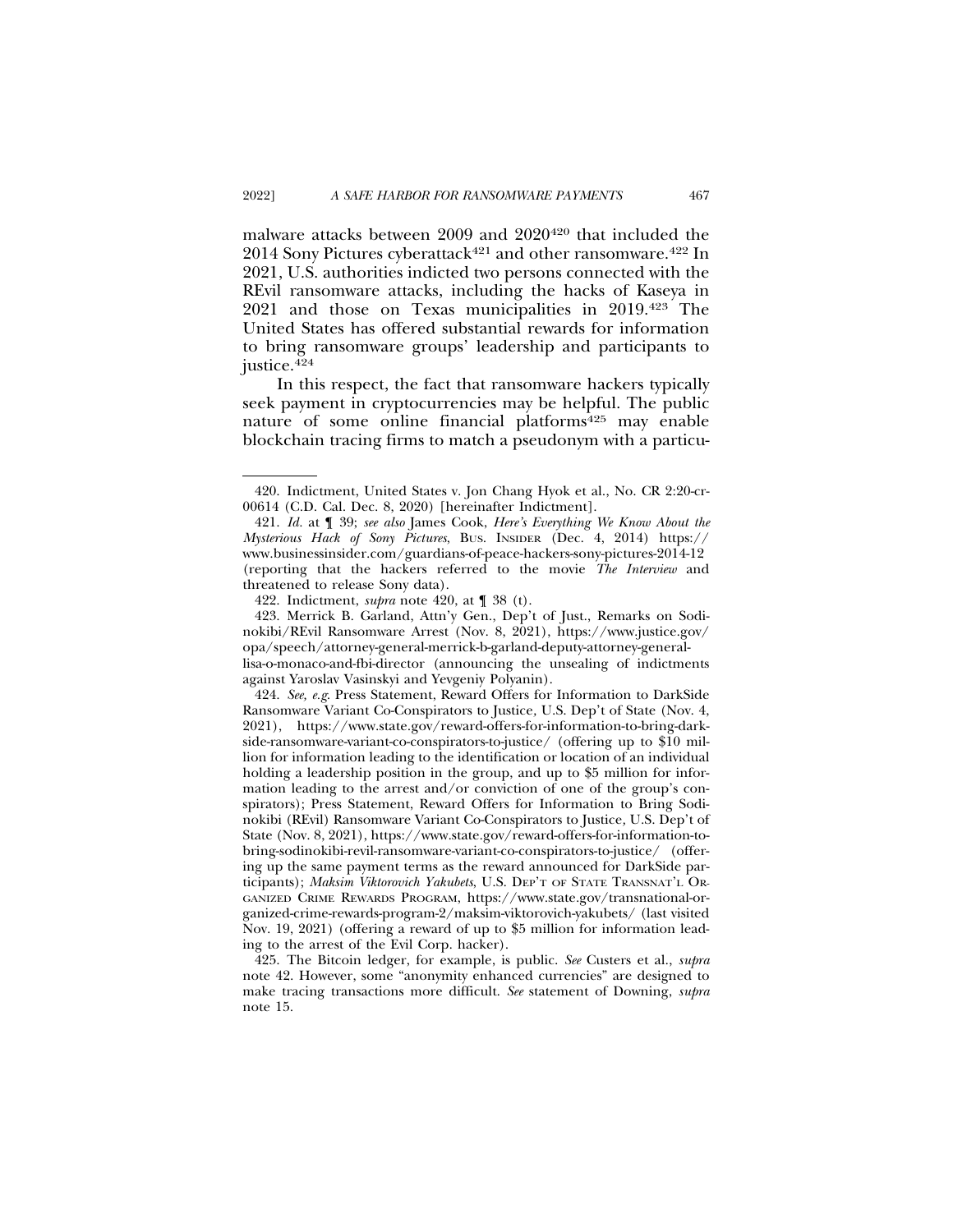malware attacks between 2009 and 2020[420] that included the 2014 Sony Pictures cyberattack[421] and other ransomware.[422] In 2021, U.S. authorities indicted two persons connected with the REvil ransomware attacks, including the hacks of Kaseya in 2021 and those on Texas municipalities in 2019.[423] The United States has offered substantial rewards for information to bring ransomware groups' leadership and participants to justice.[424]

In this respect, the fact that ransomware hackers typically seek payment in cryptocurrencies may be helpful. The public nature of some online financial platforms[425] may enable blockchain tracing firms to match a pseudonym with a particu-

---

420. Indictment, United States v. Jon Chang Hyok et al., No. CR 2:20-cr-00614 (C.D. Cal. Dec. 8, 2020) [hereinafter Indictment].

421. *Id.* at ¶ 39; *see also* James Cook, *Here's Everything We Know About the Mysterious Hack of Sony Pictures*, BUS. INSIDER (Dec. 4, 2014) https://www.businessinsider.com/guardians-of-peace-hackers-sony-pictures-2014-12 (reporting that the hackers referred to the movie *The Interview* and threatened to release Sony data).

422. Indictment, *supra* note 420, at ¶ 38 (t).

423. Merrick B. Garland, Att'y Gen., Dep't of Just., Remarks on Sodinokibi/REvil Ransomware Arrest (Nov. 8, 2021), https://www.justice.gov/opa/speech/attorney-general-merrick-b-garland-deputy-attorney-general-lisa-o-monaco-and-fbi-director (announcing the unsealing of indictments against Yaroslav Vasinskyi and Yevgeniy Polyanin).

424. *See, e.g.* Press Statement, Reward Offers for Information to DarkSide Ransomware Variant Co-Conspirators to Justice, U.S. Dep't of State (Nov. 4, 2021), https://www.state.gov/reward-offers-for-information-to-bring-darkside-ransomware-variant-co-conspirators-to-justice/ (offering up to $10 million for information leading to the identification or location of an individual holding a leadership position in the group, and up to $5 million for information leading to the arrest and/or conviction of one of the group's conspirators); Press Statement, Reward Offers for Information to Bring Sodinokibi (REvil) Ransomware Variant Co-Conspirators to Justice, U.S. Dep't of State (Nov. 8, 2021), https://www.state.gov/reward-offers-for-information-to-bring-sodinokibi-revil-ransomware-variant-co-conspirators-to-justice/ (offering up the same payment terms as the reward announced for DarkSide participants); *Maksim Viktorovich Yakubets*, U.S. DEP'T OF STATE TRANSNAT'L ORGANIZED CRIME REWARDS PROGRAM, https://www.state.gov/transnational-organized-crime-rewards-program-2/maksim-viktorovich-yakubets/ (last visited Nov. 19, 2021) (offering a reward of up to $5 million for information leading to the arrest of the Evil Corp. hacker).

425. The Bitcoin ledger, for example, is public. *See* Custers et al., *supra* note 42. However, some "anonymity enhanced currencies" are designed to make tracing transactions more difficult. *See* statement of Downing, *supra* note 15.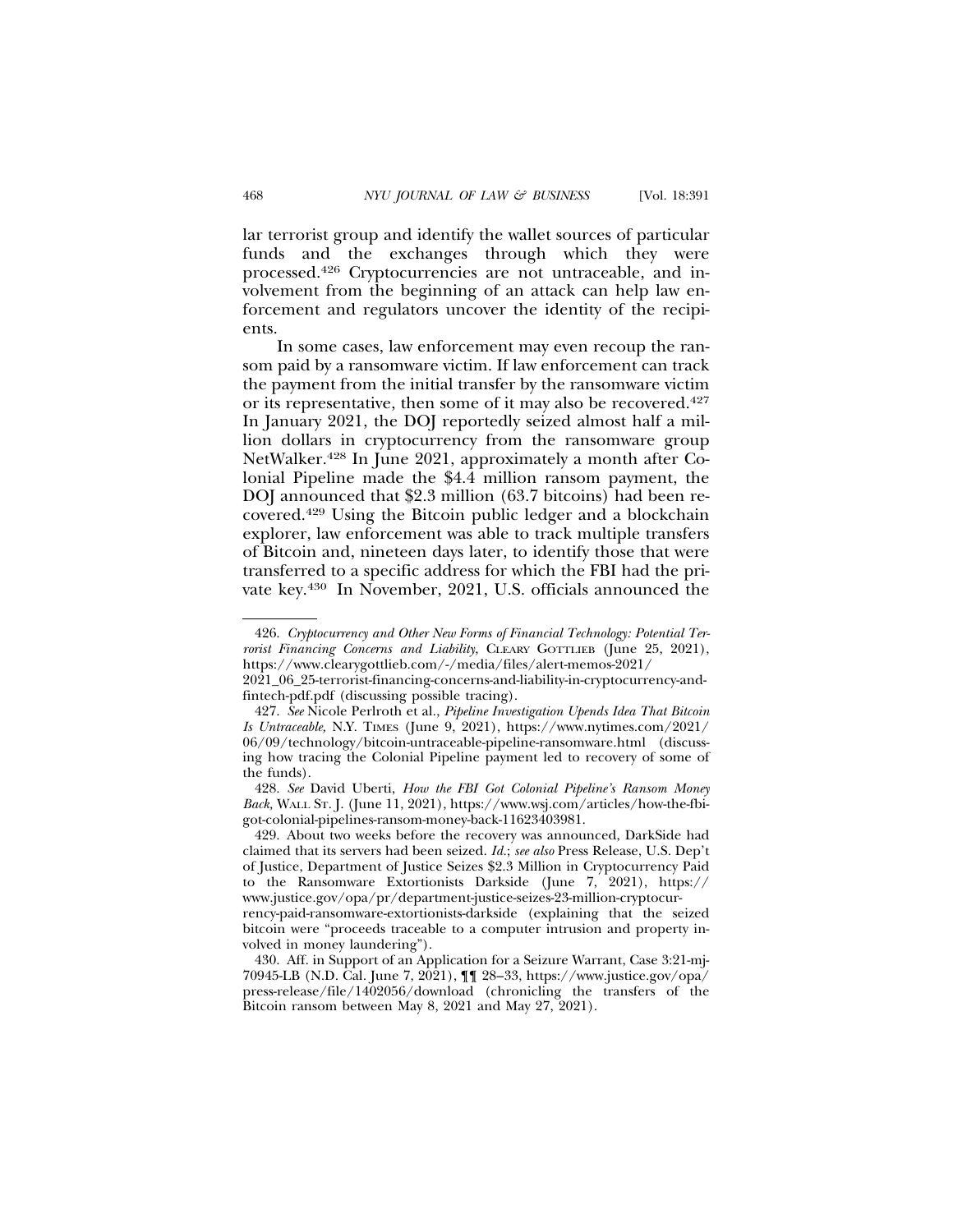lar terrorist group and identify the wallet sources of particular funds and the exchanges through which they were processed.[426] Cryptocurrencies are not untraceable, and involvement from the beginning of an attack can help law enforcement and regulators uncover the identity of the recipients.

In some cases, law enforcement may even recoup the ransom paid by a ransomware victim. If law enforcement can track the payment from the initial transfer by the ransomware victim or its representative, then some of it may also be recovered.[427] In January 2021, the DOJ reportedly seized almost half a million dollars in cryptocurrency from the ransomware group NetWalker.[428] In June 2021, approximately a month after Colonial Pipeline made the $4.4 million ransom payment, the DOJ announced that $2.3 million (63.7 bitcoins) had been recovered.[429] Using the Bitcoin public ledger and a blockchain explorer, law enforcement was able to track multiple transfers of Bitcoin and, nineteen days later, to identify those that were transferred to a specific address for which the FBI had the private key.[430] In November, 2021, U.S. officials announced the

---

426. *Cryptocurrency and Other New Forms of Financial Technology: Potential Terrorist Financing Concerns and Liability*, CLEARY GOTTLIEB (June 25, 2021), https://www.clearygottlieb.com/-/media/files/alert-memos-2021/2021_06_25-terrorist-financing-concerns-and-liability-in-cryptocurrency-and-fintech-pdf.pdf (discussing possible tracing).

427. *See* Nicole Perlroth et al., *Pipeline Investigation Upends Idea That Bitcoin Is Untraceable,* N.Y. TIMES (June 9, 2021), https://www.nytimes.com/2021/06/09/technology/bitcoin-untraceable-pipeline-ransomware.html (discussing how tracing the Colonial Pipeline payment led to recovery of some of the funds).

428. *See* David Uberti, *How the FBI Got Colonial Pipeline's Ransom Money Back*, WALL ST. J. (June 11, 2021), https://www.wsj.com/articles/how-the-fbi-got-colonial-pipelines-ransom-money-back-11623403981.

429. About two weeks before the recovery was announced, DarkSide had claimed that its servers had been seized. *Id.*; *see also* Press Release, U.S. Dep't of Justice, Department of Justice Seizes $2.3 Million in Cryptocurrency Paid to the Ransomware Extortionists Darkside (June 7, 2021), https://www.justice.gov/opa/pr/department-justice-seizes-23-million-cryptocurrency-paid-ransomware-extortionists-darkside (explaining that the seized bitcoin were "proceeds traceable to a computer intrusion and property involved in money laundering").

430. Aff. in Support of an Application for a Seizure Warrant, Case 3:21-mj-70945-LB (N.D. Cal. June 7, 2021), ¶¶ 28–33, https://www.justice.gov/opa/press-release/file/1402056/download (chronicling the transfers of the Bitcoin ransom between May 8, 2021 and May 27, 2021).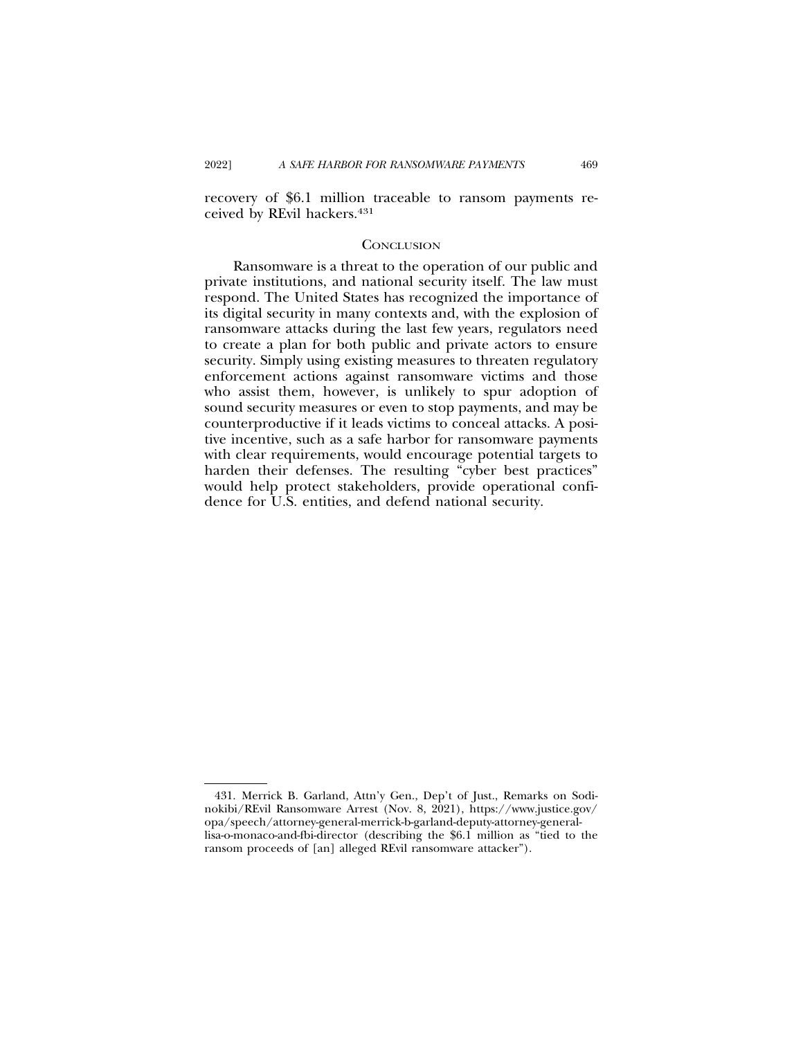recovery of $6.1 million traceable to ransom payments received by REvil hackers.[431]

## CONCLUSION

Ransomware is a threat to the operation of our public and private institutions, and national security itself. The law must respond. The United States has recognized the importance of its digital security in many contexts and, with the explosion of ransomware attacks during the last few years, regulators need to create a plan for both public and private actors to ensure security. Simply using existing measures to threaten regulatory enforcement actions against ransomware victims and those who assist them, however, is unlikely to spur adoption of sound security measures or even to stop payments, and may be counterproductive if it leads victims to conceal attacks. A positive incentive, such as a safe harbor for ransomware payments with clear requirements, would encourage potential targets to harden their defenses. The resulting "cyber best practices" would help protect stakeholders, provide operational confidence for U.S. entities, and defend national security.

---

431. Merrick B. Garland, Attn'y Gen., Dep't of Just., Remarks on Sodinokibi/REvil Ransomware Arrest (Nov. 8, 2021), https://www.justice.gov/opa/speech/attorney-general-merrick-b-garland-deputy-attorney-general-lisa-o-monaco-and-fbi-director (describing the $6.1 million as "tied to the ransom proceeds of [an] alleged REvil ransomware attacker").